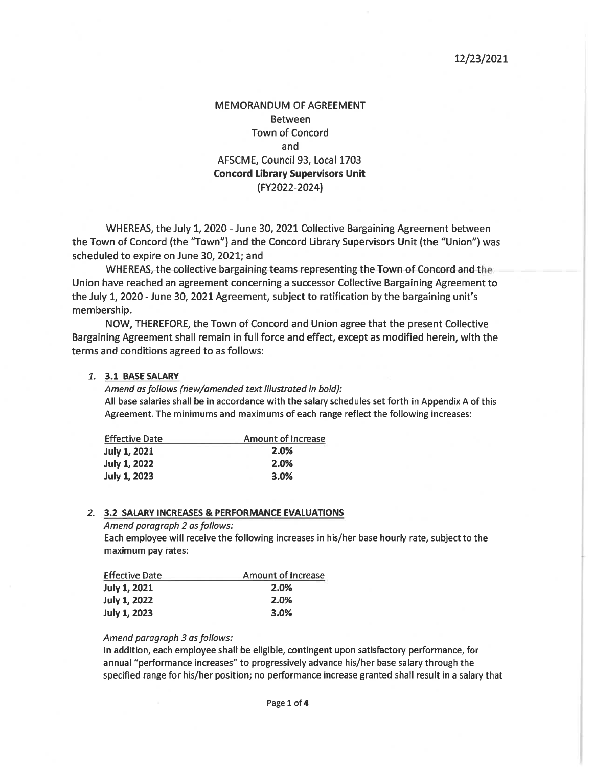12/23/2021

# MEMORANDUM OF AGREEMENT
Between
Town of Concord
and
AFSCME, Council 93, Local 1703
**Concord Library Supervisors Unit**
(FY2022-2024)

WHEREAS, the July 1, 2020 - June 30, 2021 Collective Bargaining Agreement between the Town of Concord (the "Town") and the Concord Library Supervisors Unit (the "Union") was scheduled to expire on June 30, 2021; and

WHEREAS, the collective bargaining teams representing the Town of Concord and the Union have reached an agreement concerning a successor Collective Bargaining Agreement to the July 1, 2020 - June 30, 2021 Agreement, subject to ratification by the bargaining unit's membership.

NOW, THEREFORE, the Town of Concord and Union agree that the present Collective Bargaining Agreement shall remain in full force and effect, except as modified herein, with the terms and conditions agreed to as follows:

1. **3.1 BASE SALARY**

   *Amend as follows (new/amended text illustrated in bold):*

   All base salaries shall be in accordance with the salary schedules set forth in Appendix A of this Agreement. The minimums and maximums of each range reflect the following increases:

   | Effective Date | Amount of Increase |
   |---|---|
   | **July 1, 2021** | **2.0%** |
   | **July 1, 2022** | **2.0%** |
   | **July 1, 2023** | **3.0%** |

2. **3.2 SALARY INCREASES & PERFORMANCE EVALUATIONS**

   *Amend paragraph 2 as follows:*

   Each employee will receive the following increases in his/her base hourly rate, subject to the maximum pay rates:

   | Effective Date | Amount of Increase |
   |---|---|
   | **July 1, 2021** | **2.0%** |
   | **July 1, 2022** | **2.0%** |
   | **July 1, 2023** | **3.0%** |

   *Amend paragraph 3 as follows:*

   In addition, each employee shall be eligible, contingent upon satisfactory performance, for annual "performance increases" to progressively advance his/her base salary through the specified range for his/her position; no performance increase granted shall result in a salary that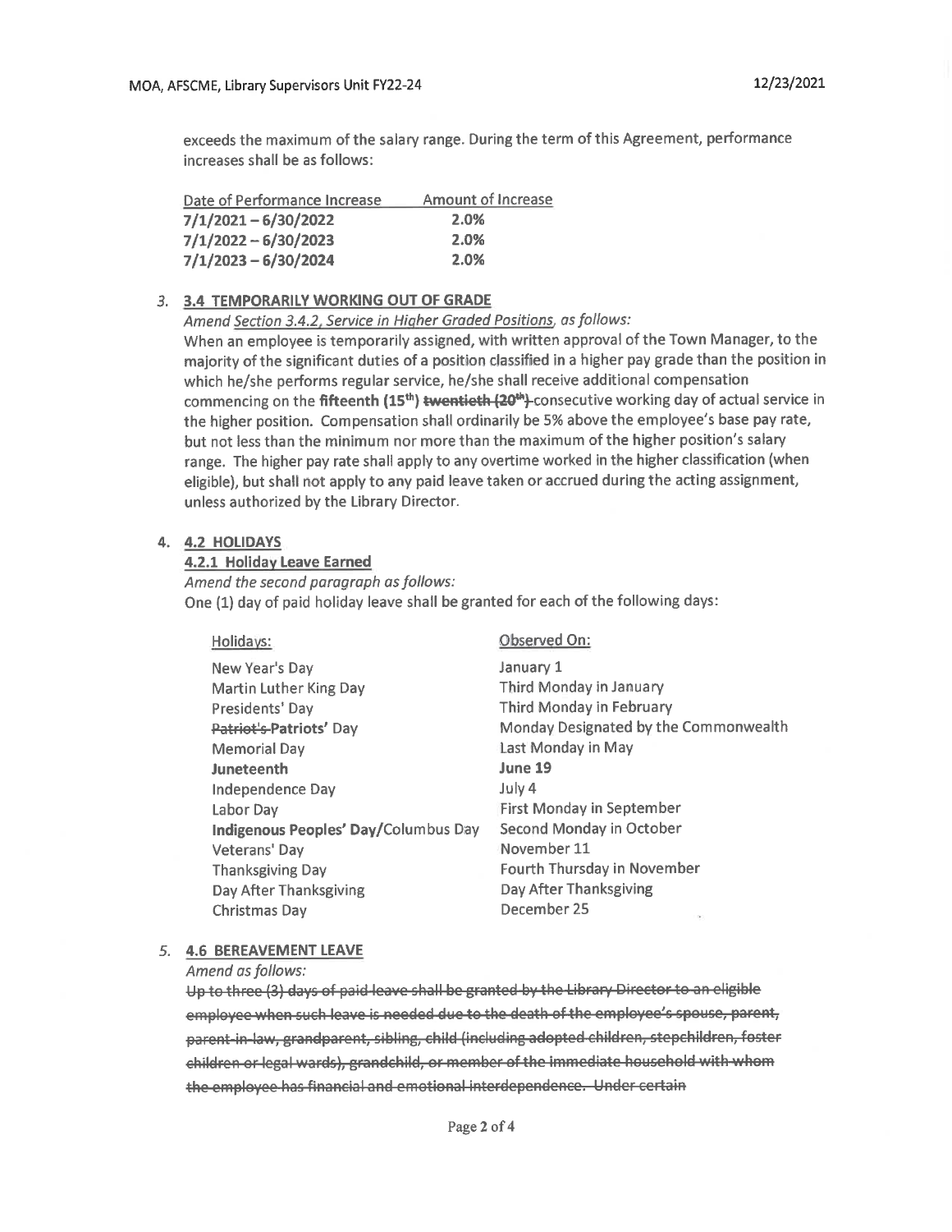exceeds the maximum of the salary range. During the term of this Agreement, performance increases shall be as follows:

| Date of Performance Increase | Amount of Increase |
|---|---|
| **7/1/2021 – 6/30/2022** | **2.0%** |
| **7/1/2022 – 6/30/2023** | **2.0%** |
| **7/1/2023 – 6/30/2024** | **2.0%** |

3. **3.4 TEMPORARILY WORKING OUT OF GRADE**

*Amend Section 3.4.2, Service in Higher Graded Positions, as follows:*

When an employee is temporarily assigned, with written approval of the Town Manager, to the majority of the significant duties of a position classified in a higher pay grade than the position in which he/she performs regular service, he/she shall receive additional compensation commencing on the **fifteenth (15th)** ~~**twentieth (20th)**~~ consecutive working day of actual service in the higher position. Compensation shall ordinarily be 5% above the employee's base pay rate, but not less than the minimum nor more than the maximum of the higher position's salary range. The higher pay rate shall apply to any overtime worked in the higher classification (when eligible), but shall not apply to any paid leave taken or accrued during the acting assignment, unless authorized by the Library Director.

4. **4.2 HOLIDAYS**

**4.2.1 Holiday Leave Earned**

*Amend the second paragraph as follows:*

One (1) day of paid holiday leave shall be granted for each of the following days:

| Holidays: | Observed On: |
|---|---|
| New Year's Day | January 1 |
| Martin Luther King Day | Third Monday in January |
| Presidents' Day | Third Monday in February |
| ~~Patriot's~~ **Patriots'** Day | Monday Designated by the Commonwealth |
| Memorial Day | Last Monday in May |
| **Juneteenth** | **June 19** |
| Independence Day | July 4 |
| Labor Day | First Monday in September |
| **Indigenous Peoples' Day/**Columbus Day | Second Monday in October |
| Veterans' Day | November 11 |
| Thanksgiving Day | Fourth Thursday in November |
| Day After Thanksgiving | Day After Thanksgiving |
| Christmas Day | December 25 |

5. **4.6 BEREAVEMENT LEAVE**

*Amend as follows:*

~~Up to three (3) days of paid leave shall be granted by the Library Director to an eligible employee when such leave is needed due to the death of the employee's spouse, parent, parent-in-law, grandparent, sibling, child (including adopted children, stepchildren, foster children or legal wards), grandchild, or member of the immediate household with whom the employee has financial and emotional interdependence. Under certain~~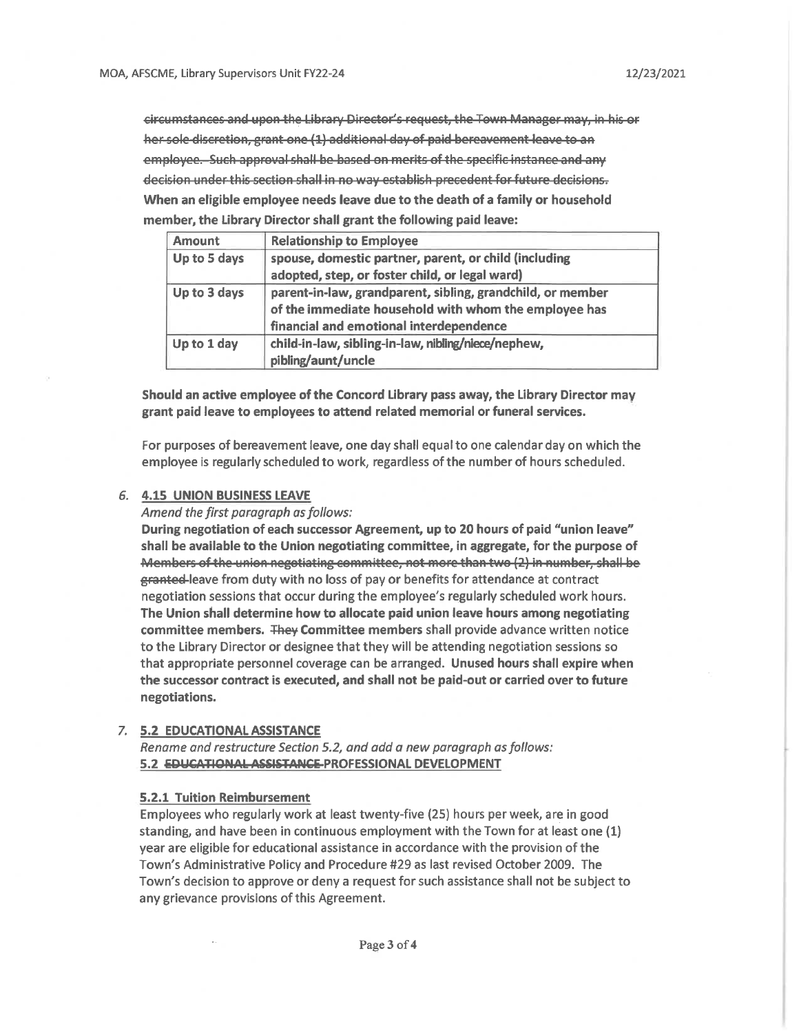~~circumstances and upon the Library Director's request, the Town Manager may, in his or her sole discretion, grant one (1) additional day of paid bereavement leave to an employee. Such approval shall be based on merits of the specific instance and any decision under this section shall in no way establish precedent for future decisions.~~ **When an eligible employee needs leave due to the death of a family or household member, the Library Director shall grant the following paid leave:**

| **Amount** | **Relationship to Employee** |
|---|---|
| **Up to 5 days** | **spouse, domestic partner, parent, or child (including adopted, step, or foster child, or legal ward)** |
| **Up to 3 days** | **parent-in-law, grandparent, sibling, grandchild, or member of the immediate household with whom the employee has financial and emotional interdependence** |
| **Up to 1 day** | **child-in-law, sibling-in-law, nibling/niece/nephew, pibling/aunt/uncle** |

**Should an active employee of the Concord Library pass away, the Library Director may grant paid leave to employees to attend related memorial or funeral services.**

For purposes of bereavement leave, one day shall equal to one calendar day on which the employee is regularly scheduled to work, regardless of the number of hours scheduled.

6. **4.15 UNION BUSINESS LEAVE**

*Amend the first paragraph as follows:*

**During negotiation of each successor Agreement, up to 20 hours of paid "union leave" shall be available to the Union negotiating committee, in aggregate, for the purpose of** ~~Members of the union negotiating committee, not more than two (2) in number, shall be granted~~ leave from duty with no loss of pay or benefits for attendance at contract negotiation sessions that occur during the employee's regularly scheduled work hours. **The Union shall determine how to allocate paid union leave hours among negotiating committee members.** ~~They~~ **Committee members** shall provide advance written notice to the Library Director or designee that they will be attending negotiation sessions so that appropriate personnel coverage can be arranged. **Unused hours shall expire when the successor contract is executed, and shall not be paid-out or carried over to future negotiations.**

7. **5.2 EDUCATIONAL ASSISTANCE**

*Rename and restructure Section 5.2, and add a new paragraph as follows:*

**5.2 ~~EDUCATIONAL ASSISTANCE~~ PROFESSIONAL DEVELOPMENT**

**5.2.1 Tuition Reimbursement**

Employees who regularly work at least twenty-five (25) hours per week, are in good standing, and have been in continuous employment with the Town for at least one (1) year are eligible for educational assistance in accordance with the provision of the Town's Administrative Policy and Procedure #29 as last revised October 2009. The Town's decision to approve or deny a request for such assistance shall not be subject to any grievance provisions of this Agreement.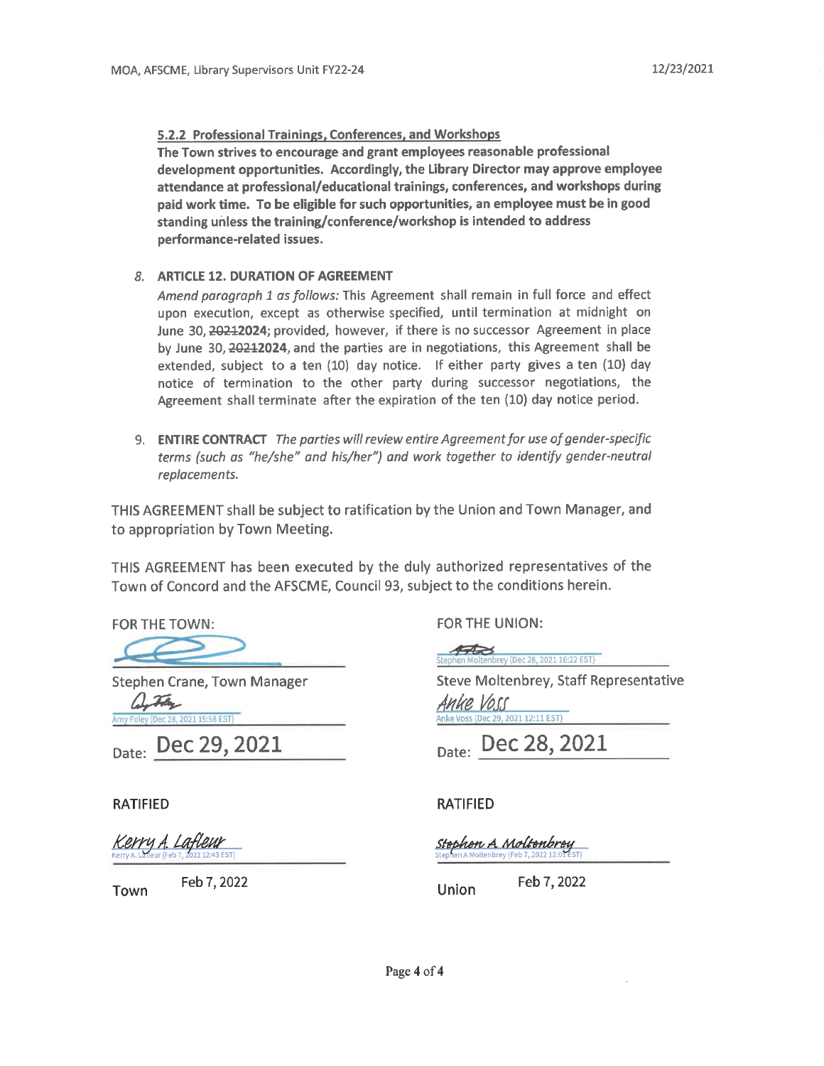**5.2.2 Professional Trainings, Conferences, and Workshops**

**The Town strives to encourage and grant employees reasonable professional development opportunities. Accordingly, the Library Director may approve employee attendance at professional/educational trainings, conferences, and workshops during paid work time. To be eligible for such opportunities, an employee must be in good standing unless the training/conference/workshop is intended to address performance-related issues.**

8. **ARTICLE 12. DURATION OF AGREEMENT**

   *Amend paragraph 1 as follows:* This Agreement shall remain in full force and effect upon execution, except as otherwise specified, until termination at midnight on June 30, ~~2021~~**2024**; provided, however, if there is no successor Agreement in place by June 30, ~~2021~~**2024**, and the parties are in negotiations, this Agreement shall be extended, subject to a ten (10) day notice. If either party gives a ten (10) day notice of termination to the other party during successor negotiations, the Agreement shall terminate after the expiration of the ten (10) day notice period.

9. **ENTIRE CONTRACT** *The parties will review entire Agreement for use of gender-specific terms (such as "he/she" and his/her") and work together to identify gender-neutral replacements.*

THIS AGREEMENT shall be subject to ratification by the Union and Town Manager, and to appropriation by Town Meeting.

THIS AGREEMENT has been executed by the duly authorized representatives of the Town of Concord and the AFSCME, Council 93, subject to the conditions herein.

FOR THE TOWN:

Stephen Crane, Town Manager

Amy Foley (Dec 28, 2021 15:58 EST)

Date: Dec 29, 2021

FOR THE UNION:

Stephen Moltenbrey (Dec 28, 2021 16:22 EST)

Steve Moltenbrey, Staff Representative

Anke Voss (Dec 29, 2021 12:11 EST)

Date: Dec 28, 2021

RATIFIED

Kerry A. Lafleur (Feb 7, 2022 12:43 EST)

Town Feb 7, 2022

RATIFIED

Stephen A Moltenbrey (Feb 7, 2022 12:01 EST)

Union Feb 7, 2022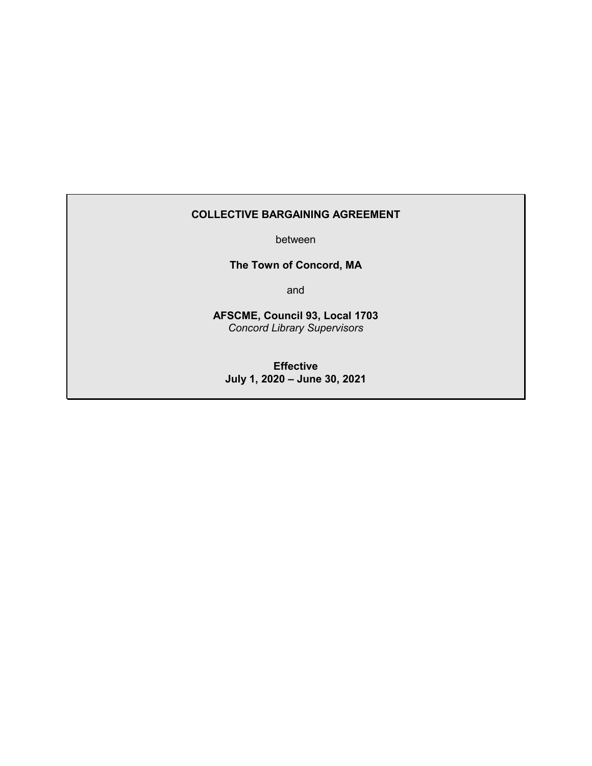**COLLECTIVE BARGAINING AGREEMENT**

between

**The Town of Concord, MA**

and

**AFSCME, Council 93, Local 1703**
*Concord Library Supervisors*

**Effective**
**July 1, 2020 – June 30, 2021**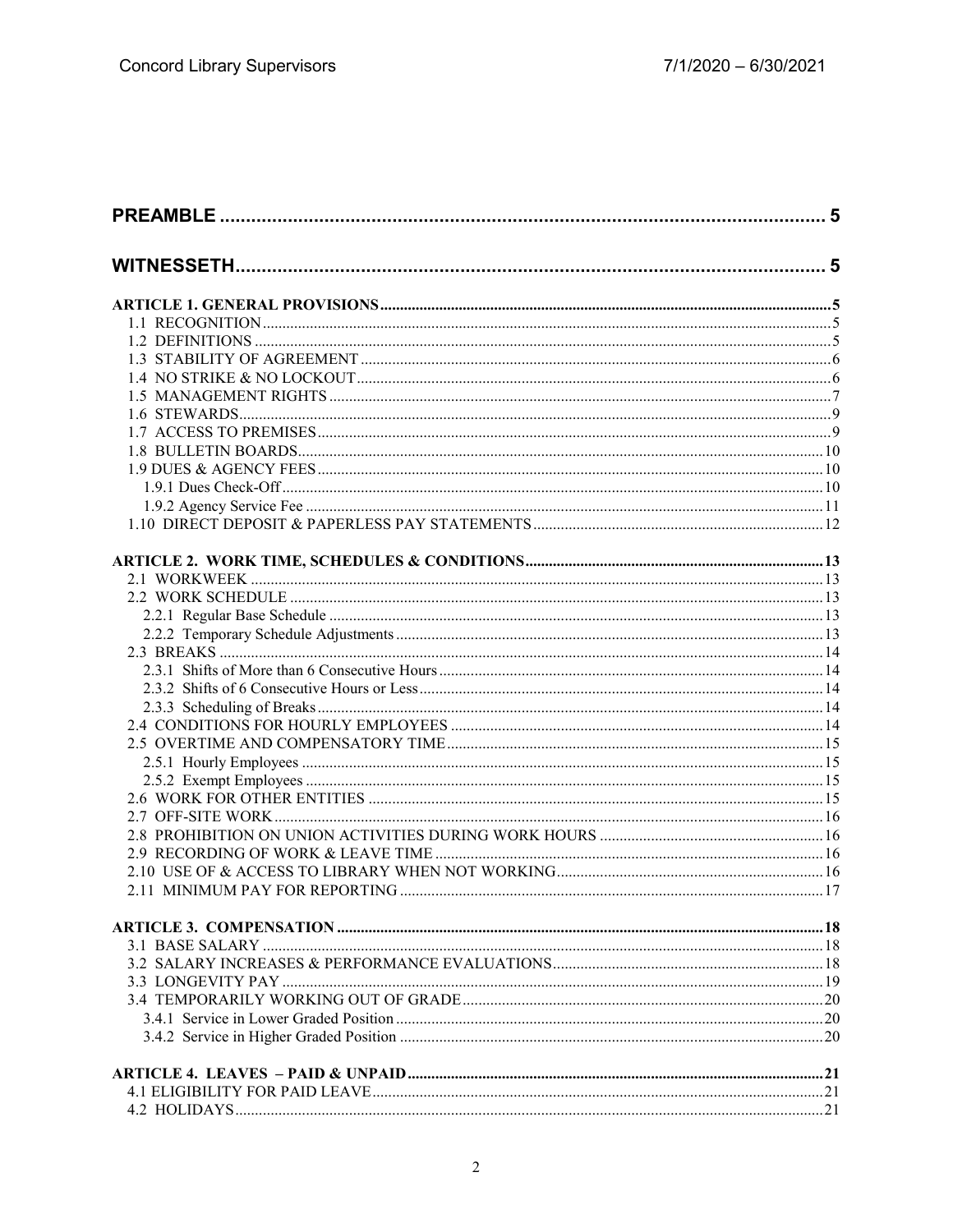| | |
|---|---|
| **PREAMBLE** | **5** |
| **WITNESSETH** | **5** |
| **ARTICLE 1. GENERAL PROVISIONS** | **5** |
| 1.1 RECOGNITION | 5 |
| 1.2 DEFINITIONS | 5 |
| 1.3 STABILITY OF AGREEMENT | 6 |
| 1.4 NO STRIKE & NO LOCKOUT | 6 |
| 1.5 MANAGEMENT RIGHTS | 7 |
| 1.6 STEWARDS | 9 |
| 1.7 ACCESS TO PREMISES | 9 |
| 1.8 BULLETIN BOARDS | 10 |
| 1.9 DUES & AGENCY FEES | 10 |
| 1.9.1 Dues Check-Off | 10 |
| 1.9.2 Agency Service Fee | 11 |
| 1.10 DIRECT DEPOSIT & PAPERLESS PAY STATEMENTS | 12 |
| **ARTICLE 2. WORK TIME, SCHEDULES & CONDITIONS** | **13** |
| 2.1 WORKWEEK | 13 |
| 2.2 WORK SCHEDULE | 13 |
| 2.2.1 Regular Base Schedule | 13 |
| 2.2.2 Temporary Schedule Adjustments | 13 |
| 2.3 BREAKS | 14 |
| 2.3.1 Shifts of More than 6 Consecutive Hours | 14 |
| 2.3.2 Shifts of 6 Consecutive Hours or Less | 14 |
| 2.3.3 Scheduling of Breaks | 14 |
| 2.4 CONDITIONS FOR HOURLY EMPLOYEES | 14 |
| 2.5 OVERTIME AND COMPENSATORY TIME | 15 |
| 2.5.1 Hourly Employees | 15 |
| 2.5.2 Exempt Employees | 15 |
| 2.6 WORK FOR OTHER ENTITIES | 15 |
| 2.7 OFF-SITE WORK | 16 |
| 2.8 PROHIBITION ON UNION ACTIVITIES DURING WORK HOURS | 16 |
| 2.9 RECORDING OF WORK & LEAVE TIME | 16 |
| 2.10 USE OF & ACCESS TO LIBRARY WHEN NOT WORKING | 16 |
| 2.11 MINIMUM PAY FOR REPORTING | 17 |
| **ARTICLE 3. COMPENSATION** | **18** |
| 3.1 BASE SALARY | 18 |
| 3.2 SALARY INCREASES & PERFORMANCE EVALUATIONS | 18 |
| 3.3 LONGEVITY PAY | 19 |
| 3.4 TEMPORARILY WORKING OUT OF GRADE | 20 |
| 3.4.1 Service in Lower Graded Position | 20 |
| 3.4.2 Service in Higher Graded Position | 20 |
| **ARTICLE 4. LEAVES – PAID & UNPAID** | **21** |
| 4.1 ELIGIBILITY FOR PAID LEAVE | 21 |
| 4.2 HOLIDAYS | 21 |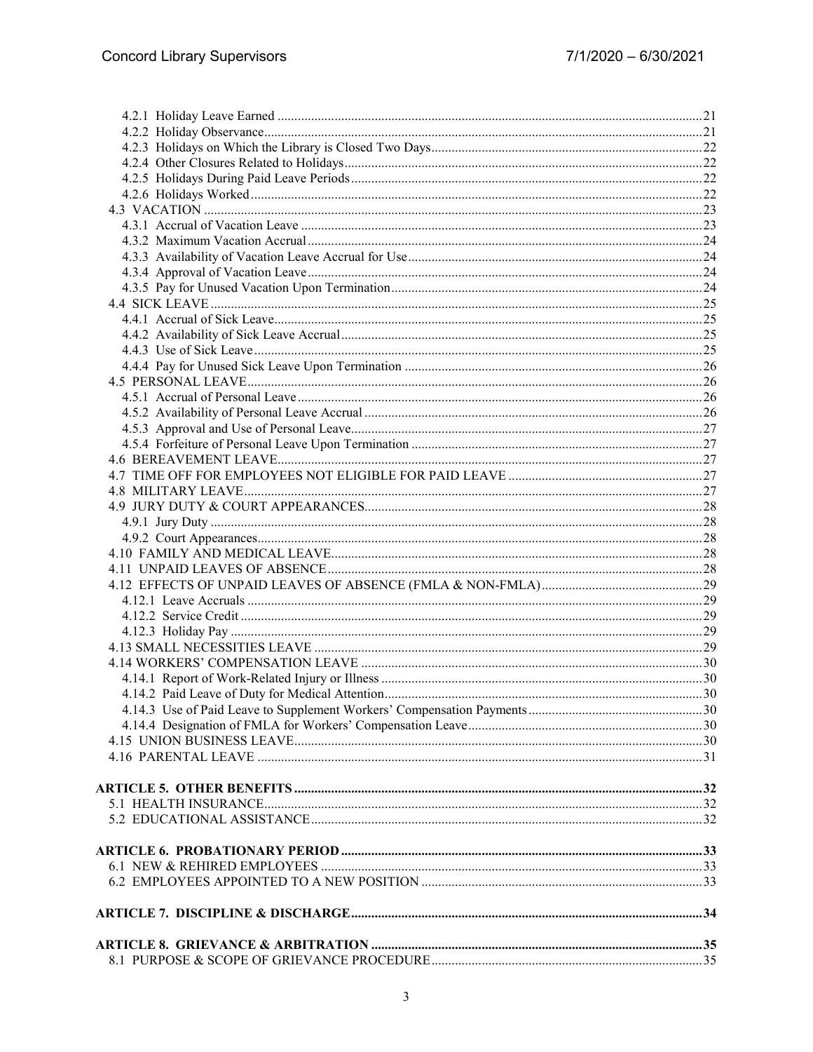4.2.1 Holiday Leave Earned ....................................................................................................................21
4.2.2 Holiday Observance........................................................................................................................21
4.2.3 Holidays on Which the Library is Closed Two Days.......................................................................22
4.2.4 Other Closures Related to Holidays.................................................................................................22
4.2.5 Holidays During Paid Leave Periods...............................................................................................22
4.2.6 Holidays Worked.............................................................................................................................22
4.3 VACATION ..........................................................................................................................................23
4.3.1 Accrual of Vacation Leave .............................................................................................................23
4.3.2 Maximum Vacation Accrual............................................................................................................24
4.3.3 Availability of Vacation Leave Accrual for Use..............................................................................24
4.3.4 Approval of Vacation Leave............................................................................................................24
4.3.5 Pay for Unused Vacation Upon Termination...................................................................................24
4.4 SICK LEAVE........................................................................................................................................25
4.4.1 Accrual of Sick Leave.....................................................................................................................25
4.4.2 Availability of Sick Leave Accrual..................................................................................................25
4.4.3 Use of Sick Leave............................................................................................................................25
4.4.4 Pay for Unused Sick Leave Upon Termination ...............................................................................26
4.5 PERSONAL LEAVE.............................................................................................................................26
4.5.1 Accrual of Personal Leave...............................................................................................................26
4.5.2 Availability of Personal Leave Accrual ...........................................................................................26
4.5.3 Approval and Use of Personal Leave...............................................................................................27
4.5.4 Forfeiture of Personal Leave Upon Termination .............................................................................27
4.6 BEREAVEMENT LEAVE....................................................................................................................27
4.7 TIME OFF FOR EMPLOYEES NOT ELIGIBLE FOR PAID LEAVE .................................................27
4.8 MILITARY LEAVE..............................................................................................................................27
4.9 JURY DUTY & COURT APPEARANCES...........................................................................................28
4.9.1 Jury Duty ........................................................................................................................................28
4.9.2 Court Appearances...........................................................................................................................28
4.10 FAMILY AND MEDICAL LEAVE.....................................................................................................28
4.11 UNPAID LEAVES OF ABSENCE......................................................................................................28
4.12 EFFECTS OF UNPAID LEAVES OF ABSENCE (FMLA & NON-FMLA).......................................29
4.12.1 Leave Accruals .............................................................................................................................29
4.12.2 Service Credit ...............................................................................................................................29
4.12.3 Holiday Pay ..................................................................................................................................29
4.13 SMALL NECESSITIES LEAVE .........................................................................................................29
4.14 WORKERS' COMPENSATION LEAVE ............................................................................................30
4.14.1 Report of Work-Related Injury or Illness ......................................................................................30
4.14.2 Paid Leave of Duty for Medical Attention.....................................................................................30
4.14.3 Use of Paid Leave to Supplement Workers' Compensation Payments...........................................30
4.14.4 Designation of FMLA for Workers' Compensation Leave.............................................................30
4.15 UNION BUSINESS LEAVE...............................................................................................................30
4.16 PARENTAL LEAVE .........................................................................................................................31

**ARTICLE 5. OTHER BENEFITS ..............................................................................................................32**
5.1 HEALTH INSURANCE........................................................................................................................32
5.2 EDUCATIONAL ASSISTANCE...........................................................................................................32

**ARTICLE 6. PROBATIONARY PERIOD .................................................................................................33**
6.1 NEW & REHIRED EMPLOYEES .......................................................................................................33
6.2 EMPLOYEES APPOINTED TO A NEW POSITION .........................................................................33

**ARTICLE 7. DISCIPLINE & DISCHARGE..............................................................................................34**

**ARTICLE 8. GRIEVANCE & ARBITRATION ........................................................................................35**
8.1 PURPOSE & SCOPE OF GRIEVANCE PROCEDURE.......................................................................35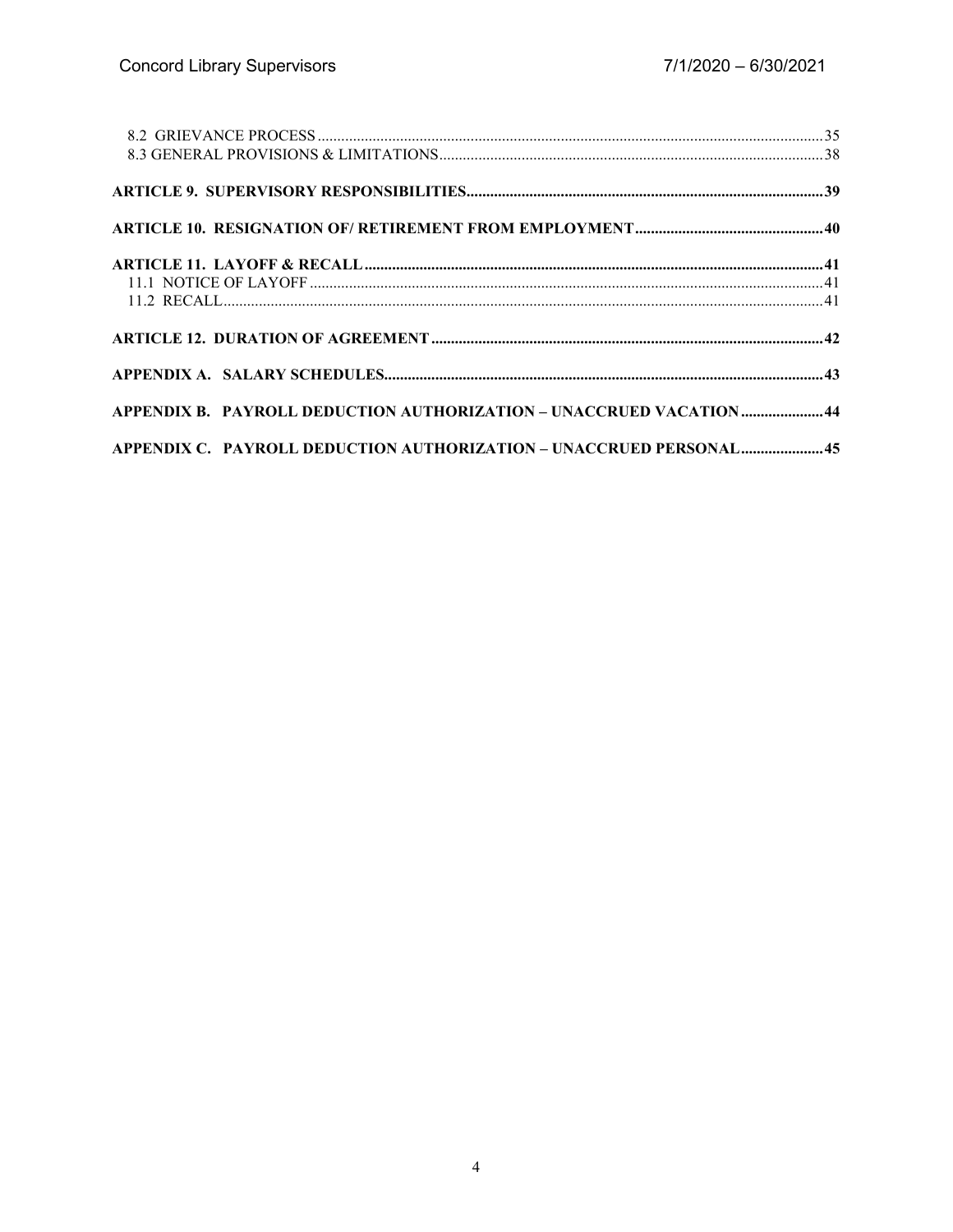8.2 GRIEVANCE PROCESS ..... 35
8.3 GENERAL PROVISIONS & LIMITATIONS ..... 38

**ARTICLE 9. SUPERVISORY RESPONSIBILITIES ..... 39**

**ARTICLE 10. RESIGNATION OF/ RETIREMENT FROM EMPLOYMENT ..... 40**

**ARTICLE 11. LAYOFF & RECALL ..... 41**
11.1 NOTICE OF LAYOFF ..... 41
11.2 RECALL ..... 41

**ARTICLE 12. DURATION OF AGREEMENT ..... 42**

**APPENDIX A. SALARY SCHEDULES ..... 43**

**APPENDIX B. PAYROLL DEDUCTION AUTHORIZATION – UNACCRUED VACATION ..... 44**

**APPENDIX C. PAYROLL DEDUCTION AUTHORIZATION – UNACCRUED PERSONAL ..... 45**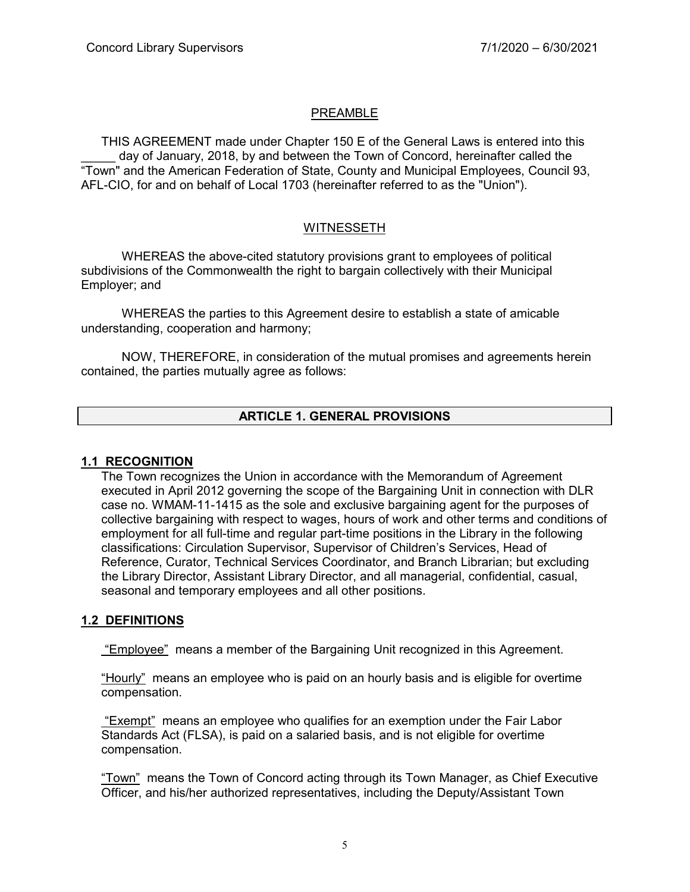## PREAMBLE

THIS AGREEMENT made under Chapter 150 E of the General Laws is entered into this _____ day of January, 2018, by and between the Town of Concord, hereinafter called the "Town" and the American Federation of State, County and Municipal Employees, Council 93, AFL-CIO, for and on behalf of Local 1703 (hereinafter referred to as the "Union").

## WITNESSETH

WHEREAS the above-cited statutory provisions grant to employees of political subdivisions of the Commonwealth the right to bargain collectively with their Municipal Employer; and

WHEREAS the parties to this Agreement desire to establish a state of amicable understanding, cooperation and harmony;

NOW, THEREFORE, in consideration of the mutual promises and agreements herein contained, the parties mutually agree as follows:

# ARTICLE 1. GENERAL PROVISIONS

### 1.1 RECOGNITION

The Town recognizes the Union in accordance with the Memorandum of Agreement executed in April 2012 governing the scope of the Bargaining Unit in connection with DLR case no. WMAM-11-1415 as the sole and exclusive bargaining agent for the purposes of collective bargaining with respect to wages, hours of work and other terms and conditions of employment for all full-time and regular part-time positions in the Library in the following classifications: Circulation Supervisor, Supervisor of Children's Services, Head of Reference, Curator, Technical Services Coordinator, and Branch Librarian; but excluding the Library Director, Assistant Library Director, and all managerial, confidential, casual, seasonal and temporary employees and all other positions.

### 1.2 DEFINITIONS

"Employee" means a member of the Bargaining Unit recognized in this Agreement.

"Hourly" means an employee who is paid on an hourly basis and is eligible for overtime compensation.

"Exempt" means an employee who qualifies for an exemption under the Fair Labor Standards Act (FLSA), is paid on a salaried basis, and is not eligible for overtime compensation.

"Town" means the Town of Concord acting through its Town Manager, as Chief Executive Officer, and his/her authorized representatives, including the Deputy/Assistant Town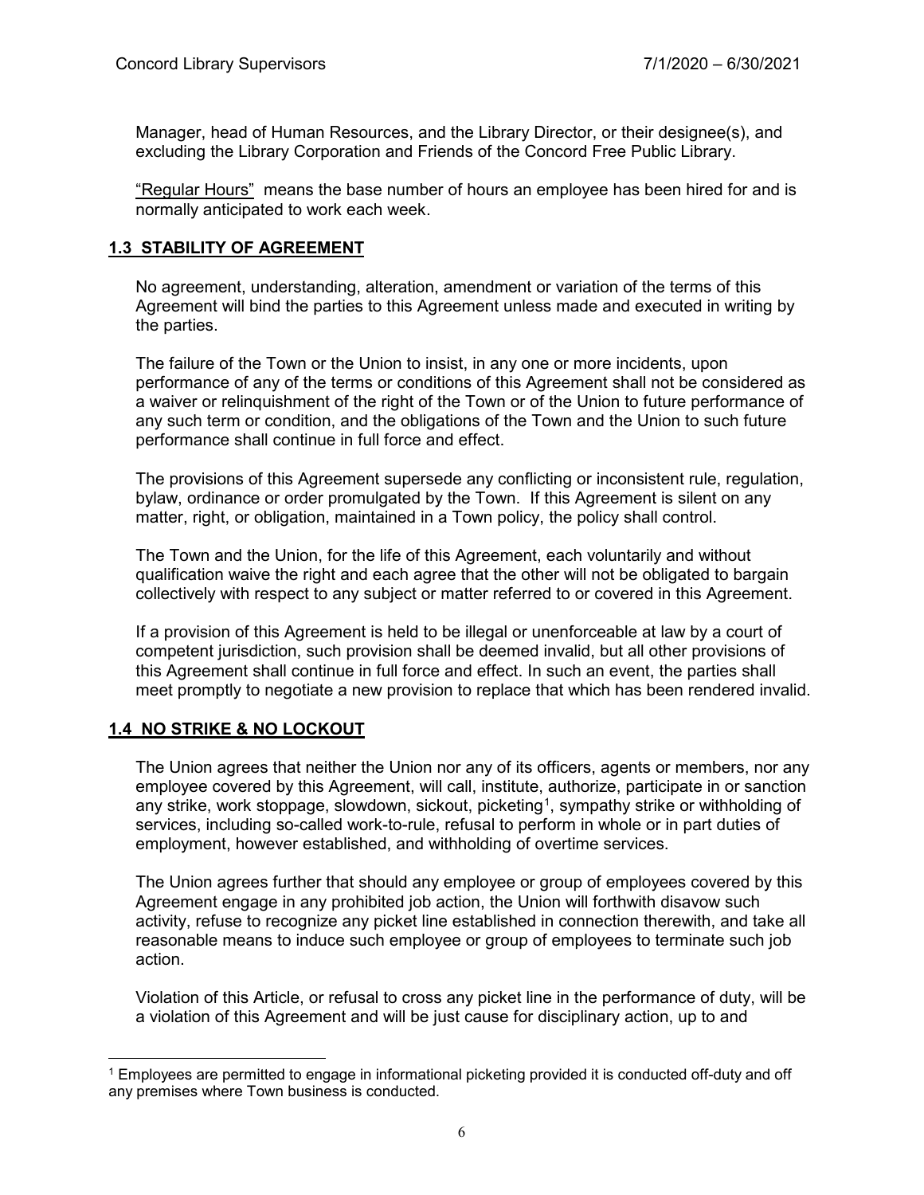Manager, head of Human Resources, and the Library Director, or their designee(s), and excluding the Library Corporation and Friends of the Concord Free Public Library.

"Regular Hours" means the base number of hours an employee has been hired for and is normally anticipated to work each week.

## 1.3 STABILITY OF AGREEMENT

No agreement, understanding, alteration, amendment or variation of the terms of this Agreement will bind the parties to this Agreement unless made and executed in writing by the parties.

The failure of the Town or the Union to insist, in any one or more incidents, upon performance of any of the terms or conditions of this Agreement shall not be considered as a waiver or relinquishment of the right of the Town or of the Union to future performance of any such term or condition, and the obligations of the Town and the Union to such future performance shall continue in full force and effect.

The provisions of this Agreement supersede any conflicting or inconsistent rule, regulation, bylaw, ordinance or order promulgated by the Town. If this Agreement is silent on any matter, right, or obligation, maintained in a Town policy, the policy shall control.

The Town and the Union, for the life of this Agreement, each voluntarily and without qualification waive the right and each agree that the other will not be obligated to bargain collectively with respect to any subject or matter referred to or covered in this Agreement.

If a provision of this Agreement is held to be illegal or unenforceable at law by a court of competent jurisdiction, such provision shall be deemed invalid, but all other provisions of this Agreement shall continue in full force and effect. In such an event, the parties shall meet promptly to negotiate a new provision to replace that which has been rendered invalid.

## 1.4 NO STRIKE & NO LOCKOUT

The Union agrees that neither the Union nor any of its officers, agents or members, nor any employee covered by this Agreement, will call, institute, authorize, participate in or sanction any strike, work stoppage, slowdown, sickout, picketing[1], sympathy strike or withholding of services, including so-called work-to-rule, refusal to perform in whole or in part duties of employment, however established, and withholding of overtime services.

The Union agrees further that should any employee or group of employees covered by this Agreement engage in any prohibited job action, the Union will forthwith disavow such activity, refuse to recognize any picket line established in connection therewith, and take all reasonable means to induce such employee or group of employees to terminate such job action.

Violation of this Article, or refusal to cross any picket line in the performance of duty, will be a violation of this Agreement and will be just cause for disciplinary action, up to and

[1] Employees are permitted to engage in informational picketing provided it is conducted off-duty and off any premises where Town business is conducted.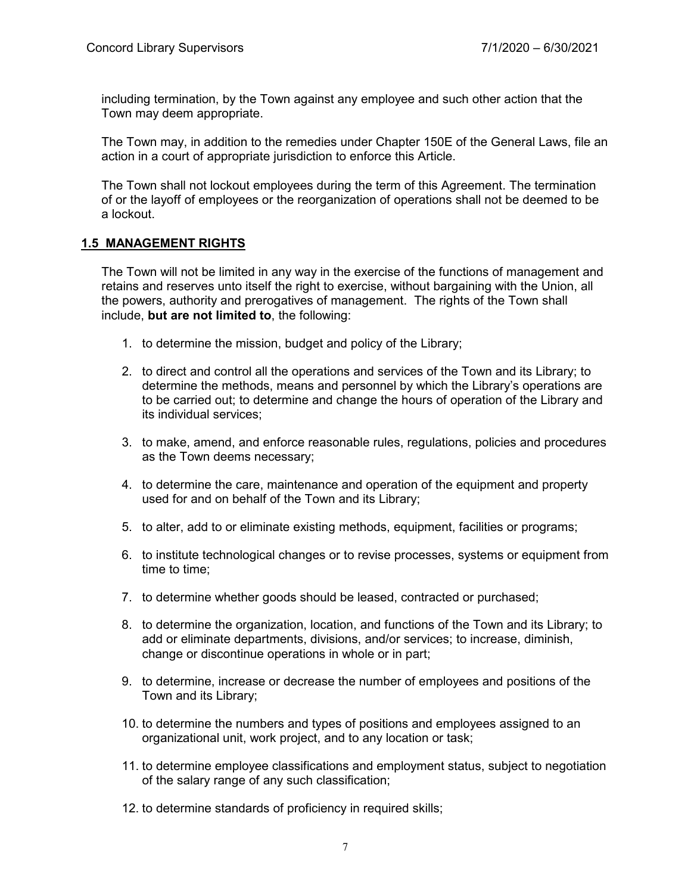including termination, by the Town against any employee and such other action that the Town may deem appropriate.

The Town may, in addition to the remedies under Chapter 150E of the General Laws, file an action in a court of appropriate jurisdiction to enforce this Article.

The Town shall not lockout employees during the term of this Agreement. The termination of or the layoff of employees or the reorganization of operations shall not be deemed to be a lockout.

## 1.5 MANAGEMENT RIGHTS

The Town will not be limited in any way in the exercise of the functions of management and retains and reserves unto itself the right to exercise, without bargaining with the Union, all the powers, authority and prerogatives of management. The rights of the Town shall include, **but are not limited to**, the following:

1. to determine the mission, budget and policy of the Library;

2. to direct and control all the operations and services of the Town and its Library; to determine the methods, means and personnel by which the Library's operations are to be carried out; to determine and change the hours of operation of the Library and its individual services;

3. to make, amend, and enforce reasonable rules, regulations, policies and procedures as the Town deems necessary;

4. to determine the care, maintenance and operation of the equipment and property used for and on behalf of the Town and its Library;

5. to alter, add to or eliminate existing methods, equipment, facilities or programs;

6. to institute technological changes or to revise processes, systems or equipment from time to time;

7. to determine whether goods should be leased, contracted or purchased;

8. to determine the organization, location, and functions of the Town and its Library; to add or eliminate departments, divisions, and/or services; to increase, diminish, change or discontinue operations in whole or in part;

9. to determine, increase or decrease the number of employees and positions of the Town and its Library;

10. to determine the numbers and types of positions and employees assigned to an organizational unit, work project, and to any location or task;

11. to determine employee classifications and employment status, subject to negotiation of the salary range of any such classification;

12. to determine standards of proficiency in required skills;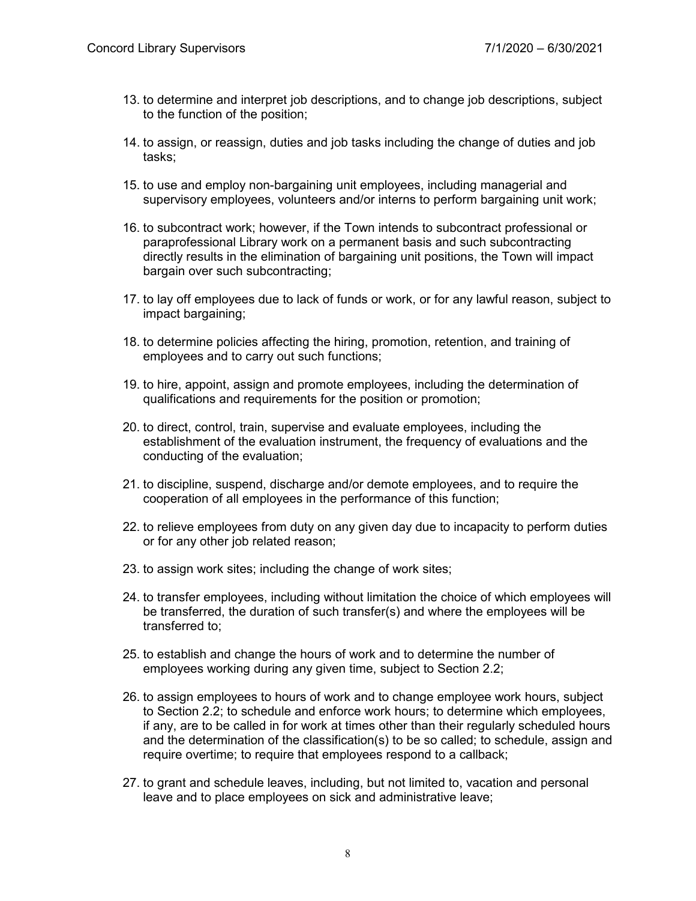13. to determine and interpret job descriptions, and to change job descriptions, subject to the function of the position;

14. to assign, or reassign, duties and job tasks including the change of duties and job tasks;

15. to use and employ non-bargaining unit employees, including managerial and supervisory employees, volunteers and/or interns to perform bargaining unit work;

16. to subcontract work; however, if the Town intends to subcontract professional or paraprofessional Library work on a permanent basis and such subcontracting directly results in the elimination of bargaining unit positions, the Town will impact bargain over such subcontracting;

17. to lay off employees due to lack of funds or work, or for any lawful reason, subject to impact bargaining;

18. to determine policies affecting the hiring, promotion, retention, and training of employees and to carry out such functions;

19. to hire, appoint, assign and promote employees, including the determination of qualifications and requirements for the position or promotion;

20. to direct, control, train, supervise and evaluate employees, including the establishment of the evaluation instrument, the frequency of evaluations and the conducting of the evaluation;

21. to discipline, suspend, discharge and/or demote employees, and to require the cooperation of all employees in the performance of this function;

22. to relieve employees from duty on any given day due to incapacity to perform duties or for any other job related reason;

23. to assign work sites; including the change of work sites;

24. to transfer employees, including without limitation the choice of which employees will be transferred, the duration of such transfer(s) and where the employees will be transferred to;

25. to establish and change the hours of work and to determine the number of employees working during any given time, subject to Section 2.2;

26. to assign employees to hours of work and to change employee work hours, subject to Section 2.2; to schedule and enforce work hours; to determine which employees, if any, are to be called in for work at times other than their regularly scheduled hours and the determination of the classification(s) to be so called; to schedule, assign and require overtime; to require that employees respond to a callback;

27. to grant and schedule leaves, including, but not limited to, vacation and personal leave and to place employees on sick and administrative leave;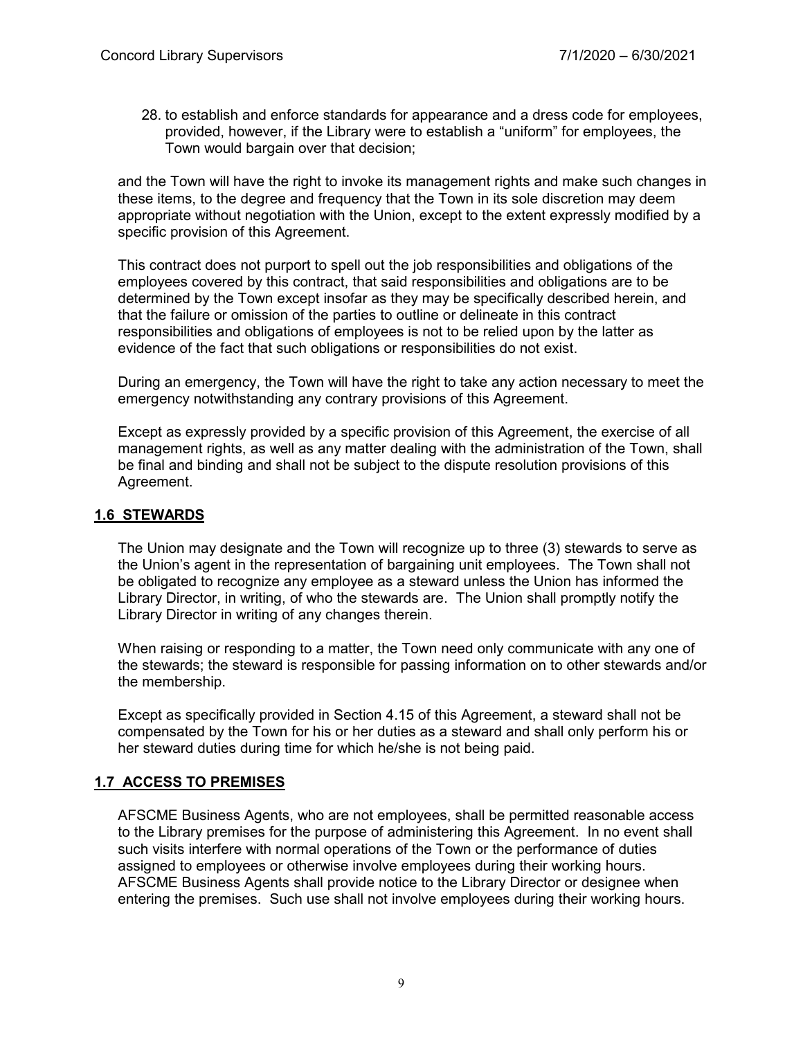28. to establish and enforce standards for appearance and a dress code for employees, provided, however, if the Library were to establish a "uniform" for employees, the Town would bargain over that decision;

and the Town will have the right to invoke its management rights and make such changes in these items, to the degree and frequency that the Town in its sole discretion may deem appropriate without negotiation with the Union, except to the extent expressly modified by a specific provision of this Agreement.

This contract does not purport to spell out the job responsibilities and obligations of the employees covered by this contract, that said responsibilities and obligations are to be determined by the Town except insofar as they may be specifically described herein, and that the failure or omission of the parties to outline or delineate in this contract responsibilities and obligations of employees is not to be relied upon by the latter as evidence of the fact that such obligations or responsibilities do not exist.

During an emergency, the Town will have the right to take any action necessary to meet the emergency notwithstanding any contrary provisions of this Agreement.

Except as expressly provided by a specific provision of this Agreement, the exercise of all management rights, as well as any matter dealing with the administration of the Town, shall be final and binding and shall not be subject to the dispute resolution provisions of this Agreement.

## 1.6 STEWARDS

The Union may designate and the Town will recognize up to three (3) stewards to serve as the Union's agent in the representation of bargaining unit employees. The Town shall not be obligated to recognize any employee as a steward unless the Union has informed the Library Director, in writing, of who the stewards are. The Union shall promptly notify the Library Director in writing of any changes therein.

When raising or responding to a matter, the Town need only communicate with any one of the stewards; the steward is responsible for passing information on to other stewards and/or the membership.

Except as specifically provided in Section 4.15 of this Agreement, a steward shall not be compensated by the Town for his or her duties as a steward and shall only perform his or her steward duties during time for which he/she is not being paid.

## 1.7 ACCESS TO PREMISES

AFSCME Business Agents, who are not employees, shall be permitted reasonable access to the Library premises for the purpose of administering this Agreement. In no event shall such visits interfere with normal operations of the Town or the performance of duties assigned to employees or otherwise involve employees during their working hours. AFSCME Business Agents shall provide notice to the Library Director or designee when entering the premises. Such use shall not involve employees during their working hours.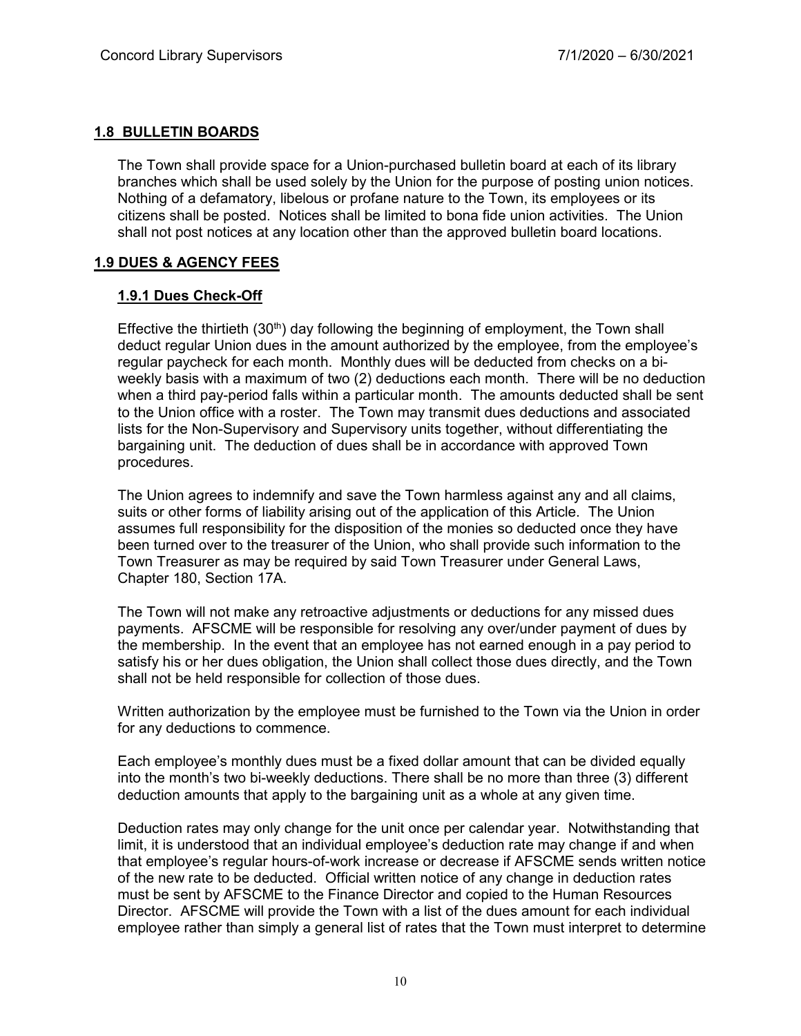## 1.8 BULLETIN BOARDS

The Town shall provide space for a Union-purchased bulletin board at each of its library branches which shall be used solely by the Union for the purpose of posting union notices. Nothing of a defamatory, libelous or profane nature to the Town, its employees or its citizens shall be posted. Notices shall be limited to bona fide union activities. The Union shall not post notices at any location other than the approved bulletin board locations.

## 1.9 DUES & AGENCY FEES

### 1.9.1 Dues Check-Off

Effective the thirtieth (30th) day following the beginning of employment, the Town shall deduct regular Union dues in the amount authorized by the employee, from the employee's regular paycheck for each month. Monthly dues will be deducted from checks on a bi-weekly basis with a maximum of two (2) deductions each month. There will be no deduction when a third pay-period falls within a particular month. The amounts deducted shall be sent to the Union office with a roster. The Town may transmit dues deductions and associated lists for the Non-Supervisory and Supervisory units together, without differentiating the bargaining unit. The deduction of dues shall be in accordance with approved Town procedures.

The Union agrees to indemnify and save the Town harmless against any and all claims, suits or other forms of liability arising out of the application of this Article. The Union assumes full responsibility for the disposition of the monies so deducted once they have been turned over to the treasurer of the Union, who shall provide such information to the Town Treasurer as may be required by said Town Treasurer under General Laws, Chapter 180, Section 17A.

The Town will not make any retroactive adjustments or deductions for any missed dues payments. AFSCME will be responsible for resolving any over/under payment of dues by the membership. In the event that an employee has not earned enough in a pay period to satisfy his or her dues obligation, the Union shall collect those dues directly, and the Town shall not be held responsible for collection of those dues.

Written authorization by the employee must be furnished to the Town via the Union in order for any deductions to commence.

Each employee's monthly dues must be a fixed dollar amount that can be divided equally into the month's two bi-weekly deductions. There shall be no more than three (3) different deduction amounts that apply to the bargaining unit as a whole at any given time.

Deduction rates may only change for the unit once per calendar year. Notwithstanding that limit, it is understood that an individual employee's deduction rate may change if and when that employee's regular hours-of-work increase or decrease if AFSCME sends written notice of the new rate to be deducted. Official written notice of any change in deduction rates must be sent by AFSCME to the Finance Director and copied to the Human Resources Director. AFSCME will provide the Town with a list of the dues amount for each individual employee rather than simply a general list of rates that the Town must interpret to determine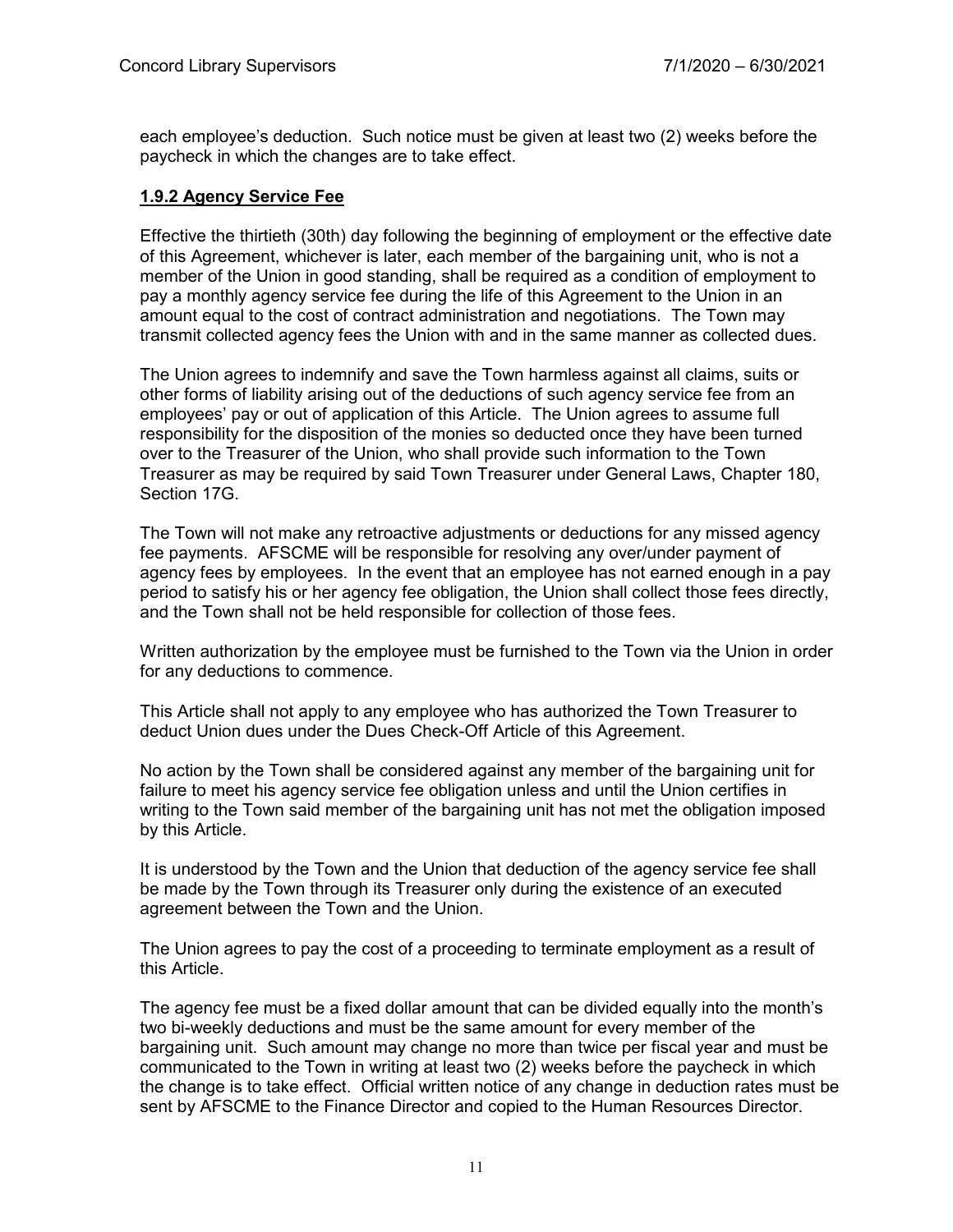each employee's deduction. Such notice must be given at least two (2) weeks before the paycheck in which the changes are to take effect.

### 1.9.2 Agency Service Fee

Effective the thirtieth (30th) day following the beginning of employment or the effective date of this Agreement, whichever is later, each member of the bargaining unit, who is not a member of the Union in good standing, shall be required as a condition of employment to pay a monthly agency service fee during the life of this Agreement to the Union in an amount equal to the cost of contract administration and negotiations. The Town may transmit collected agency fees the Union with and in the same manner as collected dues.

The Union agrees to indemnify and save the Town harmless against all claims, suits or other forms of liability arising out of the deductions of such agency service fee from an employees' pay or out of application of this Article. The Union agrees to assume full responsibility for the disposition of the monies so deducted once they have been turned over to the Treasurer of the Union, who shall provide such information to the Town Treasurer as may be required by said Town Treasurer under General Laws, Chapter 180, Section 17G.

The Town will not make any retroactive adjustments or deductions for any missed agency fee payments. AFSCME will be responsible for resolving any over/under payment of agency fees by employees. In the event that an employee has not earned enough in a pay period to satisfy his or her agency fee obligation, the Union shall collect those fees directly, and the Town shall not be held responsible for collection of those fees.

Written authorization by the employee must be furnished to the Town via the Union in order for any deductions to commence.

This Article shall not apply to any employee who has authorized the Town Treasurer to deduct Union dues under the Dues Check-Off Article of this Agreement.

No action by the Town shall be considered against any member of the bargaining unit for failure to meet his agency service fee obligation unless and until the Union certifies in writing to the Town said member of the bargaining unit has not met the obligation imposed by this Article.

It is understood by the Town and the Union that deduction of the agency service fee shall be made by the Town through its Treasurer only during the existence of an executed agreement between the Town and the Union.

The Union agrees to pay the cost of a proceeding to terminate employment as a result of this Article.

The agency fee must be a fixed dollar amount that can be divided equally into the month's two bi-weekly deductions and must be the same amount for every member of the bargaining unit. Such amount may change no more than twice per fiscal year and must be communicated to the Town in writing at least two (2) weeks before the paycheck in which the change is to take effect. Official written notice of any change in deduction rates must be sent by AFSCME to the Finance Director and copied to the Human Resources Director.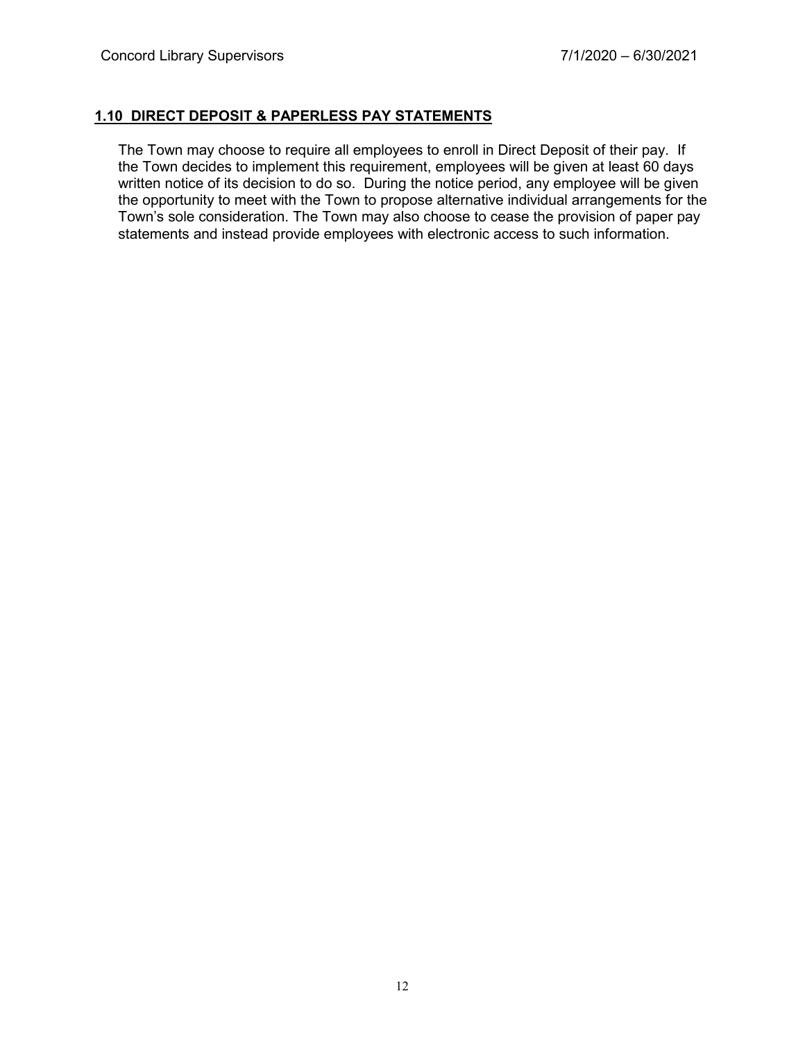## 1.10 DIRECT DEPOSIT & PAPERLESS PAY STATEMENTS

The Town may choose to require all employees to enroll in Direct Deposit of their pay. If the Town decides to implement this requirement, employees will be given at least 60 days written notice of its decision to do so. During the notice period, any employee will be given the opportunity to meet with the Town to propose alternative individual arrangements for the Town's sole consideration. The Town may also choose to cease the provision of paper pay statements and instead provide employees with electronic access to such information.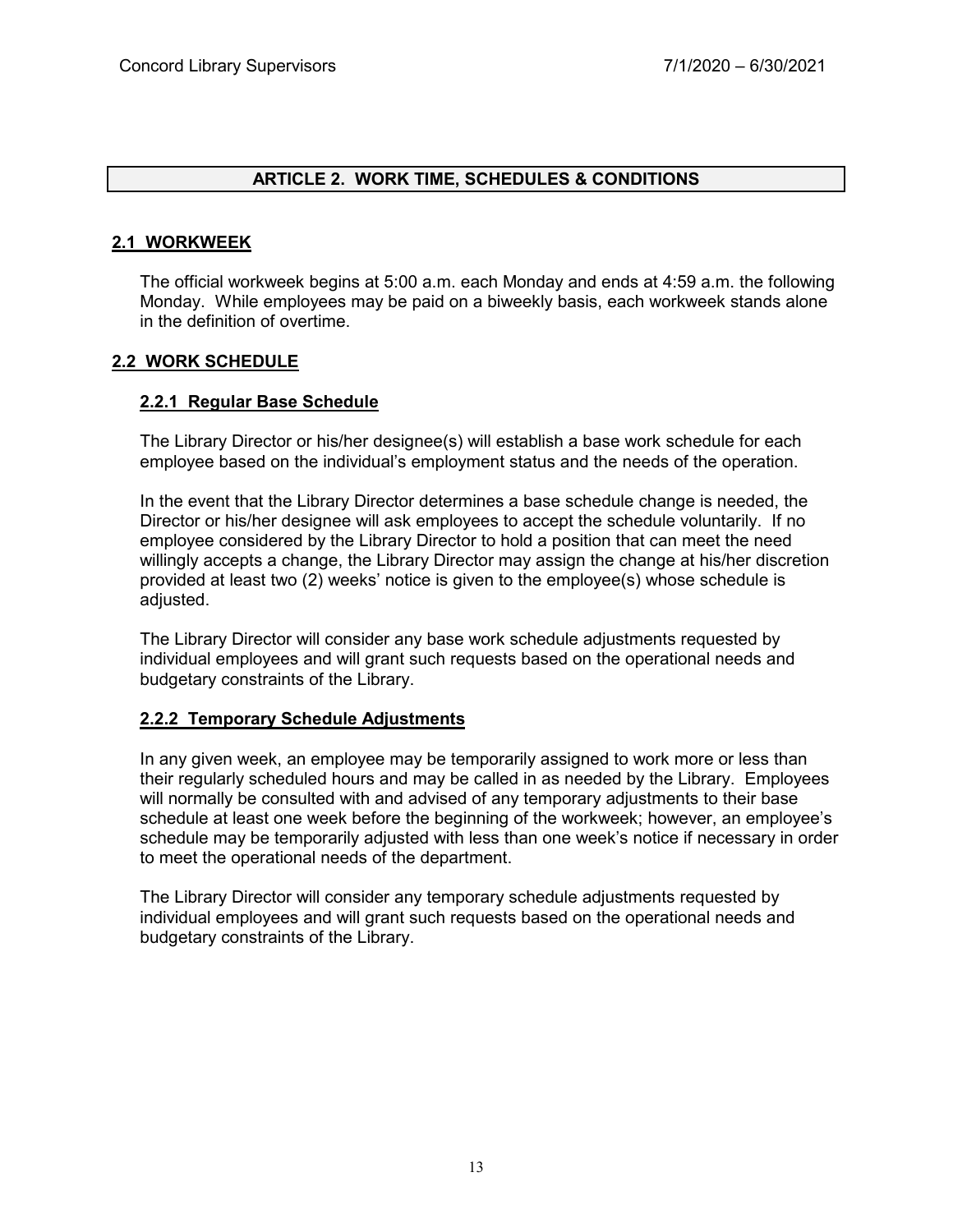## ARTICLE 2. WORK TIME, SCHEDULES & CONDITIONS

### 2.1 WORKWEEK

The official workweek begins at 5:00 a.m. each Monday and ends at 4:59 a.m. the following Monday. While employees may be paid on a biweekly basis, each workweek stands alone in the definition of overtime.

### 2.2 WORK SCHEDULE

#### 2.2.1 Regular Base Schedule

The Library Director or his/her designee(s) will establish a base work schedule for each employee based on the individual's employment status and the needs of the operation.

In the event that the Library Director determines a base schedule change is needed, the Director or his/her designee will ask employees to accept the schedule voluntarily. If no employee considered by the Library Director to hold a position that can meet the need willingly accepts a change, the Library Director may assign the change at his/her discretion provided at least two (2) weeks' notice is given to the employee(s) whose schedule is adjusted.

The Library Director will consider any base work schedule adjustments requested by individual employees and will grant such requests based on the operational needs and budgetary constraints of the Library.

#### 2.2.2 Temporary Schedule Adjustments

In any given week, an employee may be temporarily assigned to work more or less than their regularly scheduled hours and may be called in as needed by the Library. Employees will normally be consulted with and advised of any temporary adjustments to their base schedule at least one week before the beginning of the workweek; however, an employee's schedule may be temporarily adjusted with less than one week's notice if necessary in order to meet the operational needs of the department.

The Library Director will consider any temporary schedule adjustments requested by individual employees and will grant such requests based on the operational needs and budgetary constraints of the Library.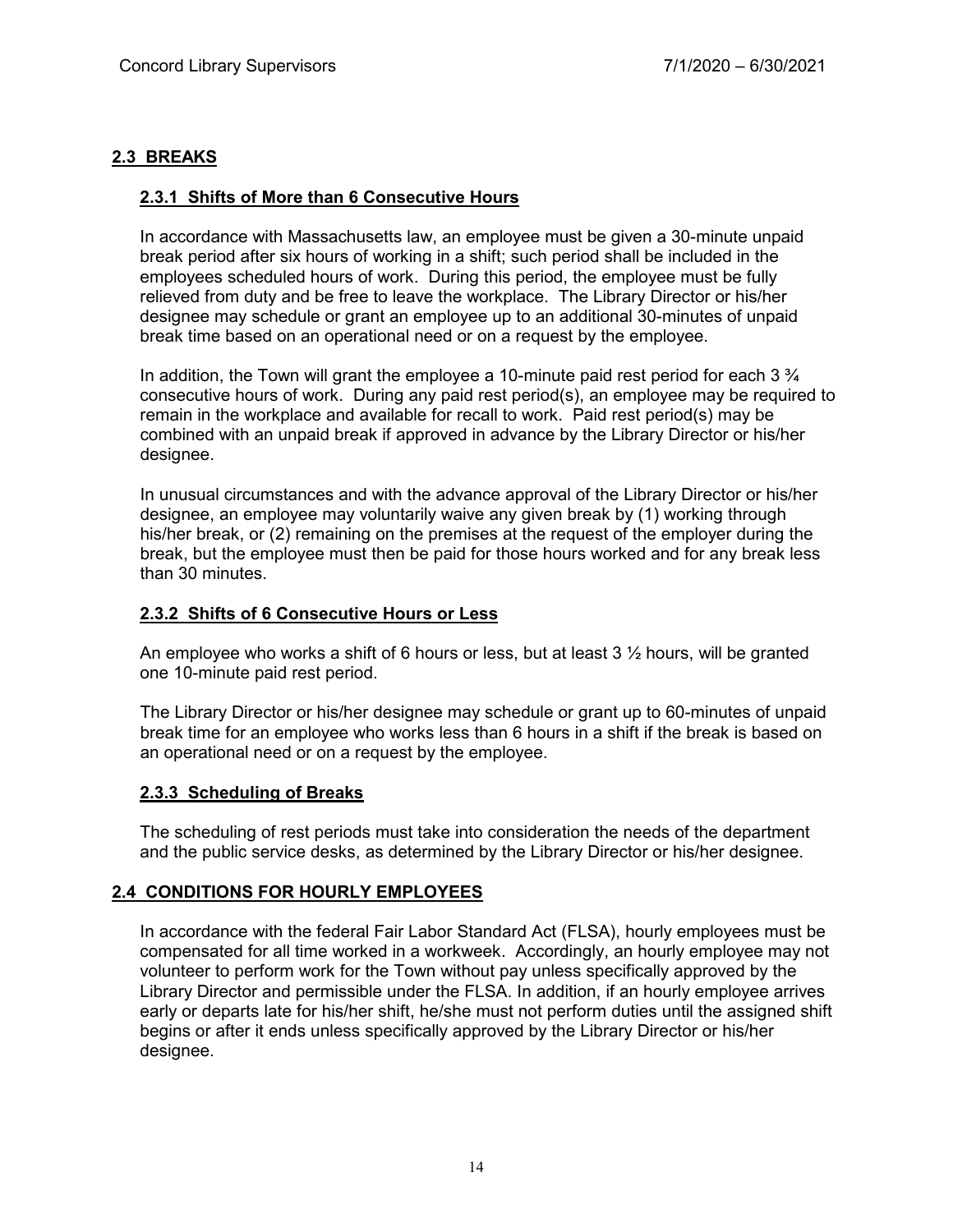## 2.3 BREAKS

### 2.3.1 Shifts of More than 6 Consecutive Hours

In accordance with Massachusetts law, an employee must be given a 30-minute unpaid break period after six hours of working in a shift; such period shall be included in the employees scheduled hours of work. During this period, the employee must be fully relieved from duty and be free to leave the workplace. The Library Director or his/her designee may schedule or grant an employee up to an additional 30-minutes of unpaid break time based on an operational need or on a request by the employee.

In addition, the Town will grant the employee a 10-minute paid rest period for each 3 ¾ consecutive hours of work. During any paid rest period(s), an employee may be required to remain in the workplace and available for recall to work. Paid rest period(s) may be combined with an unpaid break if approved in advance by the Library Director or his/her designee.

In unusual circumstances and with the advance approval of the Library Director or his/her designee, an employee may voluntarily waive any given break by (1) working through his/her break, or (2) remaining on the premises at the request of the employer during the break, but the employee must then be paid for those hours worked and for any break less than 30 minutes.

### 2.3.2 Shifts of 6 Consecutive Hours or Less

An employee who works a shift of 6 hours or less, but at least 3 ½ hours, will be granted one 10-minute paid rest period.

The Library Director or his/her designee may schedule or grant up to 60-minutes of unpaid break time for an employee who works less than 6 hours in a shift if the break is based on an operational need or on a request by the employee.

### 2.3.3 Scheduling of Breaks

The scheduling of rest periods must take into consideration the needs of the department and the public service desks, as determined by the Library Director or his/her designee.

## 2.4 CONDITIONS FOR HOURLY EMPLOYEES

In accordance with the federal Fair Labor Standard Act (FLSA), hourly employees must be compensated for all time worked in a workweek. Accordingly, an hourly employee may not volunteer to perform work for the Town without pay unless specifically approved by the Library Director and permissible under the FLSA. In addition, if an hourly employee arrives early or departs late for his/her shift, he/she must not perform duties until the assigned shift begins or after it ends unless specifically approved by the Library Director or his/her designee.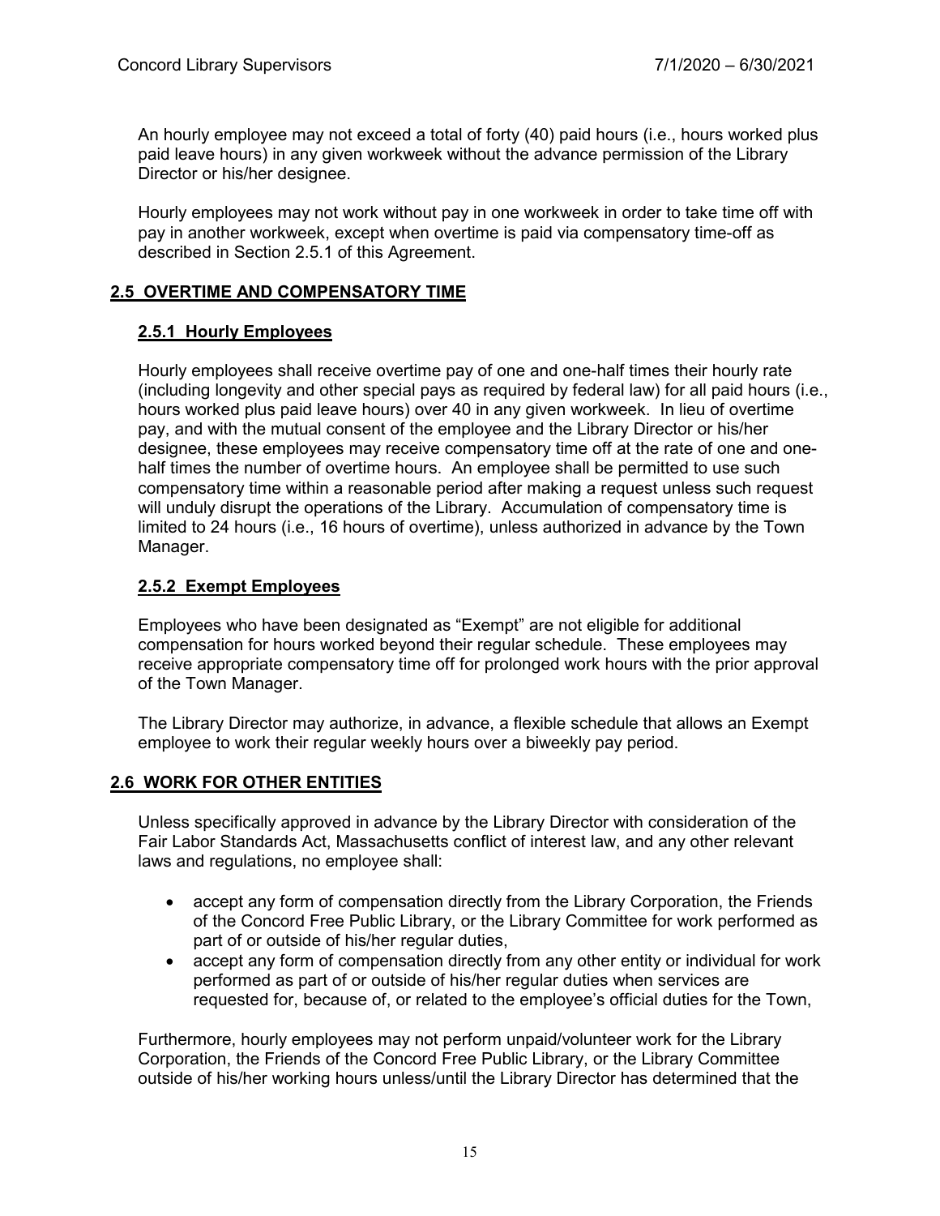An hourly employee may not exceed a total of forty (40) paid hours (i.e., hours worked plus paid leave hours) in any given workweek without the advance permission of the Library Director or his/her designee.

Hourly employees may not work without pay in one workweek in order to take time off with pay in another workweek, except when overtime is paid via compensatory time-off as described in Section 2.5.1 of this Agreement.

## 2.5 OVERTIME AND COMPENSATORY TIME

### 2.5.1 Hourly Employees

Hourly employees shall receive overtime pay of one and one-half times their hourly rate (including longevity and other special pays as required by federal law) for all paid hours (i.e., hours worked plus paid leave hours) over 40 in any given workweek. In lieu of overtime pay, and with the mutual consent of the employee and the Library Director or his/her designee, these employees may receive compensatory time off at the rate of one and one-half times the number of overtime hours. An employee shall be permitted to use such compensatory time within a reasonable period after making a request unless such request will unduly disrupt the operations of the Library. Accumulation of compensatory time is limited to 24 hours (i.e., 16 hours of overtime), unless authorized in advance by the Town Manager.

### 2.5.2 Exempt Employees

Employees who have been designated as "Exempt" are not eligible for additional compensation for hours worked beyond their regular schedule. These employees may receive appropriate compensatory time off for prolonged work hours with the prior approval of the Town Manager.

The Library Director may authorize, in advance, a flexible schedule that allows an Exempt employee to work their regular weekly hours over a biweekly pay period.

## 2.6 WORK FOR OTHER ENTITIES

Unless specifically approved in advance by the Library Director with consideration of the Fair Labor Standards Act, Massachusetts conflict of interest law, and any other relevant laws and regulations, no employee shall:

- accept any form of compensation directly from the Library Corporation, the Friends of the Concord Free Public Library, or the Library Committee for work performed as part of or outside of his/her regular duties,
- accept any form of compensation directly from any other entity or individual for work performed as part of or outside of his/her regular duties when services are requested for, because of, or related to the employee's official duties for the Town,

Furthermore, hourly employees may not perform unpaid/volunteer work for the Library Corporation, the Friends of the Concord Free Public Library, or the Library Committee outside of his/her working hours unless/until the Library Director has determined that the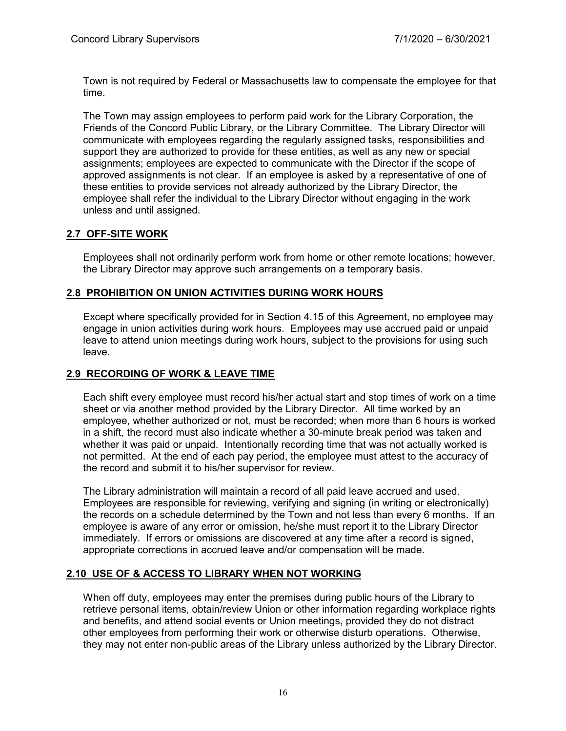Town is not required by Federal or Massachusetts law to compensate the employee for that time.

The Town may assign employees to perform paid work for the Library Corporation, the Friends of the Concord Public Library, or the Library Committee. The Library Director will communicate with employees regarding the regularly assigned tasks, responsibilities and support they are authorized to provide for these entities, as well as any new or special assignments; employees are expected to communicate with the Director if the scope of approved assignments is not clear. If an employee is asked by a representative of one of these entities to provide services not already authorized by the Library Director, the employee shall refer the individual to the Library Director without engaging in the work unless and until assigned.

## 2.7 OFF-SITE WORK

Employees shall not ordinarily perform work from home or other remote locations; however, the Library Director may approve such arrangements on a temporary basis.

## 2.8 PROHIBITION ON UNION ACTIVITIES DURING WORK HOURS

Except where specifically provided for in Section 4.15 of this Agreement, no employee may engage in union activities during work hours. Employees may use accrued paid or unpaid leave to attend union meetings during work hours, subject to the provisions for using such leave.

## 2.9 RECORDING OF WORK & LEAVE TIME

Each shift every employee must record his/her actual start and stop times of work on a time sheet or via another method provided by the Library Director. All time worked by an employee, whether authorized or not, must be recorded; when more than 6 hours is worked in a shift, the record must also indicate whether a 30-minute break period was taken and whether it was paid or unpaid. Intentionally recording time that was not actually worked is not permitted. At the end of each pay period, the employee must attest to the accuracy of the record and submit it to his/her supervisor for review.

The Library administration will maintain a record of all paid leave accrued and used. Employees are responsible for reviewing, verifying and signing (in writing or electronically) the records on a schedule determined by the Town and not less than every 6 months. If an employee is aware of any error or omission, he/she must report it to the Library Director immediately. If errors or omissions are discovered at any time after a record is signed, appropriate corrections in accrued leave and/or compensation will be made.

## 2.10 USE OF & ACCESS TO LIBRARY WHEN NOT WORKING

When off duty, employees may enter the premises during public hours of the Library to retrieve personal items, obtain/review Union or other information regarding workplace rights and benefits, and attend social events or Union meetings, provided they do not distract other employees from performing their work or otherwise disturb operations. Otherwise, they may not enter non-public areas of the Library unless authorized by the Library Director.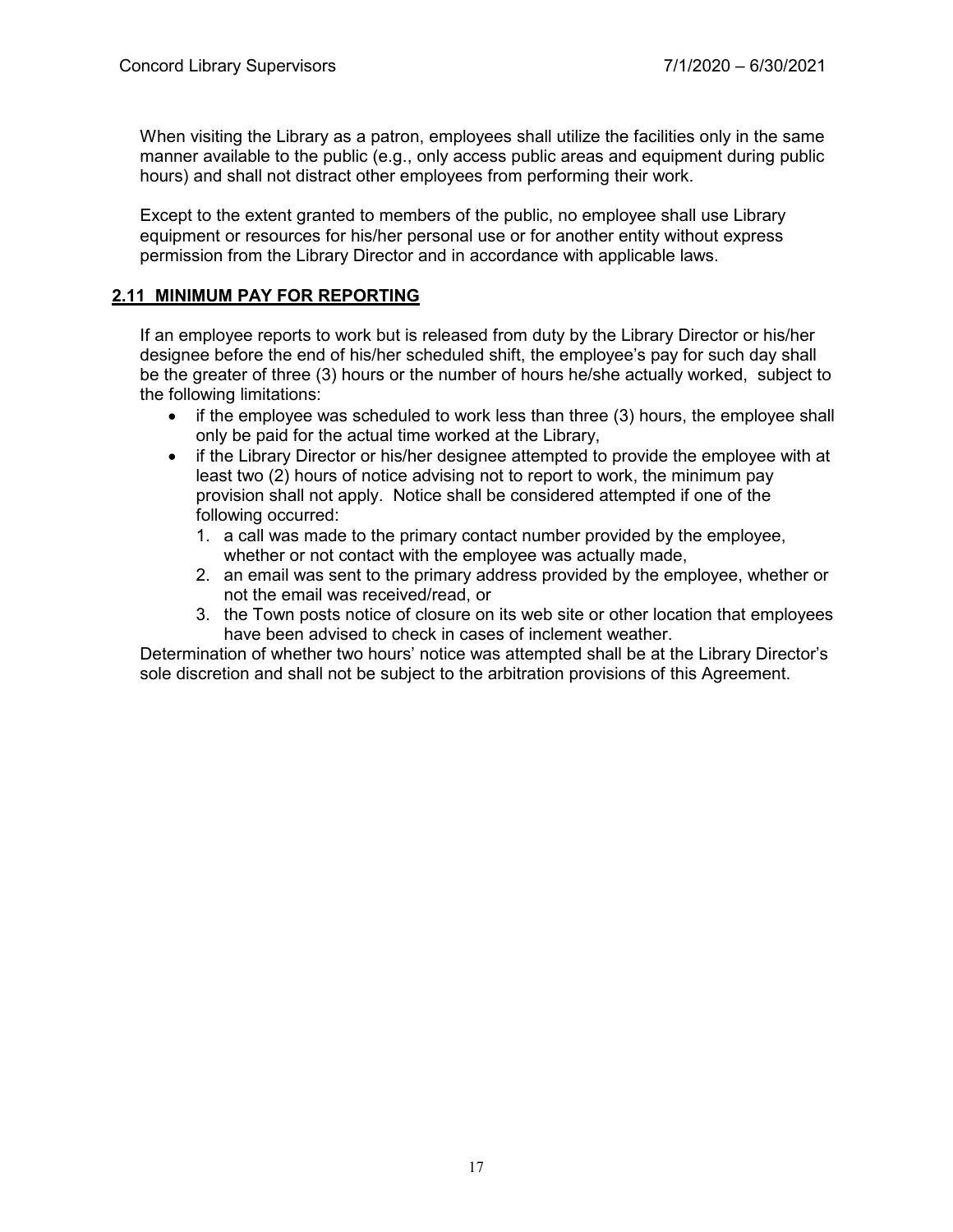When visiting the Library as a patron, employees shall utilize the facilities only in the same manner available to the public (e.g., only access public areas and equipment during public hours) and shall not distract other employees from performing their work.

Except to the extent granted to members of the public, no employee shall use Library equipment or resources for his/her personal use or for another entity without express permission from the Library Director and in accordance with applicable laws.

## 2.11 MINIMUM PAY FOR REPORTING

If an employee reports to work but is released from duty by the Library Director or his/her designee before the end of his/her scheduled shift, the employee's pay for such day shall be the greater of three (3) hours or the number of hours he/she actually worked, subject to the following limitations:

- if the employee was scheduled to work less than three (3) hours, the employee shall only be paid for the actual time worked at the Library,
- if the Library Director or his/her designee attempted to provide the employee with at least two (2) hours of notice advising not to report to work, the minimum pay provision shall not apply. Notice shall be considered attempted if one of the following occurred:
  1. a call was made to the primary contact number provided by the employee, whether or not contact with the employee was actually made,
  2. an email was sent to the primary address provided by the employee, whether or not the email was received/read, or
  3. the Town posts notice of closure on its web site or other location that employees have been advised to check in cases of inclement weather.

Determination of whether two hours' notice was attempted shall be at the Library Director's sole discretion and shall not be subject to the arbitration provisions of this Agreement.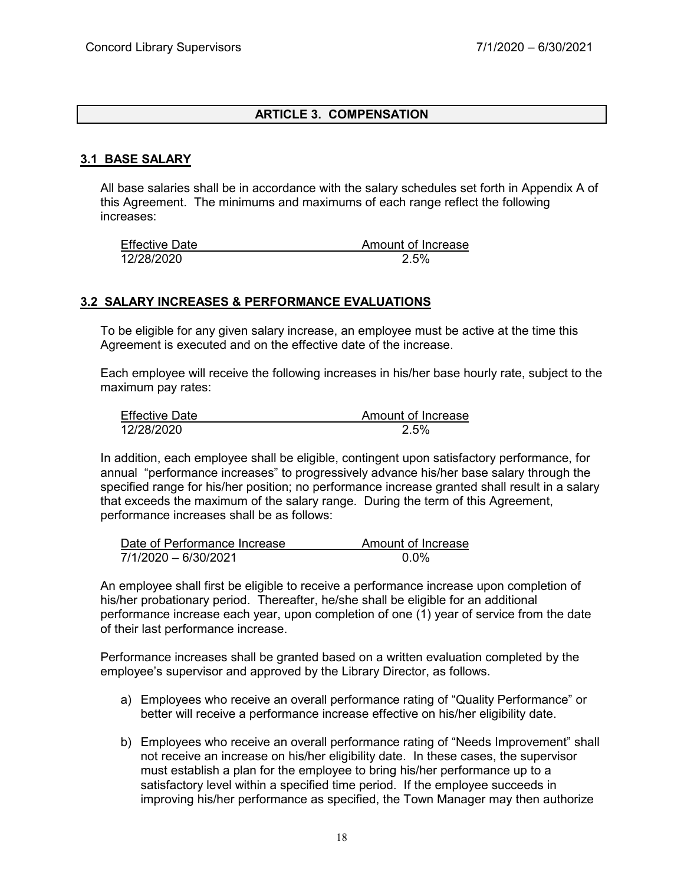## ARTICLE 3. COMPENSATION

### 3.1 BASE SALARY

All base salaries shall be in accordance with the salary schedules set forth in Appendix A of this Agreement. The minimums and maximums of each range reflect the following increases:

| Effective Date | Amount of Increase |
|---|---|
| 12/28/2020 | 2.5% |

### 3.2 SALARY INCREASES & PERFORMANCE EVALUATIONS

To be eligible for any given salary increase, an employee must be active at the time this Agreement is executed and on the effective date of the increase.

Each employee will receive the following increases in his/her base hourly rate, subject to the maximum pay rates:

| Effective Date | Amount of Increase |
|---|---|
| 12/28/2020 | 2.5% |

In addition, each employee shall be eligible, contingent upon satisfactory performance, for annual "performance increases" to progressively advance his/her base salary through the specified range for his/her position; no performance increase granted shall result in a salary that exceeds the maximum of the salary range. During the term of this Agreement, performance increases shall be as follows:

| Date of Performance Increase | Amount of Increase |
|---|---|
| 7/1/2020 – 6/30/2021 | 0.0% |

An employee shall first be eligible to receive a performance increase upon completion of his/her probationary period. Thereafter, he/she shall be eligible for an additional performance increase each year, upon completion of one (1) year of service from the date of their last performance increase.

Performance increases shall be granted based on a written evaluation completed by the employee's supervisor and approved by the Library Director, as follows.

a) Employees who receive an overall performance rating of "Quality Performance" or better will receive a performance increase effective on his/her eligibility date.

b) Employees who receive an overall performance rating of "Needs Improvement" shall not receive an increase on his/her eligibility date. In these cases, the supervisor must establish a plan for the employee to bring his/her performance up to a satisfactory level within a specified time period. If the employee succeeds in improving his/her performance as specified, the Town Manager may then authorize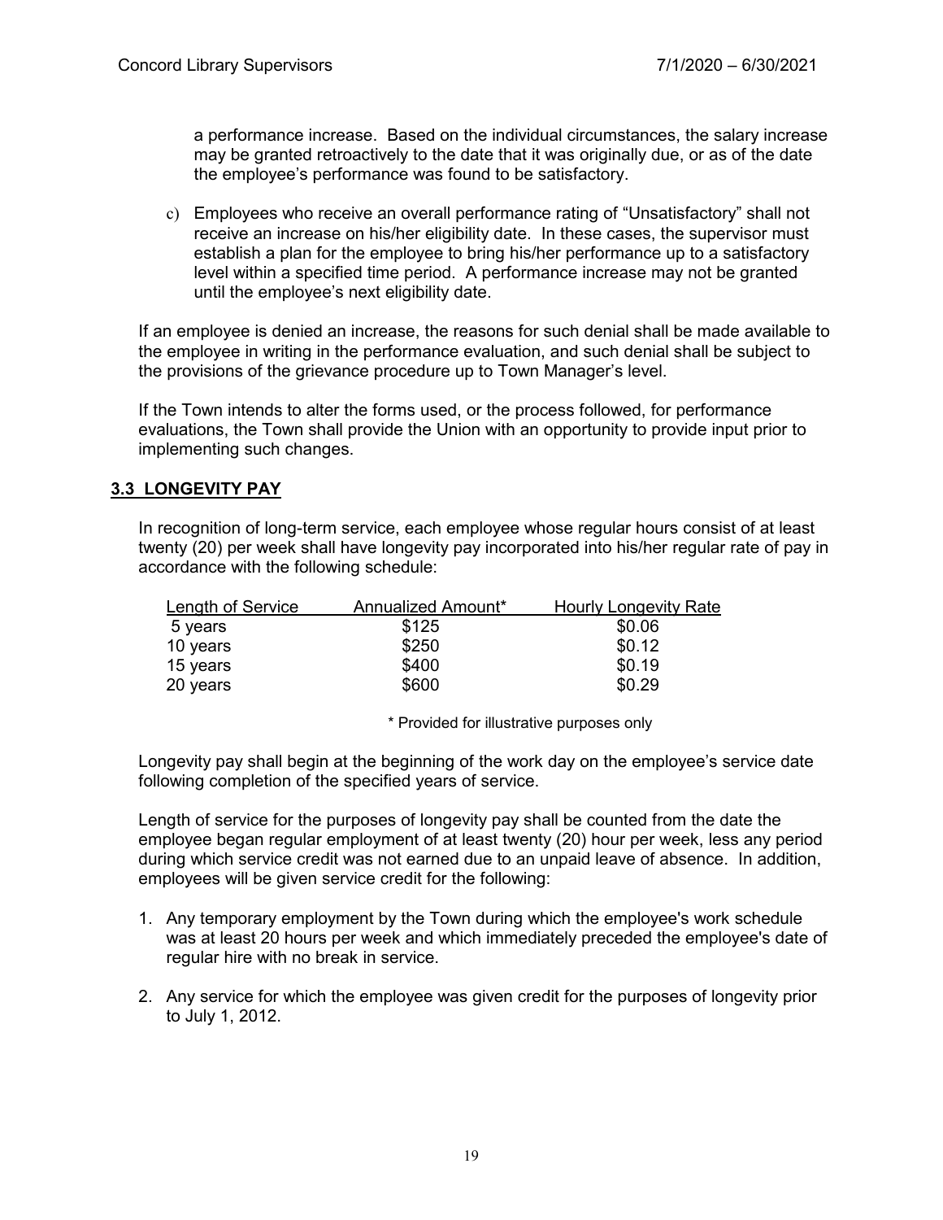a performance increase. Based on the individual circumstances, the salary increase may be granted retroactively to the date that it was originally due, or as of the date the employee's performance was found to be satisfactory.

c) Employees who receive an overall performance rating of "Unsatisfactory" shall not receive an increase on his/her eligibility date. In these cases, the supervisor must establish a plan for the employee to bring his/her performance up to a satisfactory level within a specified time period. A performance increase may not be granted until the employee's next eligibility date.

If an employee is denied an increase, the reasons for such denial shall be made available to the employee in writing in the performance evaluation, and such denial shall be subject to the provisions of the grievance procedure up to Town Manager's level.

If the Town intends to alter the forms used, or the process followed, for performance evaluations, the Town shall provide the Union with an opportunity to provide input prior to implementing such changes.

## 3.3 LONGEVITY PAY

In recognition of long-term service, each employee whose regular hours consist of at least twenty (20) per week shall have longevity pay incorporated into his/her regular rate of pay in accordance with the following schedule:

| Length of Service | Annualized Amount* | Hourly Longevity Rate |
|---|---|---|
| 5 years | $125 | $0.06 |
| 10 years | $250 | $0.12 |
| 15 years | $400 | $0.19 |
| 20 years | $600 | $0.29 |

\* Provided for illustrative purposes only

Longevity pay shall begin at the beginning of the work day on the employee's service date following completion of the specified years of service.

Length of service for the purposes of longevity pay shall be counted from the date the employee began regular employment of at least twenty (20) hour per week, less any period during which service credit was not earned due to an unpaid leave of absence. In addition, employees will be given service credit for the following:

1. Any temporary employment by the Town during which the employee's work schedule was at least 20 hours per week and which immediately preceded the employee's date of regular hire with no break in service.

2. Any service for which the employee was given credit for the purposes of longevity prior to July 1, 2012.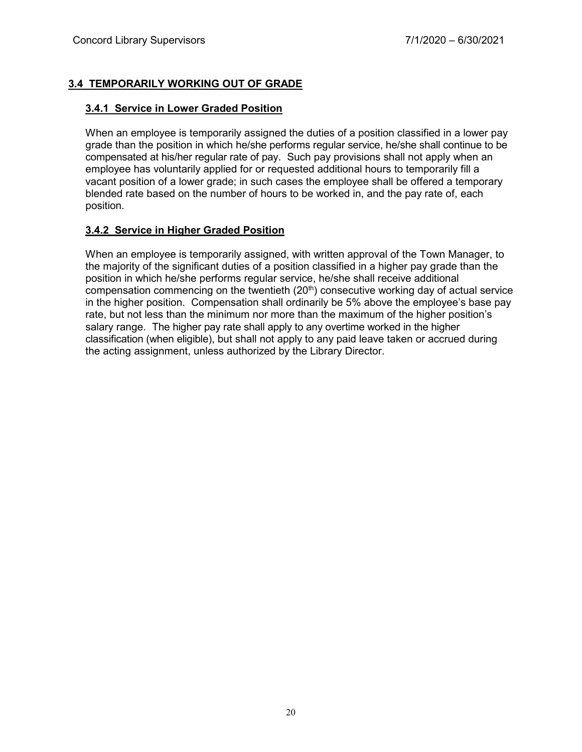## 3.4 TEMPORARILY WORKING OUT OF GRADE

### 3.4.1 Service in Lower Graded Position

When an employee is temporarily assigned the duties of a position classified in a lower pay grade than the position in which he/she performs regular service, he/she shall continue to be compensated at his/her regular rate of pay. Such pay provisions shall not apply when an employee has voluntarily applied for or requested additional hours to temporarily fill a vacant position of a lower grade; in such cases the employee shall be offered a temporary blended rate based on the number of hours to be worked in, and the pay rate of, each position.

### 3.4.2 Service in Higher Graded Position

When an employee is temporarily assigned, with written approval of the Town Manager, to the majority of the significant duties of a position classified in a higher pay grade than the position in which he/she performs regular service, he/she shall receive additional compensation commencing on the twentieth (20th) consecutive working day of actual service in the higher position. Compensation shall ordinarily be 5% above the employee's base pay rate, but not less than the minimum nor more than the maximum of the higher position's salary range. The higher pay rate shall apply to any overtime worked in the higher classification (when eligible), but shall not apply to any paid leave taken or accrued during the acting assignment, unless authorized by the Library Director.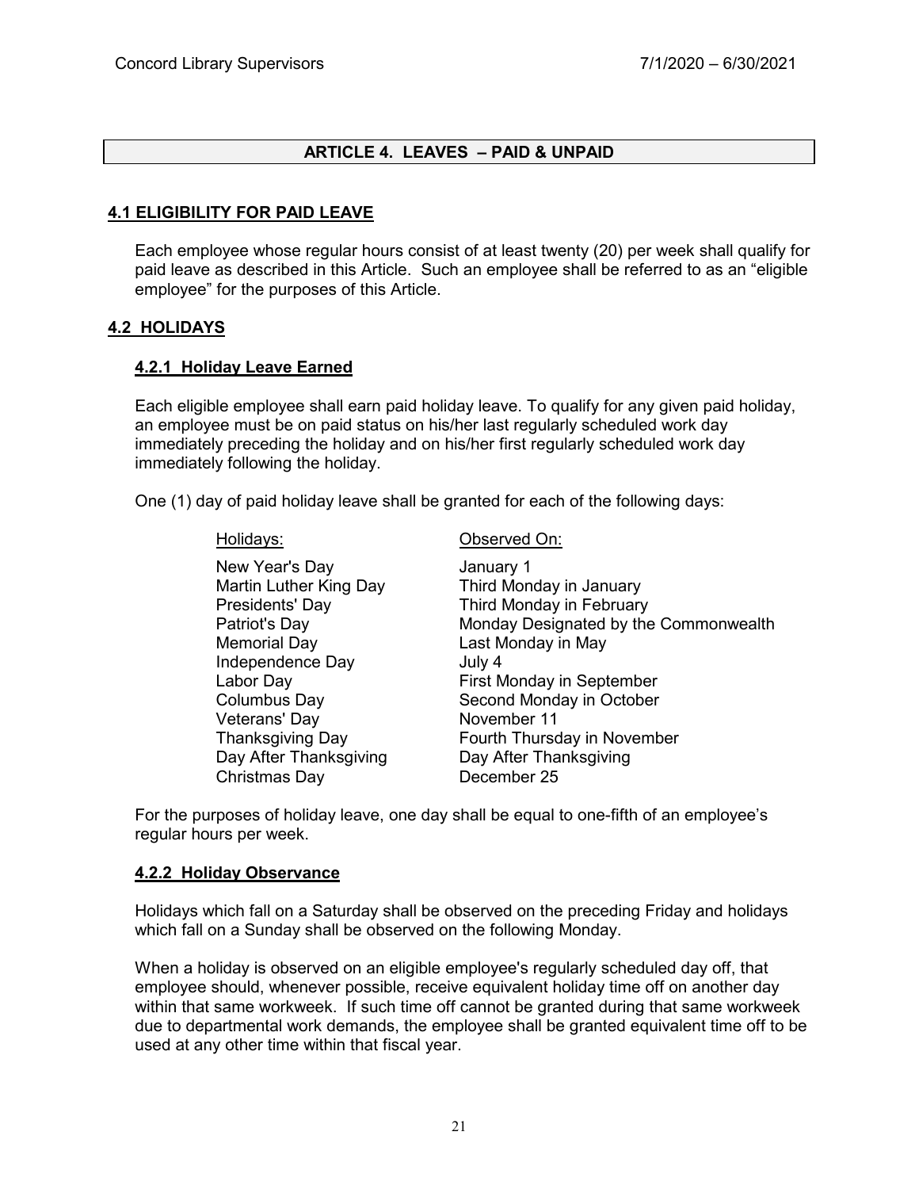## ARTICLE 4. LEAVES – PAID & UNPAID

### 4.1 ELIGIBILITY FOR PAID LEAVE

Each employee whose regular hours consist of at least twenty (20) per week shall qualify for paid leave as described in this Article. Such an employee shall be referred to as an "eligible employee" for the purposes of this Article.

### 4.2 HOLIDAYS

#### 4.2.1 Holiday Leave Earned

Each eligible employee shall earn paid holiday leave. To qualify for any given paid holiday, an employee must be on paid status on his/her last regularly scheduled work day immediately preceding the holiday and on his/her first regularly scheduled work day immediately following the holiday.

One (1) day of paid holiday leave shall be granted for each of the following days:

| Holidays: | Observed On: |
|---|---|
| New Year's Day | January 1 |
| Martin Luther King Day | Third Monday in January |
| Presidents' Day | Third Monday in February |
| Patriot's Day | Monday Designated by the Commonwealth |
| Memorial Day | Last Monday in May |
| Independence Day | July 4 |
| Labor Day | First Monday in September |
| Columbus Day | Second Monday in October |
| Veterans' Day | November 11 |
| Thanksgiving Day | Fourth Thursday in November |
| Day After Thanksgiving | Day After Thanksgiving |
| Christmas Day | December 25 |

For the purposes of holiday leave, one day shall be equal to one-fifth of an employee's regular hours per week.

#### 4.2.2 Holiday Observance

Holidays which fall on a Saturday shall be observed on the preceding Friday and holidays which fall on a Sunday shall be observed on the following Monday.

When a holiday is observed on an eligible employee's regularly scheduled day off, that employee should, whenever possible, receive equivalent holiday time off on another day within that same workweek. If such time off cannot be granted during that same workweek due to departmental work demands, the employee shall be granted equivalent time off to be used at any other time within that fiscal year.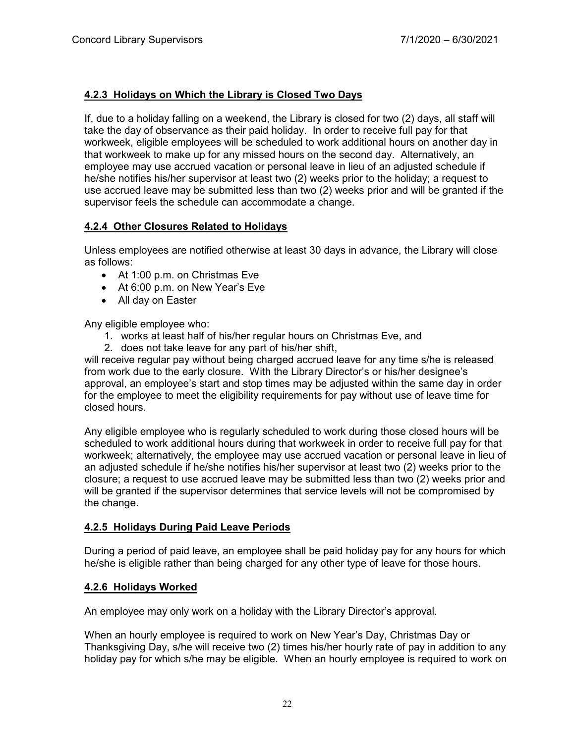### **4.2.3 Holidays on Which the Library is Closed Two Days**

If, due to a holiday falling on a weekend, the Library is closed for two (2) days, all staff will take the day of observance as their paid holiday. In order to receive full pay for that workweek, eligible employees will be scheduled to work additional hours on another day in that workweek to make up for any missed hours on the second day. Alternatively, an employee may use accrued vacation or personal leave in lieu of an adjusted schedule if he/she notifies his/her supervisor at least two (2) weeks prior to the holiday; a request to use accrued leave may be submitted less than two (2) weeks prior and will be granted if the supervisor feels the schedule can accommodate a change.

### **4.2.4 Other Closures Related to Holidays**

Unless employees are notified otherwise at least 30 days in advance, the Library will close as follows:

- At 1:00 p.m. on Christmas Eve
- At 6:00 p.m. on New Year's Eve
- All day on Easter

Any eligible employee who:

1. works at least half of his/her regular hours on Christmas Eve, and
2. does not take leave for any part of his/her shift,

will receive regular pay without being charged accrued leave for any time s/he is released from work due to the early closure. With the Library Director's or his/her designee's approval, an employee's start and stop times may be adjusted within the same day in order for the employee to meet the eligibility requirements for pay without use of leave time for closed hours.

Any eligible employee who is regularly scheduled to work during those closed hours will be scheduled to work additional hours during that workweek in order to receive full pay for that workweek; alternatively, the employee may use accrued vacation or personal leave in lieu of an adjusted schedule if he/she notifies his/her supervisor at least two (2) weeks prior to the closure; a request to use accrued leave may be submitted less than two (2) weeks prior and will be granted if the supervisor determines that service levels will not be compromised by the change.

### **4.2.5 Holidays During Paid Leave Periods**

During a period of paid leave, an employee shall be paid holiday pay for any hours for which he/she is eligible rather than being charged for any other type of leave for those hours.

### **4.2.6 Holidays Worked**

An employee may only work on a holiday with the Library Director's approval.

When an hourly employee is required to work on New Year's Day, Christmas Day or Thanksgiving Day, s/he will receive two (2) times his/her hourly rate of pay in addition to any holiday pay for which s/he may be eligible. When an hourly employee is required to work on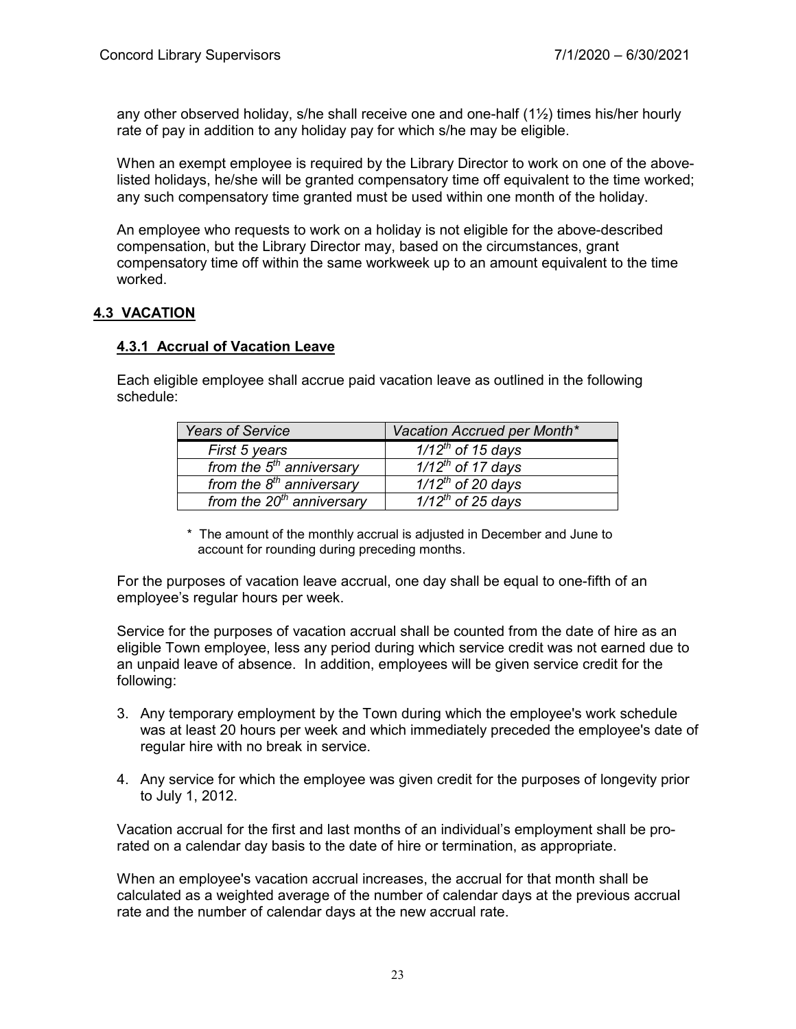any other observed holiday, s/he shall receive one and one-half (1½) times his/her hourly rate of pay in addition to any holiday pay for which s/he may be eligible.

When an exempt employee is required by the Library Director to work on one of the above-listed holidays, he/she will be granted compensatory time off equivalent to the time worked; any such compensatory time granted must be used within one month of the holiday.

An employee who requests to work on a holiday is not eligible for the above-described compensation, but the Library Director may, based on the circumstances, grant compensatory time off within the same workweek up to an amount equivalent to the time worked.

## 4.3 VACATION

### 4.3.1 Accrual of Vacation Leave

Each eligible employee shall accrue paid vacation leave as outlined in the following schedule:

| *Years of Service* | *Vacation Accrued per Month** |
|---|---|
| *First 5 years* | *1/12th of 15 days* |
| *from the 5th anniversary* | *1/12th of 17 days* |
| *from the 8th anniversary* | *1/12th of 20 days* |
| *from the 20th anniversary* | *1/12th of 25 days* |

\* The amount of the monthly accrual is adjusted in December and June to account for rounding during preceding months.

For the purposes of vacation leave accrual, one day shall be equal to one-fifth of an employee's regular hours per week.

Service for the purposes of vacation accrual shall be counted from the date of hire as an eligible Town employee, less any period during which service credit was not earned due to an unpaid leave of absence. In addition, employees will be given service credit for the following:

3. Any temporary employment by the Town during which the employee's work schedule was at least 20 hours per week and which immediately preceded the employee's date of regular hire with no break in service.

4. Any service for which the employee was given credit for the purposes of longevity prior to July 1, 2012.

Vacation accrual for the first and last months of an individual's employment shall be pro-rated on a calendar day basis to the date of hire or termination, as appropriate.

When an employee's vacation accrual increases, the accrual for that month shall be calculated as a weighted average of the number of calendar days at the previous accrual rate and the number of calendar days at the new accrual rate.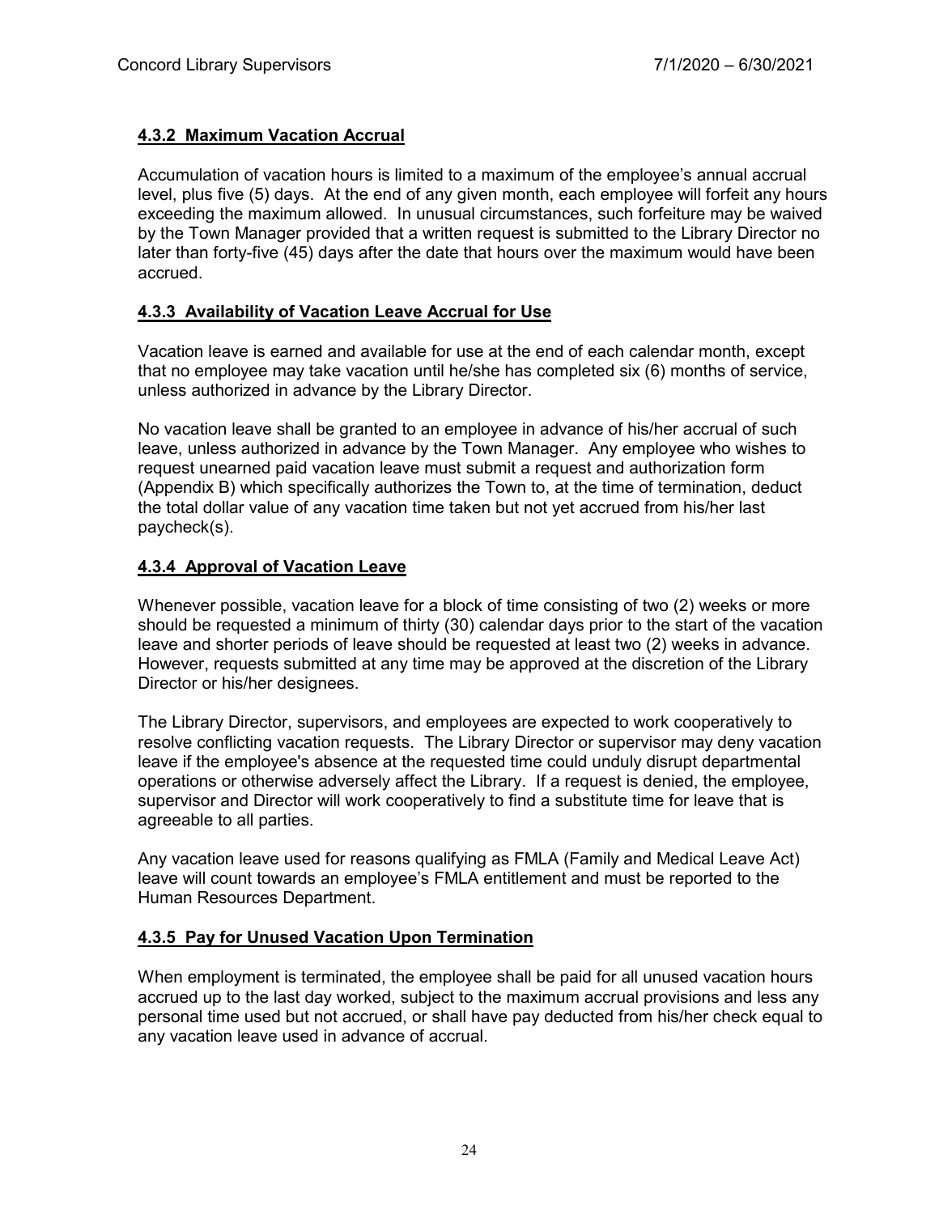### 4.3.2 Maximum Vacation Accrual

Accumulation of vacation hours is limited to a maximum of the employee's annual accrual level, plus five (5) days. At the end of any given month, each employee will forfeit any hours exceeding the maximum allowed. In unusual circumstances, such forfeiture may be waived by the Town Manager provided that a written request is submitted to the Library Director no later than forty-five (45) days after the date that hours over the maximum would have been accrued.

### 4.3.3 Availability of Vacation Leave Accrual for Use

Vacation leave is earned and available for use at the end of each calendar month, except that no employee may take vacation until he/she has completed six (6) months of service, unless authorized in advance by the Library Director.

No vacation leave shall be granted to an employee in advance of his/her accrual of such leave, unless authorized in advance by the Town Manager. Any employee who wishes to request unearned paid vacation leave must submit a request and authorization form (Appendix B) which specifically authorizes the Town to, at the time of termination, deduct the total dollar value of any vacation time taken but not yet accrued from his/her last paycheck(s).

### 4.3.4 Approval of Vacation Leave

Whenever possible, vacation leave for a block of time consisting of two (2) weeks or more should be requested a minimum of thirty (30) calendar days prior to the start of the vacation leave and shorter periods of leave should be requested at least two (2) weeks in advance. However, requests submitted at any time may be approved at the discretion of the Library Director or his/her designees.

The Library Director, supervisors, and employees are expected to work cooperatively to resolve conflicting vacation requests. The Library Director or supervisor may deny vacation leave if the employee's absence at the requested time could unduly disrupt departmental operations or otherwise adversely affect the Library. If a request is denied, the employee, supervisor and Director will work cooperatively to find a substitute time for leave that is agreeable to all parties.

Any vacation leave used for reasons qualifying as FMLA (Family and Medical Leave Act) leave will count towards an employee's FMLA entitlement and must be reported to the Human Resources Department.

### 4.3.5 Pay for Unused Vacation Upon Termination

When employment is terminated, the employee shall be paid for all unused vacation hours accrued up to the last day worked, subject to the maximum accrual provisions and less any personal time used but not accrued, or shall have pay deducted from his/her check equal to any vacation leave used in advance of accrual.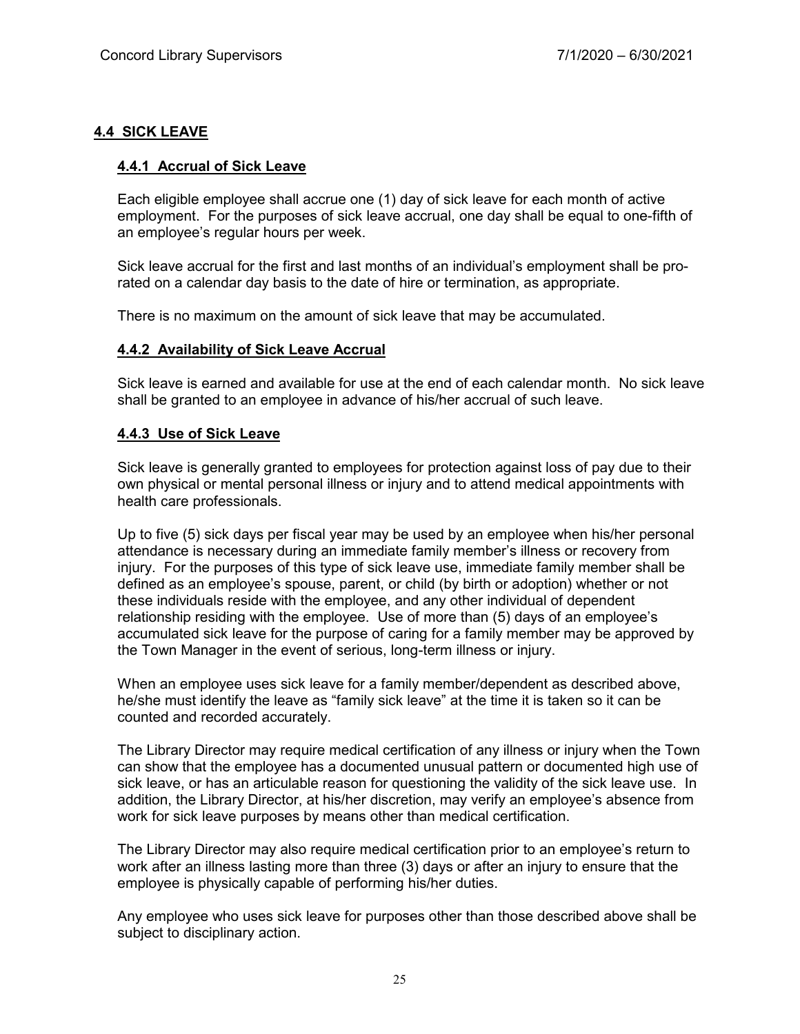## 4.4 SICK LEAVE

### 4.4.1 Accrual of Sick Leave

Each eligible employee shall accrue one (1) day of sick leave for each month of active employment. For the purposes of sick leave accrual, one day shall be equal to one-fifth of an employee's regular hours per week.

Sick leave accrual for the first and last months of an individual's employment shall be pro-rated on a calendar day basis to the date of hire or termination, as appropriate.

There is no maximum on the amount of sick leave that may be accumulated.

### 4.4.2 Availability of Sick Leave Accrual

Sick leave is earned and available for use at the end of each calendar month. No sick leave shall be granted to an employee in advance of his/her accrual of such leave.

### 4.4.3 Use of Sick Leave

Sick leave is generally granted to employees for protection against loss of pay due to their own physical or mental personal illness or injury and to attend medical appointments with health care professionals.

Up to five (5) sick days per fiscal year may be used by an employee when his/her personal attendance is necessary during an immediate family member's illness or recovery from injury. For the purposes of this type of sick leave use, immediate family member shall be defined as an employee's spouse, parent, or child (by birth or adoption) whether or not these individuals reside with the employee, and any other individual of dependent relationship residing with the employee. Use of more than (5) days of an employee's accumulated sick leave for the purpose of caring for a family member may be approved by the Town Manager in the event of serious, long-term illness or injury.

When an employee uses sick leave for a family member/dependent as described above, he/she must identify the leave as "family sick leave" at the time it is taken so it can be counted and recorded accurately.

The Library Director may require medical certification of any illness or injury when the Town can show that the employee has a documented unusual pattern or documented high use of sick leave, or has an articulable reason for questioning the validity of the sick leave use. In addition, the Library Director, at his/her discretion, may verify an employee's absence from work for sick leave purposes by means other than medical certification.

The Library Director may also require medical certification prior to an employee's return to work after an illness lasting more than three (3) days or after an injury to ensure that the employee is physically capable of performing his/her duties.

Any employee who uses sick leave for purposes other than those described above shall be subject to disciplinary action.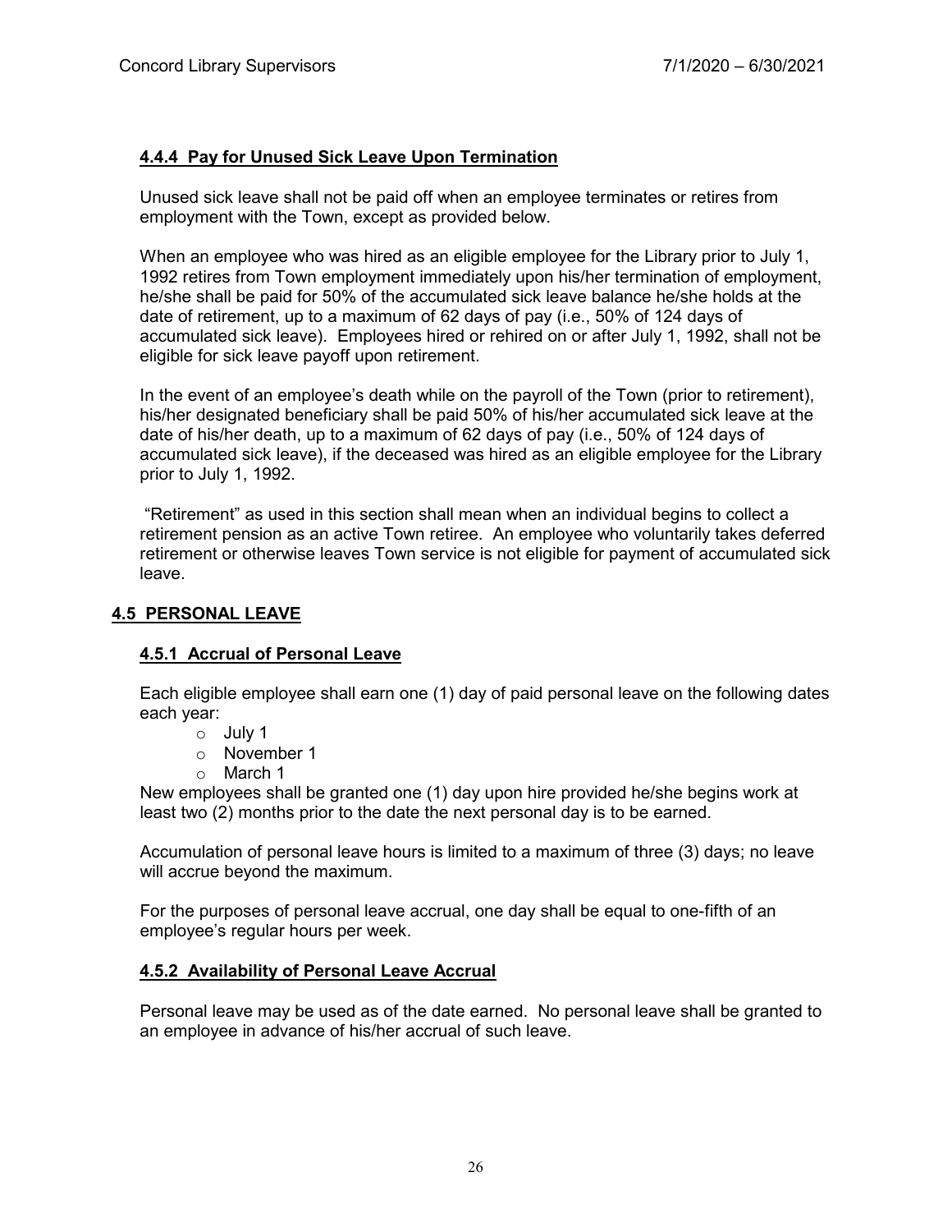#### 4.4.4 Pay for Unused Sick Leave Upon Termination

Unused sick leave shall not be paid off when an employee terminates or retires from employment with the Town, except as provided below.

When an employee who was hired as an eligible employee for the Library prior to July 1, 1992 retires from Town employment immediately upon his/her termination of employment, he/she shall be paid for 50% of the accumulated sick leave balance he/she holds at the date of retirement, up to a maximum of 62 days of pay (i.e., 50% of 124 days of accumulated sick leave). Employees hired or rehired on or after July 1, 1992, shall not be eligible for sick leave payoff upon retirement.

In the event of an employee's death while on the payroll of the Town (prior to retirement), his/her designated beneficiary shall be paid 50% of his/her accumulated sick leave at the date of his/her death, up to a maximum of 62 days of pay (i.e., 50% of 124 days of accumulated sick leave), if the deceased was hired as an eligible employee for the Library prior to July 1, 1992.

"Retirement" as used in this section shall mean when an individual begins to collect a retirement pension as an active Town retiree. An employee who voluntarily takes deferred retirement or otherwise leaves Town service is not eligible for payment of accumulated sick leave.

### 4.5 PERSONAL LEAVE

#### 4.5.1 Accrual of Personal Leave

Each eligible employee shall earn one (1) day of paid personal leave on the following dates each year:

- July 1
- November 1
- March 1

New employees shall be granted one (1) day upon hire provided he/she begins work at least two (2) months prior to the date the next personal day is to be earned.

Accumulation of personal leave hours is limited to a maximum of three (3) days; no leave will accrue beyond the maximum.

For the purposes of personal leave accrual, one day shall be equal to one-fifth of an employee's regular hours per week.

#### 4.5.2 Availability of Personal Leave Accrual

Personal leave may be used as of the date earned. No personal leave shall be granted to an employee in advance of his/her accrual of such leave.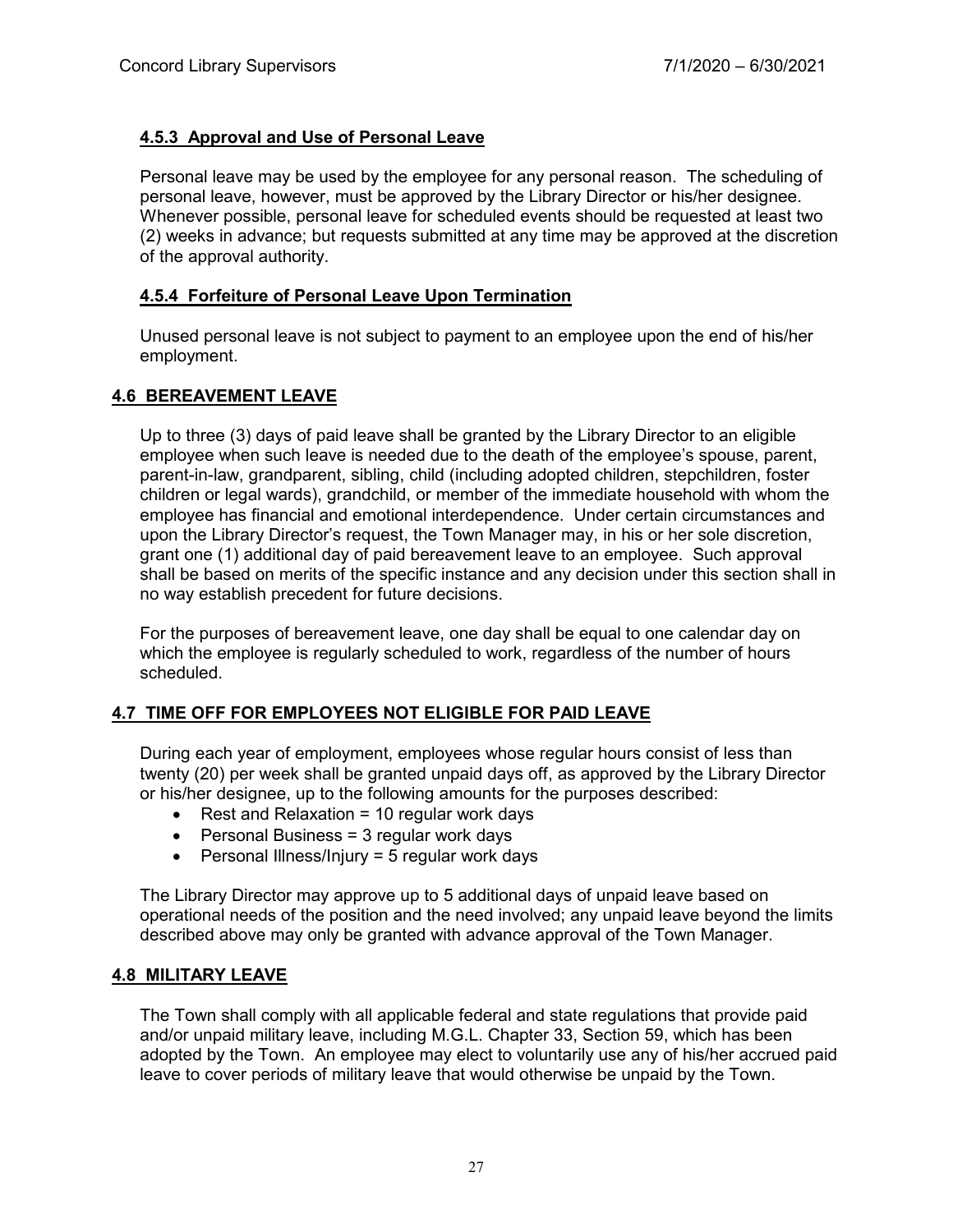#### 4.5.3 Approval and Use of Personal Leave

Personal leave may be used by the employee for any personal reason. The scheduling of personal leave, however, must be approved by the Library Director or his/her designee. Whenever possible, personal leave for scheduled events should be requested at least two (2) weeks in advance; but requests submitted at any time may be approved at the discretion of the approval authority.

#### 4.5.4 Forfeiture of Personal Leave Upon Termination

Unused personal leave is not subject to payment to an employee upon the end of his/her employment.

### 4.6 BEREAVEMENT LEAVE

Up to three (3) days of paid leave shall be granted by the Library Director to an eligible employee when such leave is needed due to the death of the employee's spouse, parent, parent-in-law, grandparent, sibling, child (including adopted children, stepchildren, foster children or legal wards), grandchild, or member of the immediate household with whom the employee has financial and emotional interdependence. Under certain circumstances and upon the Library Director's request, the Town Manager may, in his or her sole discretion, grant one (1) additional day of paid bereavement leave to an employee. Such approval shall be based on merits of the specific instance and any decision under this section shall in no way establish precedent for future decisions.

For the purposes of bereavement leave, one day shall be equal to one calendar day on which the employee is regularly scheduled to work, regardless of the number of hours scheduled.

### 4.7 TIME OFF FOR EMPLOYEES NOT ELIGIBLE FOR PAID LEAVE

During each year of employment, employees whose regular hours consist of less than twenty (20) per week shall be granted unpaid days off, as approved by the Library Director or his/her designee, up to the following amounts for the purposes described:

- Rest and Relaxation = 10 regular work days
- Personal Business = 3 regular work days
- Personal Illness/Injury = 5 regular work days

The Library Director may approve up to 5 additional days of unpaid leave based on operational needs of the position and the need involved; any unpaid leave beyond the limits described above may only be granted with advance approval of the Town Manager.

### 4.8 MILITARY LEAVE

The Town shall comply with all applicable federal and state regulations that provide paid and/or unpaid military leave, including M.G.L. Chapter 33, Section 59, which has been adopted by the Town. An employee may elect to voluntarily use any of his/her accrued paid leave to cover periods of military leave that would otherwise be unpaid by the Town.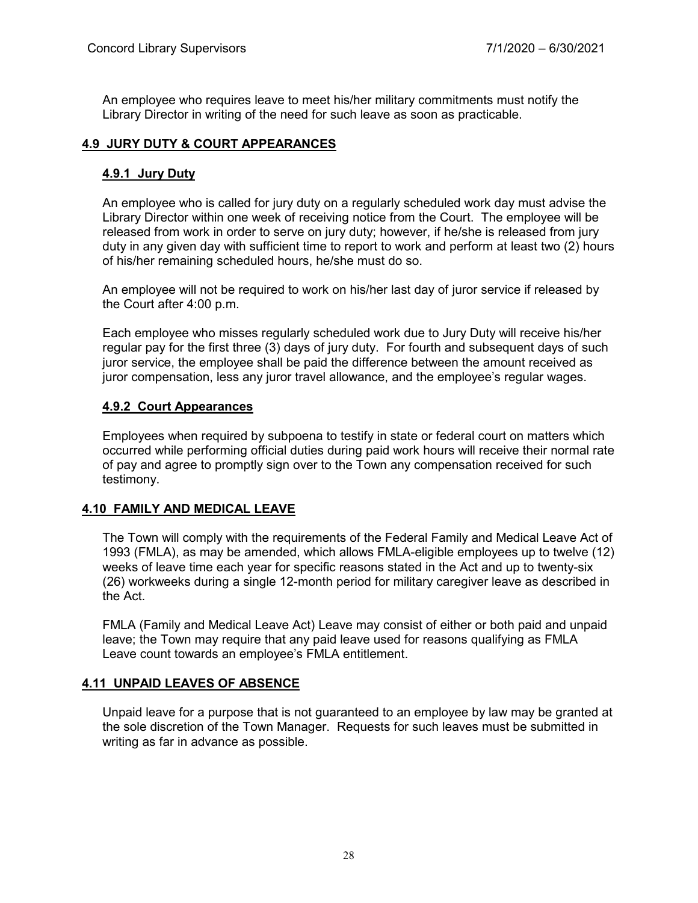An employee who requires leave to meet his/her military commitments must notify the Library Director in writing of the need for such leave as soon as practicable.

## 4.9 JURY DUTY & COURT APPEARANCES

### 4.9.1 Jury Duty

An employee who is called for jury duty on a regularly scheduled work day must advise the Library Director within one week of receiving notice from the Court. The employee will be released from work in order to serve on jury duty; however, if he/she is released from jury duty in any given day with sufficient time to report to work and perform at least two (2) hours of his/her remaining scheduled hours, he/she must do so.

An employee will not be required to work on his/her last day of juror service if released by the Court after 4:00 p.m.

Each employee who misses regularly scheduled work due to Jury Duty will receive his/her regular pay for the first three (3) days of jury duty. For fourth and subsequent days of such juror service, the employee shall be paid the difference between the amount received as juror compensation, less any juror travel allowance, and the employee's regular wages.

### 4.9.2 Court Appearances

Employees when required by subpoena to testify in state or federal court on matters which occurred while performing official duties during paid work hours will receive their normal rate of pay and agree to promptly sign over to the Town any compensation received for such testimony.

## 4.10 FAMILY AND MEDICAL LEAVE

The Town will comply with the requirements of the Federal Family and Medical Leave Act of 1993 (FMLA), as may be amended, which allows FMLA-eligible employees up to twelve (12) weeks of leave time each year for specific reasons stated in the Act and up to twenty-six (26) workweeks during a single 12-month period for military caregiver leave as described in the Act.

FMLA (Family and Medical Leave Act) Leave may consist of either or both paid and unpaid leave; the Town may require that any paid leave used for reasons qualifying as FMLA Leave count towards an employee's FMLA entitlement.

## 4.11 UNPAID LEAVES OF ABSENCE

Unpaid leave for a purpose that is not guaranteed to an employee by law may be granted at the sole discretion of the Town Manager. Requests for such leaves must be submitted in writing as far in advance as possible.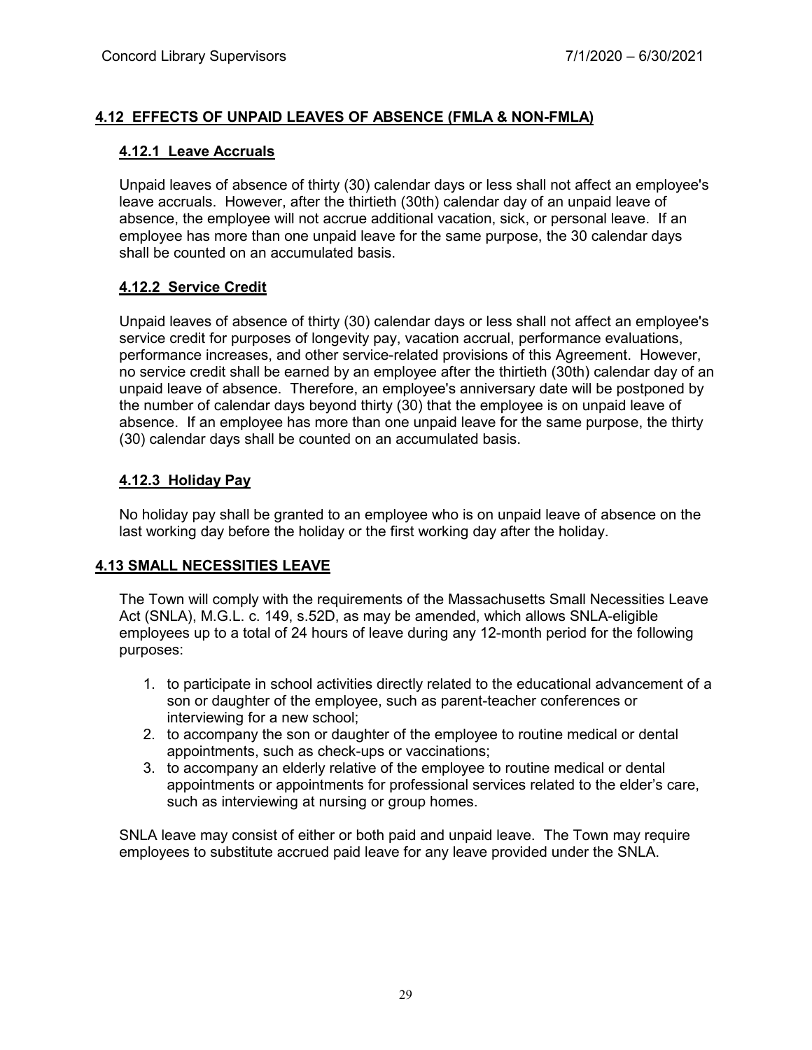## 4.12 EFFECTS OF UNPAID LEAVES OF ABSENCE (FMLA & NON-FMLA)

### 4.12.1 Leave Accruals

Unpaid leaves of absence of thirty (30) calendar days or less shall not affect an employee's leave accruals. However, after the thirtieth (30th) calendar day of an unpaid leave of absence, the employee will not accrue additional vacation, sick, or personal leave. If an employee has more than one unpaid leave for the same purpose, the 30 calendar days shall be counted on an accumulated basis.

### 4.12.2 Service Credit

Unpaid leaves of absence of thirty (30) calendar days or less shall not affect an employee's service credit for purposes of longevity pay, vacation accrual, performance evaluations, performance increases, and other service-related provisions of this Agreement. However, no service credit shall be earned by an employee after the thirtieth (30th) calendar day of an unpaid leave of absence. Therefore, an employee's anniversary date will be postponed by the number of calendar days beyond thirty (30) that the employee is on unpaid leave of absence. If an employee has more than one unpaid leave for the same purpose, the thirty (30) calendar days shall be counted on an accumulated basis.

### 4.12.3 Holiday Pay

No holiday pay shall be granted to an employee who is on unpaid leave of absence on the last working day before the holiday or the first working day after the holiday.

## 4.13 SMALL NECESSITIES LEAVE

The Town will comply with the requirements of the Massachusetts Small Necessities Leave Act (SNLA), M.G.L. c. 149, s.52D, as may be amended, which allows SNLA-eligible employees up to a total of 24 hours of leave during any 12-month period for the following purposes:

1. to participate in school activities directly related to the educational advancement of a son or daughter of the employee, such as parent-teacher conferences or interviewing for a new school;
2. to accompany the son or daughter of the employee to routine medical or dental appointments, such as check-ups or vaccinations;
3. to accompany an elderly relative of the employee to routine medical or dental appointments or appointments for professional services related to the elder's care, such as interviewing at nursing or group homes.

SNLA leave may consist of either or both paid and unpaid leave. The Town may require employees to substitute accrued paid leave for any leave provided under the SNLA.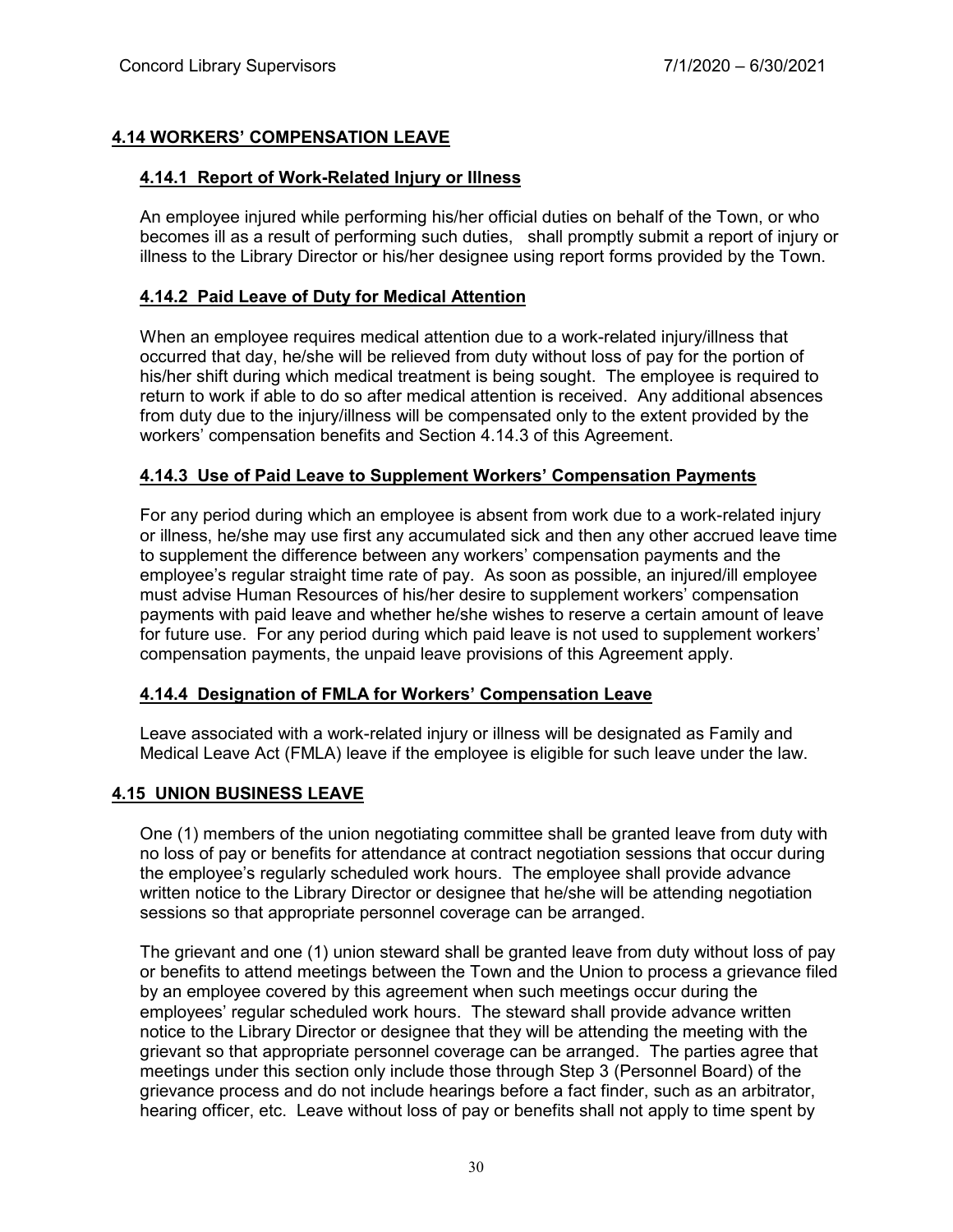## 4.14 WORKERS' COMPENSATION LEAVE

### 4.14.1 Report of Work-Related Injury or Illness

An employee injured while performing his/her official duties on behalf of the Town, or who becomes ill as a result of performing such duties, shall promptly submit a report of injury or illness to the Library Director or his/her designee using report forms provided by the Town.

### 4.14.2 Paid Leave of Duty for Medical Attention

When an employee requires medical attention due to a work-related injury/illness that occurred that day, he/she will be relieved from duty without loss of pay for the portion of his/her shift during which medical treatment is being sought. The employee is required to return to work if able to do so after medical attention is received. Any additional absences from duty due to the injury/illness will be compensated only to the extent provided by the workers' compensation benefits and Section 4.14.3 of this Agreement.

### 4.14.3 Use of Paid Leave to Supplement Workers' Compensation Payments

For any period during which an employee is absent from work due to a work-related injury or illness, he/she may use first any accumulated sick and then any other accrued leave time to supplement the difference between any workers' compensation payments and the employee's regular straight time rate of pay. As soon as possible, an injured/ill employee must advise Human Resources of his/her desire to supplement workers' compensation payments with paid leave and whether he/she wishes to reserve a certain amount of leave for future use. For any period during which paid leave is not used to supplement workers' compensation payments, the unpaid leave provisions of this Agreement apply.

### 4.14.4 Designation of FMLA for Workers' Compensation Leave

Leave associated with a work-related injury or illness will be designated as Family and Medical Leave Act (FMLA) leave if the employee is eligible for such leave under the law.

## 4.15 UNION BUSINESS LEAVE

One (1) members of the union negotiating committee shall be granted leave from duty with no loss of pay or benefits for attendance at contract negotiation sessions that occur during the employee's regularly scheduled work hours. The employee shall provide advance written notice to the Library Director or designee that he/she will be attending negotiation sessions so that appropriate personnel coverage can be arranged.

The grievant and one (1) union steward shall be granted leave from duty without loss of pay or benefits to attend meetings between the Town and the Union to process a grievance filed by an employee covered by this agreement when such meetings occur during the employees' regular scheduled work hours. The steward shall provide advance written notice to the Library Director or designee that they will be attending the meeting with the grievant so that appropriate personnel coverage can be arranged. The parties agree that meetings under this section only include those through Step 3 (Personnel Board) of the grievance process and do not include hearings before a fact finder, such as an arbitrator, hearing officer, etc. Leave without loss of pay or benefits shall not apply to time spent by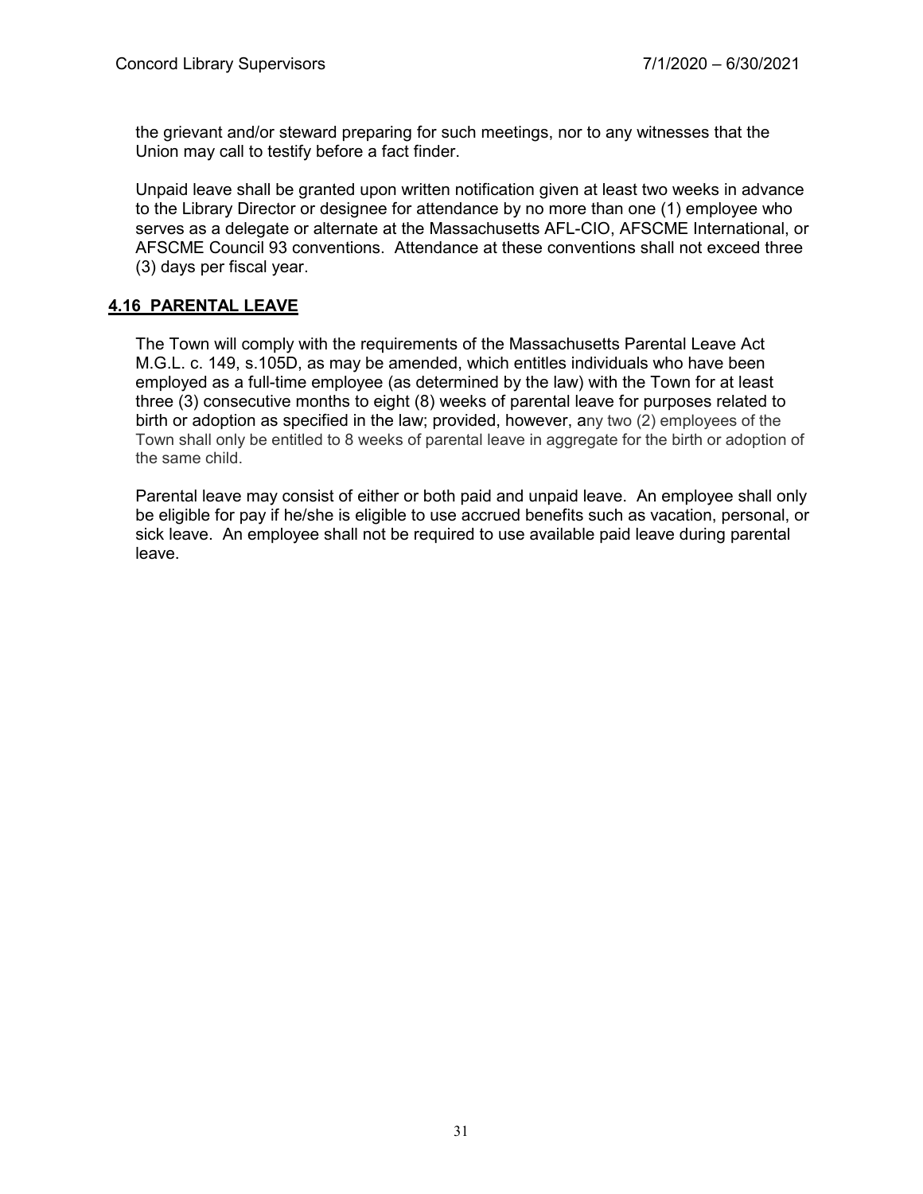the grievant and/or steward preparing for such meetings, nor to any witnesses that the Union may call to testify before a fact finder.

Unpaid leave shall be granted upon written notification given at least two weeks in advance to the Library Director or designee for attendance by no more than one (1) employee who serves as a delegate or alternate at the Massachusetts AFL-CIO, AFSCME International, or AFSCME Council 93 conventions. Attendance at these conventions shall not exceed three (3) days per fiscal year.

## 4.16 PARENTAL LEAVE

The Town will comply with the requirements of the Massachusetts Parental Leave Act M.G.L. c. 149, s.105D, as may be amended, which entitles individuals who have been employed as a full-time employee (as determined by the law) with the Town for at least three (3) consecutive months to eight (8) weeks of parental leave for purposes related to birth or adoption as specified in the law; provided, however, any two (2) employees of the Town shall only be entitled to 8 weeks of parental leave in aggregate for the birth or adoption of the same child.

Parental leave may consist of either or both paid and unpaid leave. An employee shall only be eligible for pay if he/she is eligible to use accrued benefits such as vacation, personal, or sick leave. An employee shall not be required to use available paid leave during parental leave.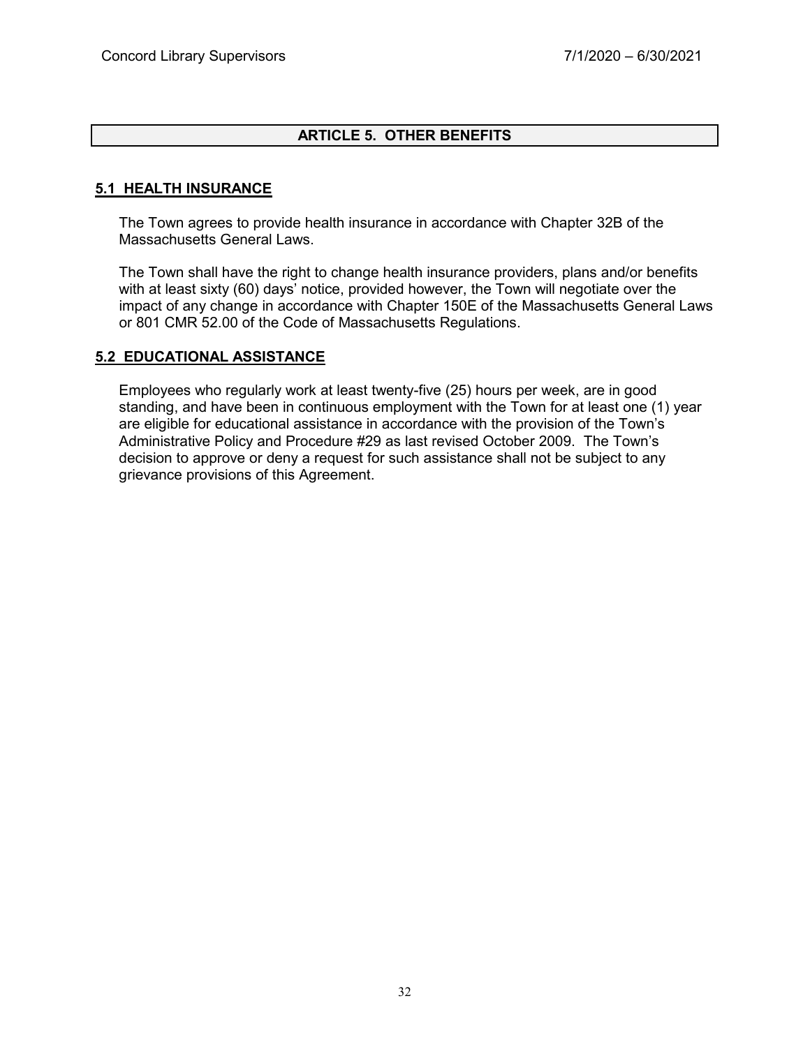## ARTICLE 5. OTHER BENEFITS

### 5.1 HEALTH INSURANCE

The Town agrees to provide health insurance in accordance with Chapter 32B of the Massachusetts General Laws.

The Town shall have the right to change health insurance providers, plans and/or benefits with at least sixty (60) days' notice, provided however, the Town will negotiate over the impact of any change in accordance with Chapter 150E of the Massachusetts General Laws or 801 CMR 52.00 of the Code of Massachusetts Regulations.

### 5.2 EDUCATIONAL ASSISTANCE

Employees who regularly work at least twenty-five (25) hours per week, are in good standing, and have been in continuous employment with the Town for at least one (1) year are eligible for educational assistance in accordance with the provision of the Town's Administrative Policy and Procedure #29 as last revised October 2009. The Town's decision to approve or deny a request for such assistance shall not be subject to any grievance provisions of this Agreement.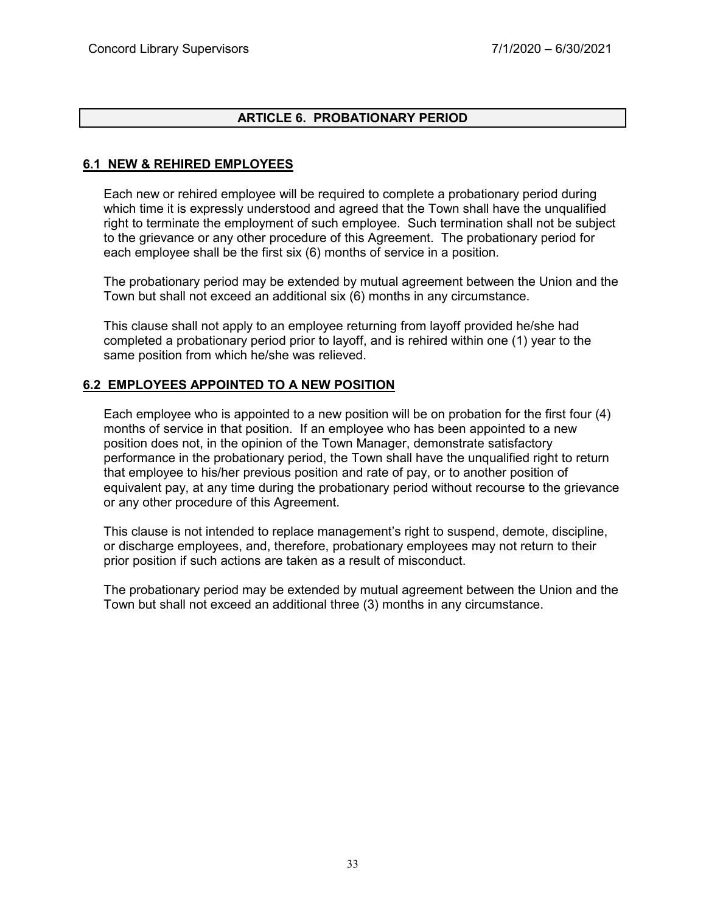## ARTICLE 6. PROBATIONARY PERIOD

### 6.1 NEW & REHIRED EMPLOYEES

Each new or rehired employee will be required to complete a probationary period during which time it is expressly understood and agreed that the Town shall have the unqualified right to terminate the employment of such employee. Such termination shall not be subject to the grievance or any other procedure of this Agreement. The probationary period for each employee shall be the first six (6) months of service in a position.

The probationary period may be extended by mutual agreement between the Union and the Town but shall not exceed an additional six (6) months in any circumstance.

This clause shall not apply to an employee returning from layoff provided he/she had completed a probationary period prior to layoff, and is rehired within one (1) year to the same position from which he/she was relieved.

### 6.2 EMPLOYEES APPOINTED TO A NEW POSITION

Each employee who is appointed to a new position will be on probation for the first four (4) months of service in that position. If an employee who has been appointed to a new position does not, in the opinion of the Town Manager, demonstrate satisfactory performance in the probationary period, the Town shall have the unqualified right to return that employee to his/her previous position and rate of pay, or to another position of equivalent pay, at any time during the probationary period without recourse to the grievance or any other procedure of this Agreement.

This clause is not intended to replace management's right to suspend, demote, discipline, or discharge employees, and, therefore, probationary employees may not return to their prior position if such actions are taken as a result of misconduct.

The probationary period may be extended by mutual agreement between the Union and the Town but shall not exceed an additional three (3) months in any circumstance.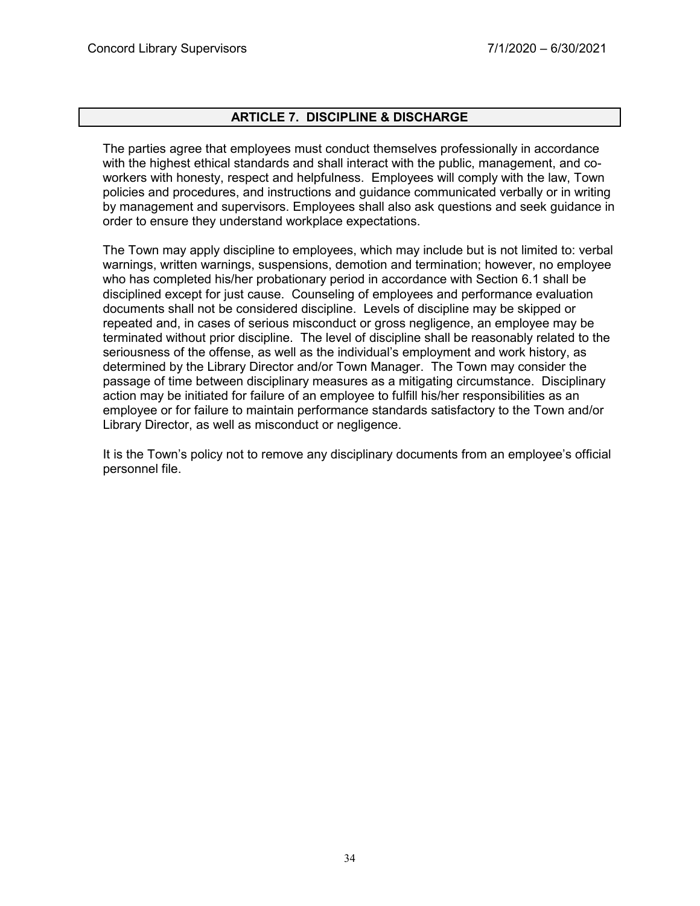## ARTICLE 7. DISCIPLINE & DISCHARGE

The parties agree that employees must conduct themselves professionally in accordance with the highest ethical standards and shall interact with the public, management, and co-workers with honesty, respect and helpfulness. Employees will comply with the law, Town policies and procedures, and instructions and guidance communicated verbally or in writing by management and supervisors. Employees shall also ask questions and seek guidance in order to ensure they understand workplace expectations.

The Town may apply discipline to employees, which may include but is not limited to: verbal warnings, written warnings, suspensions, demotion and termination; however, no employee who has completed his/her probationary period in accordance with Section 6.1 shall be disciplined except for just cause. Counseling of employees and performance evaluation documents shall not be considered discipline. Levels of discipline may be skipped or repeated and, in cases of serious misconduct or gross negligence, an employee may be terminated without prior discipline. The level of discipline shall be reasonably related to the seriousness of the offense, as well as the individual's employment and work history, as determined by the Library Director and/or Town Manager. The Town may consider the passage of time between disciplinary measures as a mitigating circumstance. Disciplinary action may be initiated for failure of an employee to fulfill his/her responsibilities as an employee or for failure to maintain performance standards satisfactory to the Town and/or Library Director, as well as misconduct or negligence.

It is the Town's policy not to remove any disciplinary documents from an employee's official personnel file.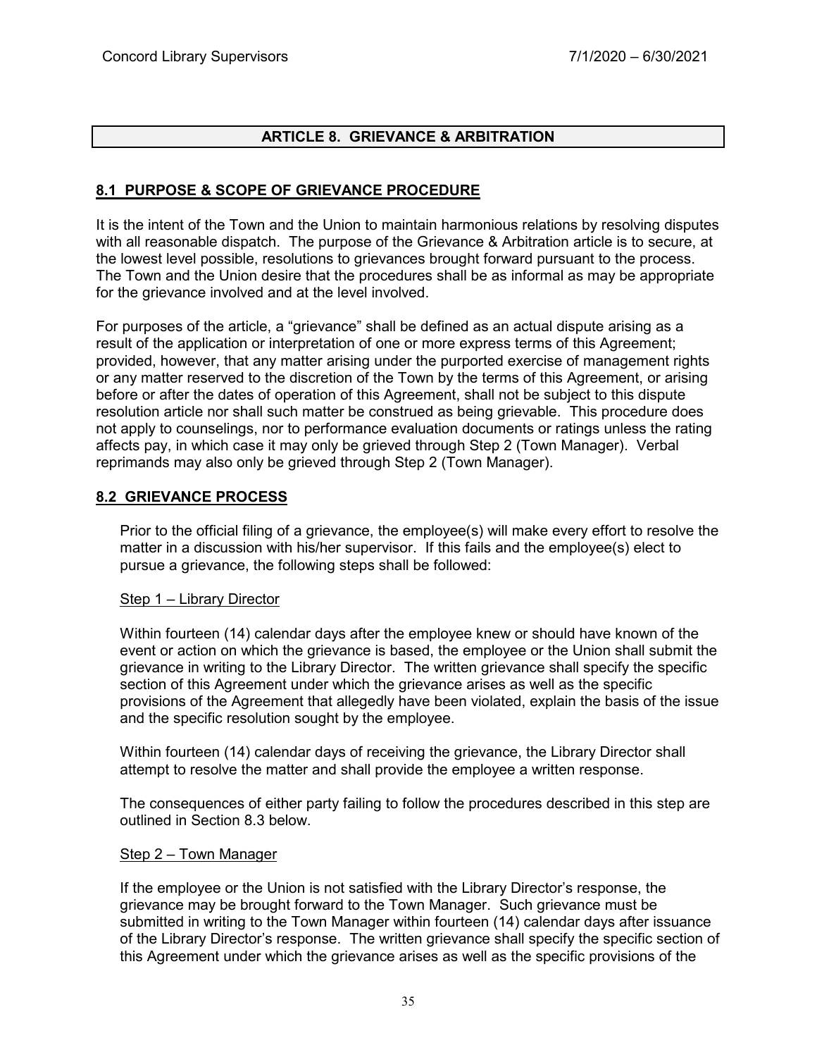## ARTICLE 8. GRIEVANCE & ARBITRATION

### 8.1 PURPOSE & SCOPE OF GRIEVANCE PROCEDURE

It is the intent of the Town and the Union to maintain harmonious relations by resolving disputes with all reasonable dispatch. The purpose of the Grievance & Arbitration article is to secure, at the lowest level possible, resolutions to grievances brought forward pursuant to the process. The Town and the Union desire that the procedures shall be as informal as may be appropriate for the grievance involved and at the level involved.

For purposes of the article, a "grievance" shall be defined as an actual dispute arising as a result of the application or interpretation of one or more express terms of this Agreement; provided, however, that any matter arising under the purported exercise of management rights or any matter reserved to the discretion of the Town by the terms of this Agreement, or arising before or after the dates of operation of this Agreement, shall not be subject to this dispute resolution article nor shall such matter be construed as being grievable. This procedure does not apply to counselings, nor to performance evaluation documents or ratings unless the rating affects pay, in which case it may only be grieved through Step 2 (Town Manager). Verbal reprimands may also only be grieved through Step 2 (Town Manager).

### 8.2 GRIEVANCE PROCESS

Prior to the official filing of a grievance, the employee(s) will make every effort to resolve the matter in a discussion with his/her supervisor. If this fails and the employee(s) elect to pursue a grievance, the following steps shall be followed:

Step 1 – Library Director

Within fourteen (14) calendar days after the employee knew or should have known of the event or action on which the grievance is based, the employee or the Union shall submit the grievance in writing to the Library Director. The written grievance shall specify the specific section of this Agreement under which the grievance arises as well as the specific provisions of the Agreement that allegedly have been violated, explain the basis of the issue and the specific resolution sought by the employee.

Within fourteen (14) calendar days of receiving the grievance, the Library Director shall attempt to resolve the matter and shall provide the employee a written response.

The consequences of either party failing to follow the procedures described in this step are outlined in Section 8.3 below.

Step 2 – Town Manager

If the employee or the Union is not satisfied with the Library Director's response, the grievance may be brought forward to the Town Manager. Such grievance must be submitted in writing to the Town Manager within fourteen (14) calendar days after issuance of the Library Director's response. The written grievance shall specify the specific section of this Agreement under which the grievance arises as well as the specific provisions of the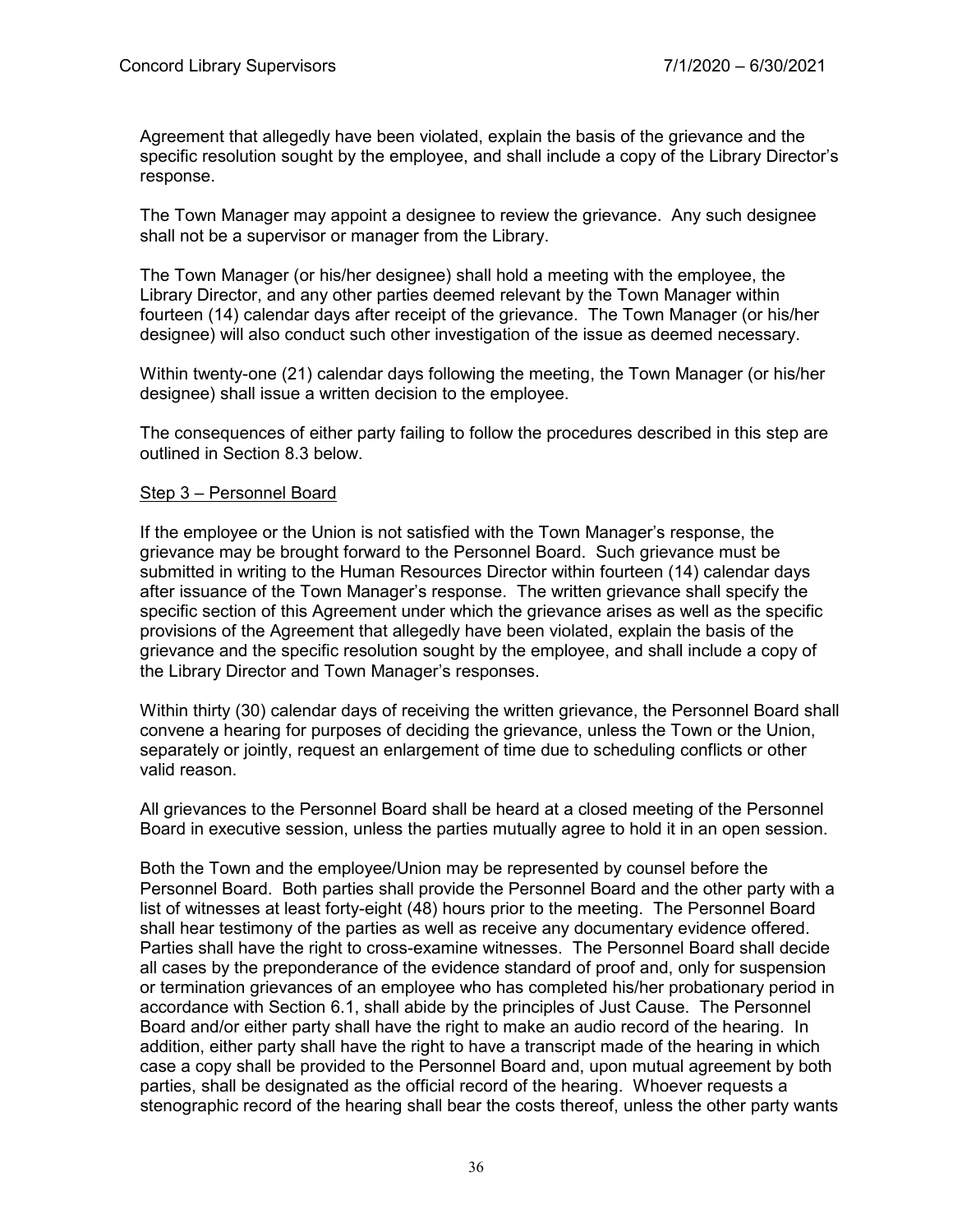Agreement that allegedly have been violated, explain the basis of the grievance and the specific resolution sought by the employee, and shall include a copy of the Library Director's response.

The Town Manager may appoint a designee to review the grievance. Any such designee shall not be a supervisor or manager from the Library.

The Town Manager (or his/her designee) shall hold a meeting with the employee, the Library Director, and any other parties deemed relevant by the Town Manager within fourteen (14) calendar days after receipt of the grievance. The Town Manager (or his/her designee) will also conduct such other investigation of the issue as deemed necessary.

Within twenty-one (21) calendar days following the meeting, the Town Manager (or his/her designee) shall issue a written decision to the employee.

The consequences of either party failing to follow the procedures described in this step are outlined in Section 8.3 below.

Step 3 – Personnel Board

If the employee or the Union is not satisfied with the Town Manager's response, the grievance may be brought forward to the Personnel Board. Such grievance must be submitted in writing to the Human Resources Director within fourteen (14) calendar days after issuance of the Town Manager's response. The written grievance shall specify the specific section of this Agreement under which the grievance arises as well as the specific provisions of the Agreement that allegedly have been violated, explain the basis of the grievance and the specific resolution sought by the employee, and shall include a copy of the Library Director and Town Manager's responses.

Within thirty (30) calendar days of receiving the written grievance, the Personnel Board shall convene a hearing for purposes of deciding the grievance, unless the Town or the Union, separately or jointly, request an enlargement of time due to scheduling conflicts or other valid reason.

All grievances to the Personnel Board shall be heard at a closed meeting of the Personnel Board in executive session, unless the parties mutually agree to hold it in an open session.

Both the Town and the employee/Union may be represented by counsel before the Personnel Board. Both parties shall provide the Personnel Board and the other party with a list of witnesses at least forty-eight (48) hours prior to the meeting. The Personnel Board shall hear testimony of the parties as well as receive any documentary evidence offered. Parties shall have the right to cross-examine witnesses. The Personnel Board shall decide all cases by the preponderance of the evidence standard of proof and, only for suspension or termination grievances of an employee who has completed his/her probationary period in accordance with Section 6.1, shall abide by the principles of Just Cause. The Personnel Board and/or either party shall have the right to make an audio record of the hearing. In addition, either party shall have the right to have a transcript made of the hearing in which case a copy shall be provided to the Personnel Board and, upon mutual agreement by both parties, shall be designated as the official record of the hearing. Whoever requests a stenographic record of the hearing shall bear the costs thereof, unless the other party wants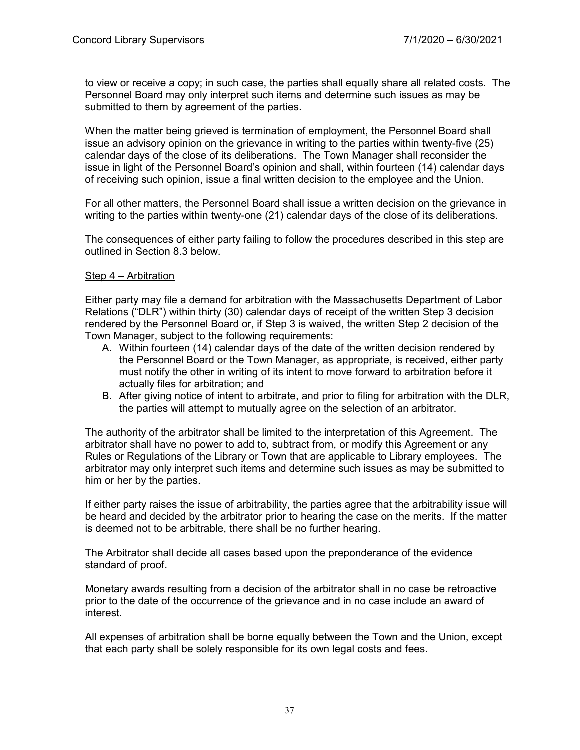to view or receive a copy; in such case, the parties shall equally share all related costs. The Personnel Board may only interpret such items and determine such issues as may be submitted to them by agreement of the parties.

When the matter being grieved is termination of employment, the Personnel Board shall issue an advisory opinion on the grievance in writing to the parties within twenty-five (25) calendar days of the close of its deliberations. The Town Manager shall reconsider the issue in light of the Personnel Board's opinion and shall, within fourteen (14) calendar days of receiving such opinion, issue a final written decision to the employee and the Union.

For all other matters, the Personnel Board shall issue a written decision on the grievance in writing to the parties within twenty-one (21) calendar days of the close of its deliberations.

The consequences of either party failing to follow the procedures described in this step are outlined in Section 8.3 below.

Step 4 – Arbitration

Either party may file a demand for arbitration with the Massachusetts Department of Labor Relations ("DLR") within thirty (30) calendar days of receipt of the written Step 3 decision rendered by the Personnel Board or, if Step 3 is waived, the written Step 2 decision of the Town Manager, subject to the following requirements:

A. Within fourteen (14) calendar days of the date of the written decision rendered by the Personnel Board or the Town Manager, as appropriate, is received, either party must notify the other in writing of its intent to move forward to arbitration before it actually files for arbitration; and
B. After giving notice of intent to arbitrate, and prior to filing for arbitration with the DLR, the parties will attempt to mutually agree on the selection of an arbitrator.

The authority of the arbitrator shall be limited to the interpretation of this Agreement. The arbitrator shall have no power to add to, subtract from, or modify this Agreement or any Rules or Regulations of the Library or Town that are applicable to Library employees. The arbitrator may only interpret such items and determine such issues as may be submitted to him or her by the parties.

If either party raises the issue of arbitrability, the parties agree that the arbitrability issue will be heard and decided by the arbitrator prior to hearing the case on the merits. If the matter is deemed not to be arbitrable, there shall be no further hearing.

The Arbitrator shall decide all cases based upon the preponderance of the evidence standard of proof.

Monetary awards resulting from a decision of the arbitrator shall in no case be retroactive prior to the date of the occurrence of the grievance and in no case include an award of interest.

All expenses of arbitration shall be borne equally between the Town and the Union, except that each party shall be solely responsible for its own legal costs and fees.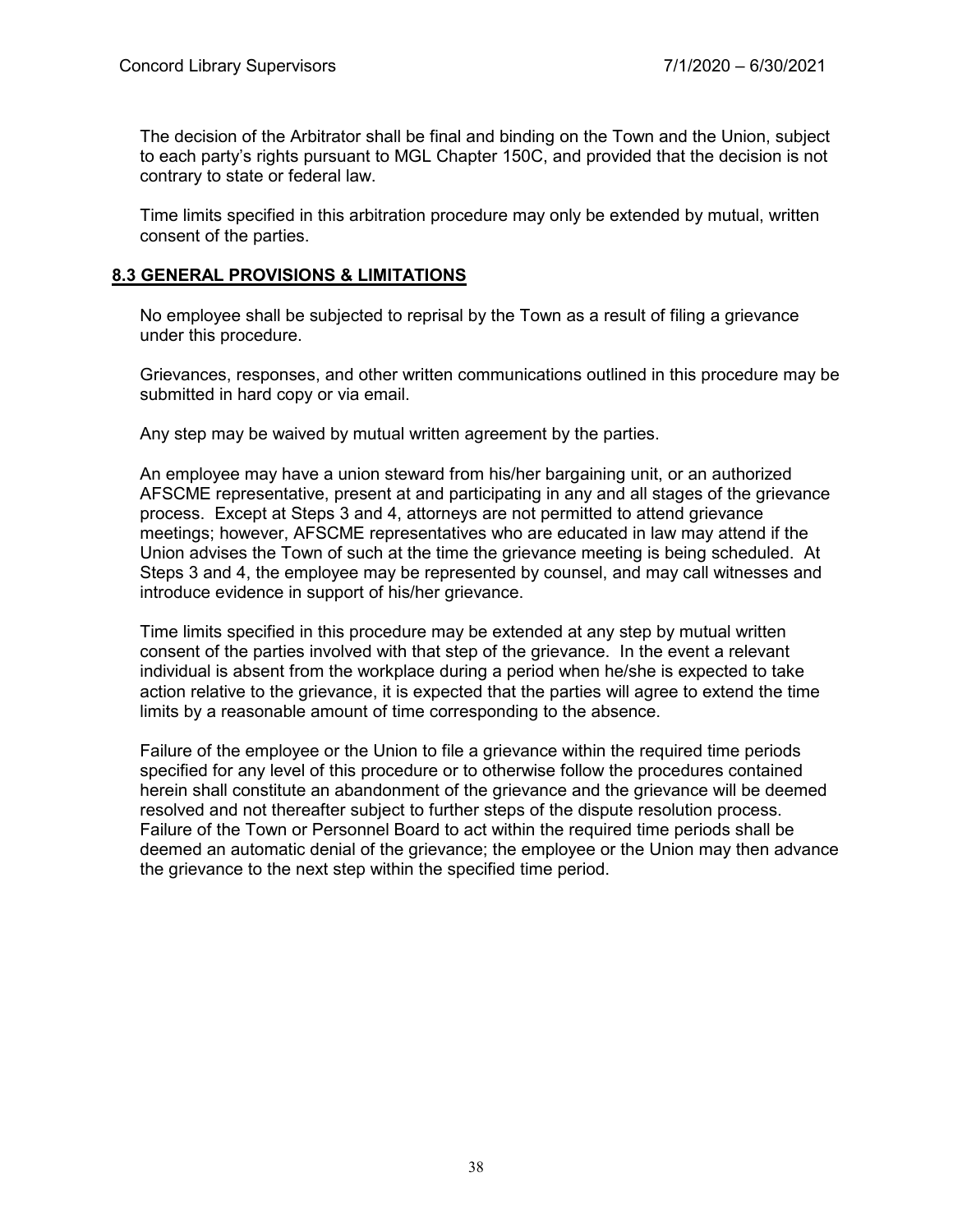The decision of the Arbitrator shall be final and binding on the Town and the Union, subject to each party's rights pursuant to MGL Chapter 150C, and provided that the decision is not contrary to state or federal law.

Time limits specified in this arbitration procedure may only be extended by mutual, written consent of the parties.

## 8.3 GENERAL PROVISIONS & LIMITATIONS

No employee shall be subjected to reprisal by the Town as a result of filing a grievance under this procedure.

Grievances, responses, and other written communications outlined in this procedure may be submitted in hard copy or via email.

Any step may be waived by mutual written agreement by the parties.

An employee may have a union steward from his/her bargaining unit, or an authorized AFSCME representative, present at and participating in any and all stages of the grievance process. Except at Steps 3 and 4, attorneys are not permitted to attend grievance meetings; however, AFSCME representatives who are educated in law may attend if the Union advises the Town of such at the time the grievance meeting is being scheduled. At Steps 3 and 4, the employee may be represented by counsel, and may call witnesses and introduce evidence in support of his/her grievance.

Time limits specified in this procedure may be extended at any step by mutual written consent of the parties involved with that step of the grievance. In the event a relevant individual is absent from the workplace during a period when he/she is expected to take action relative to the grievance, it is expected that the parties will agree to extend the time limits by a reasonable amount of time corresponding to the absence.

Failure of the employee or the Union to file a grievance within the required time periods specified for any level of this procedure or to otherwise follow the procedures contained herein shall constitute an abandonment of the grievance and the grievance will be deemed resolved and not thereafter subject to further steps of the dispute resolution process. Failure of the Town or Personnel Board to act within the required time periods shall be deemed an automatic denial of the grievance; the employee or the Union may then advance the grievance to the next step within the specified time period.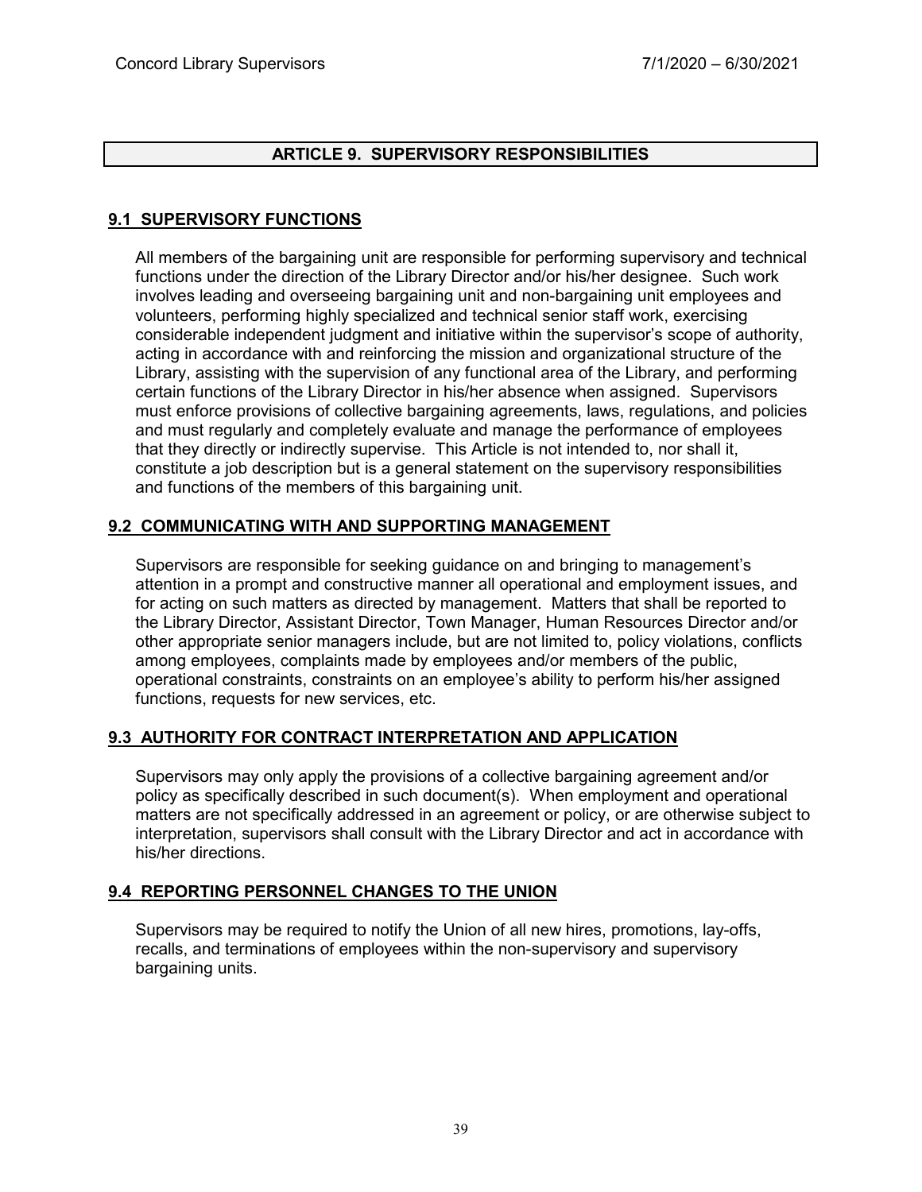## ARTICLE 9. SUPERVISORY RESPONSIBILITIES

### 9.1 SUPERVISORY FUNCTIONS

All members of the bargaining unit are responsible for performing supervisory and technical functions under the direction of the Library Director and/or his/her designee. Such work involves leading and overseeing bargaining unit and non-bargaining unit employees and volunteers, performing highly specialized and technical senior staff work, exercising considerable independent judgment and initiative within the supervisor's scope of authority, acting in accordance with and reinforcing the mission and organizational structure of the Library, assisting with the supervision of any functional area of the Library, and performing certain functions of the Library Director in his/her absence when assigned. Supervisors must enforce provisions of collective bargaining agreements, laws, regulations, and policies and must regularly and completely evaluate and manage the performance of employees that they directly or indirectly supervise. This Article is not intended to, nor shall it, constitute a job description but is a general statement on the supervisory responsibilities and functions of the members of this bargaining unit.

### 9.2 COMMUNICATING WITH AND SUPPORTING MANAGEMENT

Supervisors are responsible for seeking guidance on and bringing to management's attention in a prompt and constructive manner all operational and employment issues, and for acting on such matters as directed by management. Matters that shall be reported to the Library Director, Assistant Director, Town Manager, Human Resources Director and/or other appropriate senior managers include, but are not limited to, policy violations, conflicts among employees, complaints made by employees and/or members of the public, operational constraints, constraints on an employee's ability to perform his/her assigned functions, requests for new services, etc.

### 9.3 AUTHORITY FOR CONTRACT INTERPRETATION AND APPLICATION

Supervisors may only apply the provisions of a collective bargaining agreement and/or policy as specifically described in such document(s). When employment and operational matters are not specifically addressed in an agreement or policy, or are otherwise subject to interpretation, supervisors shall consult with the Library Director and act in accordance with his/her directions.

### 9.4 REPORTING PERSONNEL CHANGES TO THE UNION

Supervisors may be required to notify the Union of all new hires, promotions, lay-offs, recalls, and terminations of employees within the non-supervisory and supervisory bargaining units.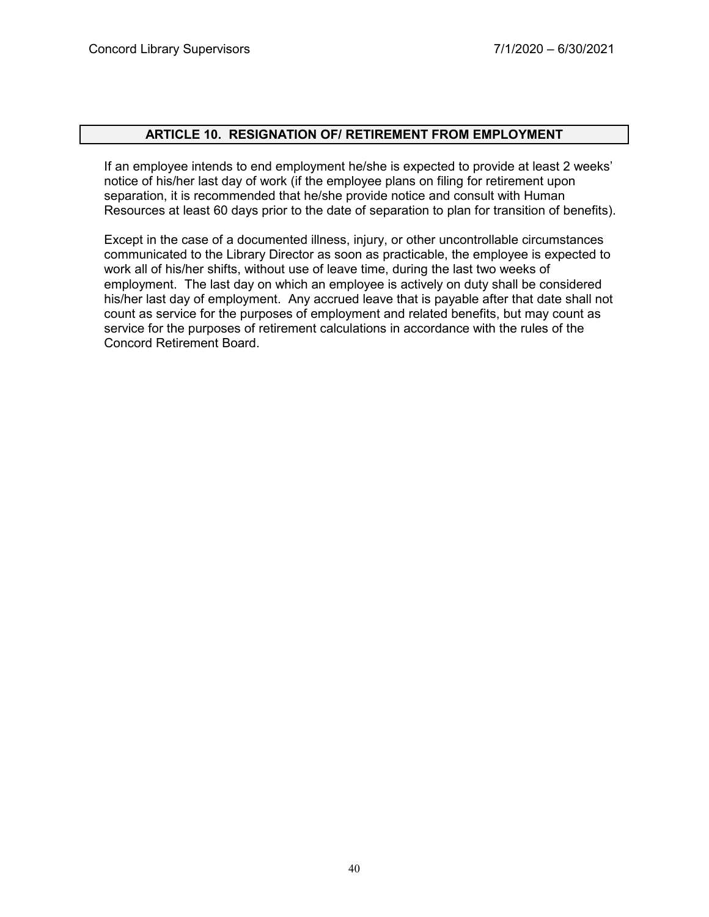## ARTICLE 10. RESIGNATION OF/ RETIREMENT FROM EMPLOYMENT

If an employee intends to end employment he/she is expected to provide at least 2 weeks' notice of his/her last day of work (if the employee plans on filing for retirement upon separation, it is recommended that he/she provide notice and consult with Human Resources at least 60 days prior to the date of separation to plan for transition of benefits).

Except in the case of a documented illness, injury, or other uncontrollable circumstances communicated to the Library Director as soon as practicable, the employee is expected to work all of his/her shifts, without use of leave time, during the last two weeks of employment. The last day on which an employee is actively on duty shall be considered his/her last day of employment. Any accrued leave that is payable after that date shall not count as service for the purposes of employment and related benefits, but may count as service for the purposes of retirement calculations in accordance with the rules of the Concord Retirement Board.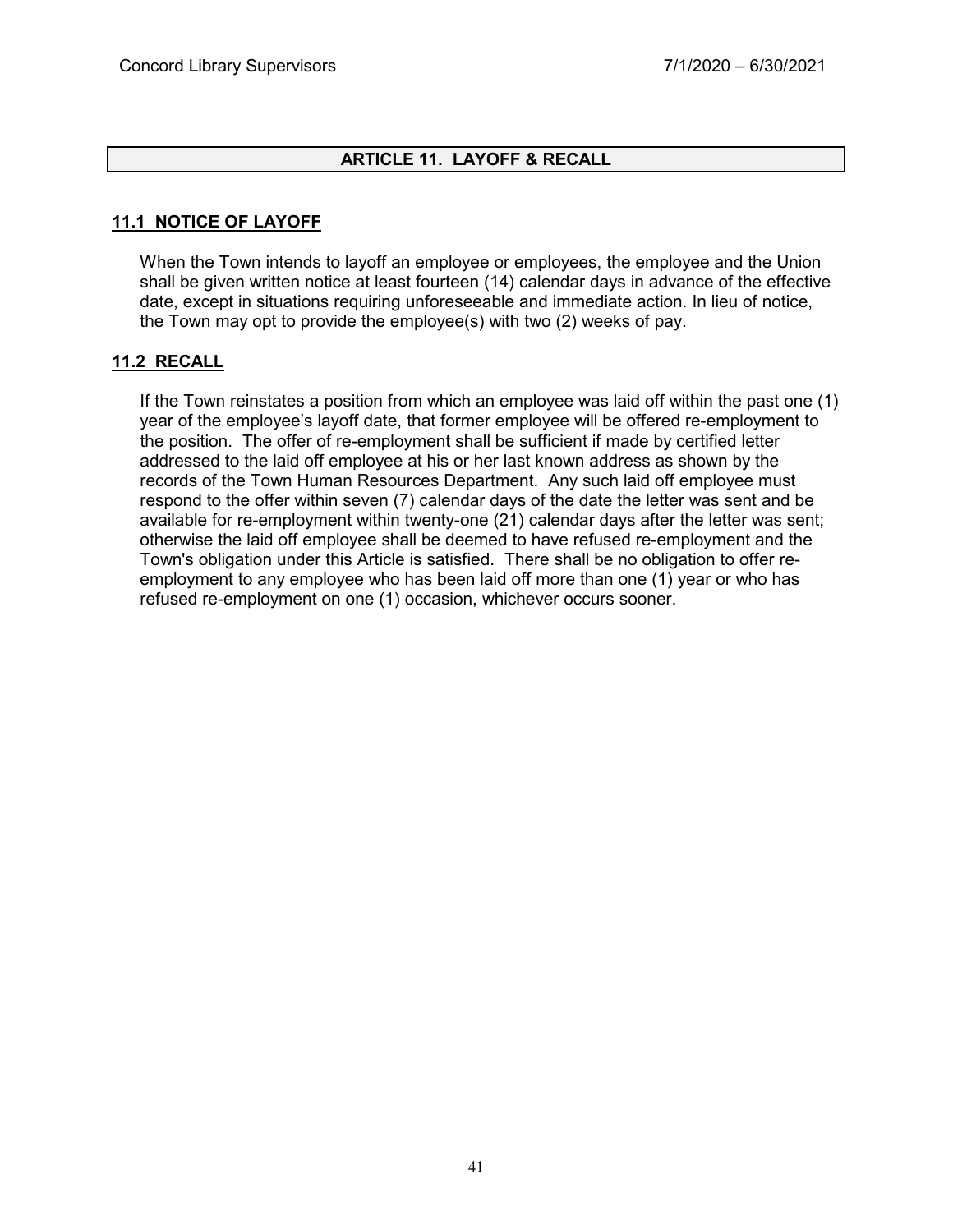## ARTICLE 11. LAYOFF & RECALL

### 11.1 NOTICE OF LAYOFF

When the Town intends to layoff an employee or employees, the employee and the Union shall be given written notice at least fourteen (14) calendar days in advance of the effective date, except in situations requiring unforeseeable and immediate action. In lieu of notice, the Town may opt to provide the employee(s) with two (2) weeks of pay.

### 11.2 RECALL

If the Town reinstates a position from which an employee was laid off within the past one (1) year of the employee's layoff date, that former employee will be offered re-employment to the position. The offer of re-employment shall be sufficient if made by certified letter addressed to the laid off employee at his or her last known address as shown by the records of the Town Human Resources Department. Any such laid off employee must respond to the offer within seven (7) calendar days of the date the letter was sent and be available for re-employment within twenty-one (21) calendar days after the letter was sent; otherwise the laid off employee shall be deemed to have refused re-employment and the Town's obligation under this Article is satisfied. There shall be no obligation to offer re-employment to any employee who has been laid off more than one (1) year or who has refused re-employment on one (1) occasion, whichever occurs sooner.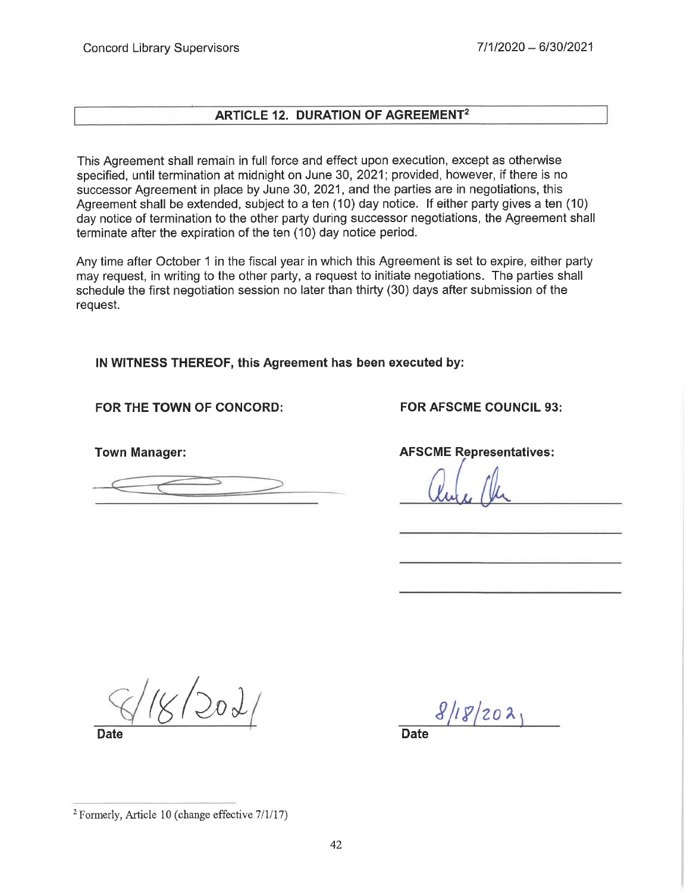## ARTICLE 12. DURATION OF AGREEMENT[2]

This Agreement shall remain in full force and effect upon execution, except as otherwise specified, until termination at midnight on June 30, 2021; provided, however, if there is no successor Agreement in place by June 30, 2021, and the parties are in negotiations, this Agreement shall be extended, subject to a ten (10) day notice. If either party gives a ten (10) day notice of termination to the other party during successor negotiations, the Agreement shall terminate after the expiration of the ten (10) day notice period.

Any time after October 1 in the fiscal year in which this Agreement is set to expire, either party may request, in writing to the other party, a request to initiate negotiations. The parties shall schedule the first negotiation session no later than thirty (30) days after submission of the request.

**IN WITNESS THEREOF, this Agreement has been executed by:**

**FOR THE TOWN OF CONCORD:**

**Town Manager:**

_______________________________

8/18/2021
**Date**

**FOR AFSCME COUNCIL 93:**

**AFSCME Representatives:**

_______________________________

_______________________________

_______________________________

_______________________________

8/18/2021
**Date**

[2] Formerly, Article 10 (change effective 7/1/17)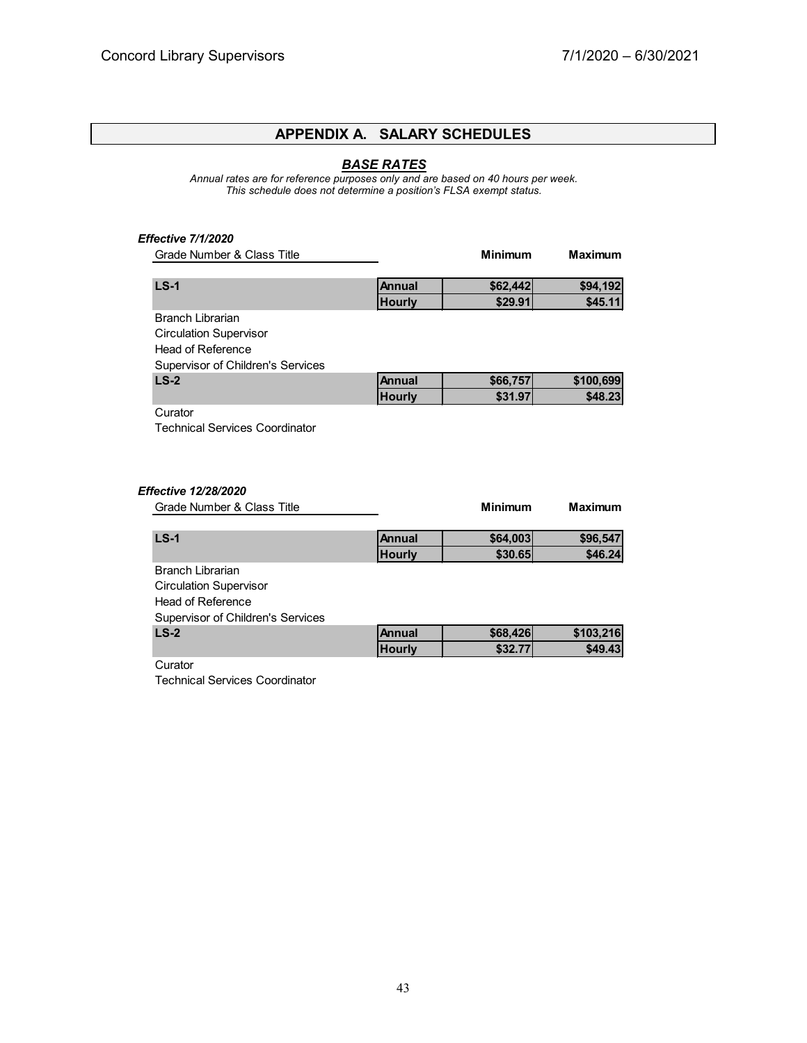## APPENDIX A. SALARY SCHEDULES

### *BASE RATES*

*Annual rates are for reference purposes only and are based on 40 hours per week.*
*This schedule does not determine a position's FLSA exempt status.*

***Effective 7/1/2020***

| Grade Number & Class Title | | Minimum | Maximum |
|---|---|---|---|
| **LS-1** | **Annual** | **$62,442** | **$94,192** |
| | **Hourly** | **$29.91** | **$45.11** |
| Branch Librarian | | | |
| Circulation Supervisor | | | |
| Head of Reference | | | |
| Supervisor of Children's Services | | | |
| **LS-2** | **Annual** | **$66,757** | **$100,699** |
| | **Hourly** | **$31.97** | **$48.23** |
| Curator | | | |
| Technical Services Coordinator | | | |

***Effective 12/28/2020***

| Grade Number & Class Title | | Minimum | Maximum |
|---|---|---|---|
| **LS-1** | **Annual** | **$64,003** | **$96,547** |
| | **Hourly** | **$30.65** | **$46.24** |
| Branch Librarian | | | |
| Circulation Supervisor | | | |
| Head of Reference | | | |
| Supervisor of Children's Services | | | |
| **LS-2** | **Annual** | **$68,426** | **$103,216** |
| | **Hourly** | **$32.77** | **$49.43** |
| Curator | | | |
| Technical Services Coordinator | | | |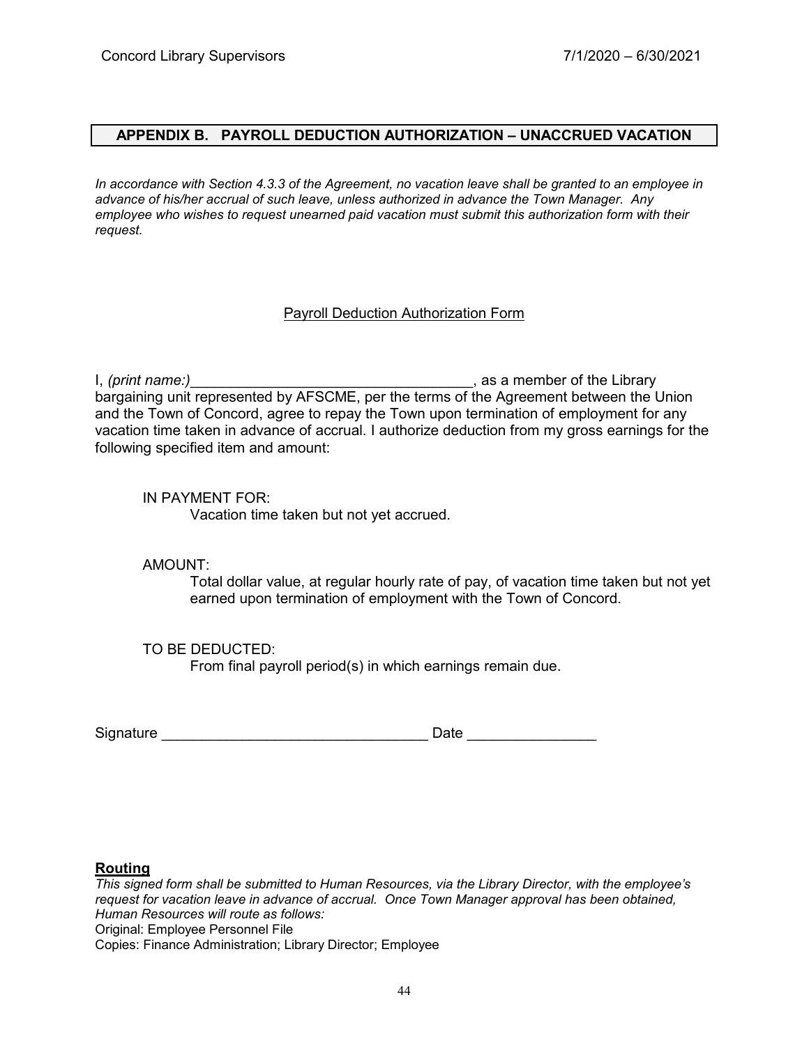## APPENDIX B. PAYROLL DEDUCTION AUTHORIZATION – UNACCRUED VACATION

*In accordance with Section 4.3.3 of the Agreement, no vacation leave shall be granted to an employee in advance of his/her accrual of such leave, unless authorized in advance the Town Manager. Any employee who wishes to request unearned paid vacation must submit this authorization form with their request.*

Payroll Deduction Authorization Form

I, *(print name:)*___________________________________, as a member of the Library bargaining unit represented by AFSCME, per the terms of the Agreement between the Union and the Town of Concord, agree to repay the Town upon termination of employment for any vacation time taken in advance of accrual. I authorize deduction from my gross earnings for the following specified item and amount:

IN PAYMENT FOR:
Vacation time taken but not yet accrued.

AMOUNT:
Total dollar value, at regular hourly rate of pay, of vacation time taken but not yet earned upon termination of employment with the Town of Concord.

TO BE DEDUCTED:
From final payroll period(s) in which earnings remain due.

Signature ________________________________ Date ________________

**Routing**
*This signed form shall be submitted to Human Resources, via the Library Director, with the employee's request for vacation leave in advance of accrual. Once Town Manager approval has been obtained, Human Resources will route as follows:*
Original: Employee Personnel File
Copies: Finance Administration; Library Director; Employee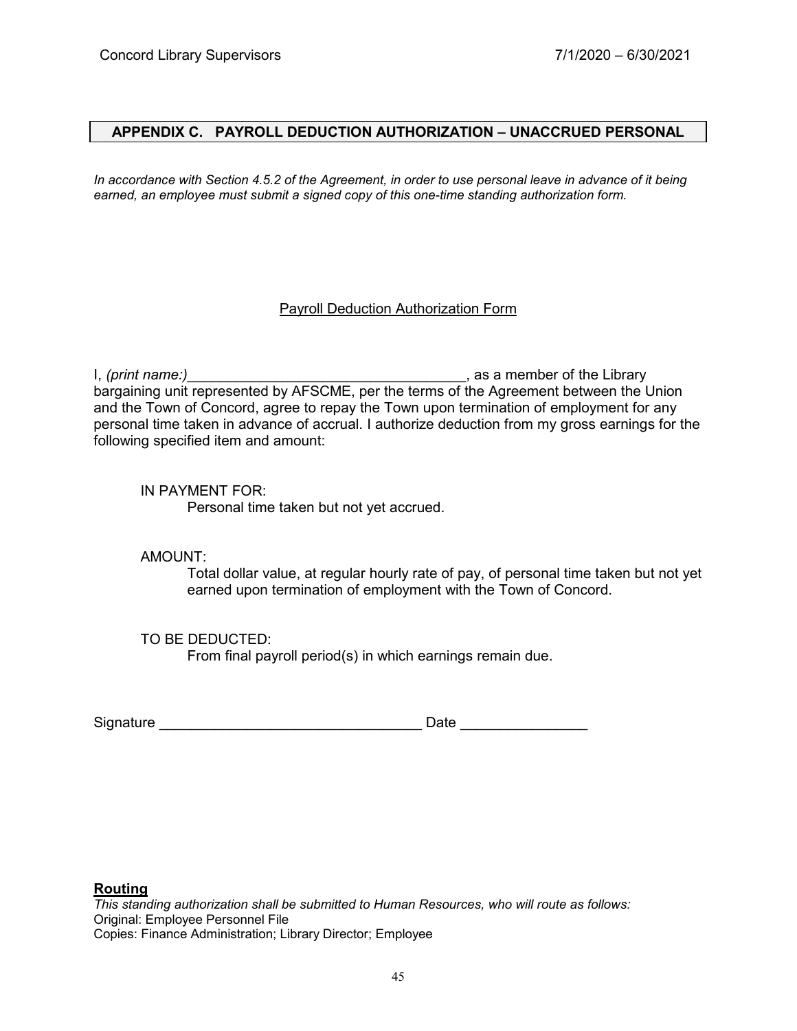## APPENDIX C. PAYROLL DEDUCTION AUTHORIZATION – UNACCRUED PERSONAL

*In accordance with Section 4.5.2 of the Agreement, in order to use personal leave in advance of it being earned, an employee must submit a signed copy of this one-time standing authorization form.*

Payroll Deduction Authorization Form

I, *(print name:)*___________________________________, as a member of the Library bargaining unit represented by AFSCME, per the terms of the Agreement between the Union and the Town of Concord, agree to repay the Town upon termination of employment for any personal time taken in advance of accrual. I authorize deduction from my gross earnings for the following specified item and amount:

IN PAYMENT FOR:
Personal time taken but not yet accrued.

AMOUNT:
Total dollar value, at regular hourly rate of pay, of personal time taken but not yet earned upon termination of employment with the Town of Concord.

TO BE DEDUCTED:
From final payroll period(s) in which earnings remain due.

Signature ________________________________ Date _______________

**Routing**

*This standing authorization shall be submitted to Human Resources, who will route as follows:*
Original: Employee Personnel File
Copies: Finance Administration; Library Director; Employee